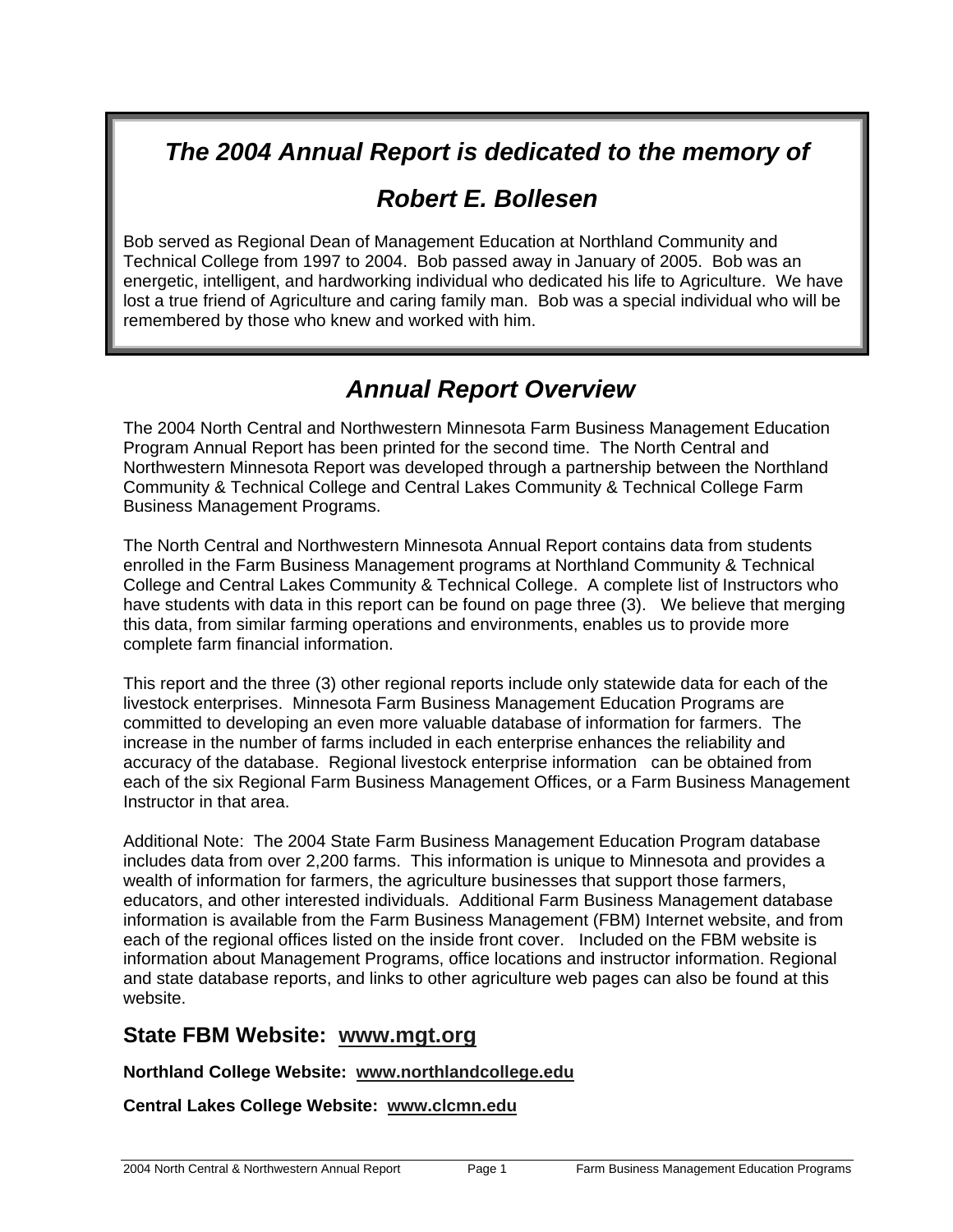## *The 2004 Annual Report is dedicated to the memory of*

## *Robert E. Bollesen*

Bob served as Regional Dean of Management Education at Northland Community and Technical College from 1997 to 2004. Bob passed away in January of 2005. Bob was an energetic, intelligent, and hardworking individual who dedicated his life to Agriculture. We have lost a true friend of Agriculture and caring family man. Bob was a special individual who will be remembered by those who knew and worked with him.

# *Annual Report Overview*

The 2004 North Central and Northwestern Minnesota Farm Business Management Education Program Annual Report has been printed for the second time. The North Central and Northwestern Minnesota Report was developed through a partnership between the Northland Community & Technical College and Central Lakes Community & Technical College Farm Business Management Programs.

The North Central and Northwestern Minnesota Annual Report contains data from students enrolled in the Farm Business Management programs at Northland Community & Technical College and Central Lakes Community & Technical College. A complete list of Instructors who have students with data in this report can be found on page three (3). We believe that merging this data, from similar farming operations and environments, enables us to provide more complete farm financial information.

This report and the three (3) other regional reports include only statewide data for each of the livestock enterprises. Minnesota Farm Business Management Education Programs are committed to developing an even more valuable database of information for farmers. The increase in the number of farms included in each enterprise enhances the reliability and accuracy of the database. Regional livestock enterprise information can be obtained from each of the six Regional Farm Business Management Offices, or a Farm Business Management Instructor in that area.

Additional Note: The 2004 State Farm Business Management Education Program database includes data from over 2,200 farms. This information is unique to Minnesota and provides a wealth of information for farmers, the agriculture businesses that support those farmers, educators, and other interested individuals. Additional Farm Business Management database information is available from the Farm Business Management (FBM) Internet website, and from each of the regional offices listed on the inside front cover. Included on the FBM website is information about Management Programs, office locations and instructor information. Regional and state database reports, and links to other agriculture web pages can also be found at this website.

## State FBM Website: www.mgt.org

**Northland College Website: www.northlandcollege.edu**

**Central Lakes College Website: www.clcmn.edu**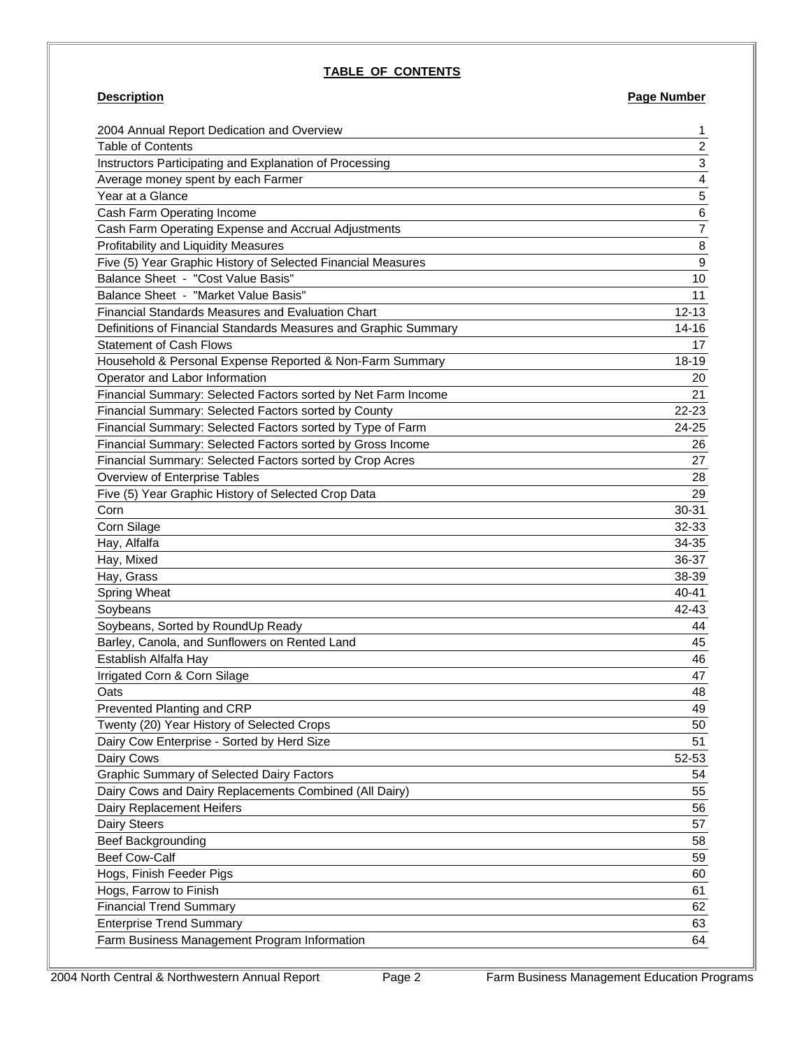# TABLE OF CONTENTS

| Description | Page Number |
|---|---|
| 2004 Annual Report Dedication and Overview | 1 |
| Table of Contents | 2 |
| Instructors Participating and Explanation of Processing | 3 |
| Average money spent by each Farmer | 4 |
| Year at a Glance | 5 |
| Cash Farm Operating Income | 6 |
| Cash Farm Operating Expense and Accrual Adjustments | 7 |
| Profitability and Liquidity Measures | 8 |
| Five (5) Year Graphic History of Selected Financial Measures | 9 |
| Balance Sheet - "Cost Value Basis" | 10 |
| Balance Sheet - "Market Value Basis" | 11 |
| Financial Standards Measures and Evaluation Chart | 12-13 |
| Definitions of Financial Standards Measures and Graphic Summary | 14-16 |
| Statement of Cash Flows | 17 |
| Household & Personal Expense Reported & Non-Farm Summary | 18-19 |
| Operator and Labor Information | 20 |
| Financial Summary: Selected Factors sorted by Net Farm Income | 21 |
| Financial Summary: Selected Factors sorted by County | 22-23 |
| Financial Summary: Selected Factors sorted by Type of Farm | 24-25 |
| Financial Summary: Selected Factors sorted by Gross Income | 26 |
| Financial Summary: Selected Factors sorted by Crop Acres | 27 |
| Overview of Enterprise Tables | 28 |
| Five (5) Year Graphic History of Selected Crop Data | 29 |
| Corn | 30-31 |
| Corn Silage | 32-33 |
| Hay, Alfalfa | 34-35 |
| Hay, Mixed | 36-37 |
| Hay, Grass | 38-39 |
| Spring Wheat | 40-41 |
| Soybeans | 42-43 |
| Soybeans, Sorted by RoundUp Ready | 44 |
| Barley, Canola, and Sunflowers on Rented Land | 45 |
| Establish Alfalfa Hay | 46 |
| Irrigated Corn & Corn Silage | 47 |
| Oats | 48 |
| Prevented Planting and CRP | 49 |
| Twenty (20) Year History of Selected Crops | 50 |
| Dairy Cow Enterprise - Sorted by Herd Size | 51 |
| Dairy Cows | 52-53 |
| Graphic Summary of Selected Dairy Factors | 54 |
| Dairy Cows and Dairy Replacements Combined (All Dairy) | 55 |
| Dairy Replacement Heifers | 56 |
| Dairy Steers | 57 |
| Beef Backgrounding | 58 |
| Beef Cow-Calf | 59 |
| Hogs, Finish Feeder Pigs | 60 |
| Hogs, Farrow to Finish | 61 |
| Financial Trend Summary | 62 |
| Enterprise Trend Summary | 63 |
| Farm Business Management Program Information | 64 |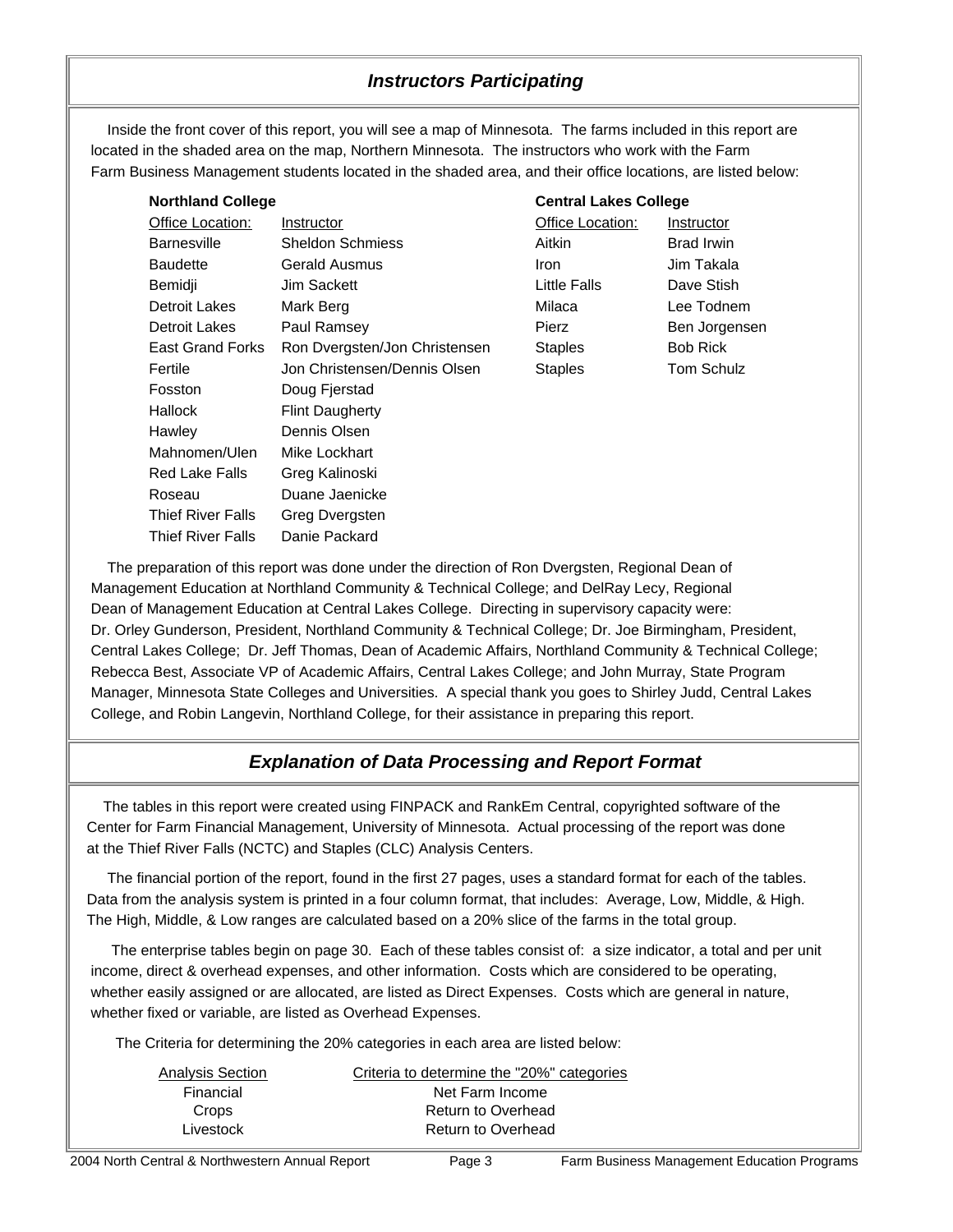## *Instructors Participating*

Inside the front cover of this report, you will see a map of Minnesota. The farms included in this report are located in the shaded area on the map, Northern Minnesota. The instructors who work with the Farm Farm Business Management students located in the shaded area, and their office locations, are listed below:

**Northland College**

| Office Location: | Instructor |
|---|---|
| Barnesville | Sheldon Schmiess |
| Baudette | Gerald Ausmus |
| Bemidji | Jim Sackett |
| Detroit Lakes | Mark Berg |
| Detroit Lakes | Paul Ramsey |
| East Grand Forks | Ron Dvergsten/Jon Christensen |
| Fertile | Jon Christensen/Dennis Olsen |
| Fosston | Doug Fjerstad |
| Hallock | Flint Daugherty |
| Hawley | Dennis Olsen |
| Mahnomen/Ulen | Mike Lockhart |
| Red Lake Falls | Greg Kalinoski |
| Roseau | Duane Jaenicke |
| Thief River Falls | Greg Dvergsten |
| Thief River Falls | Danie Packard |

**Central Lakes College**

| Office Location: | Instructor |
|---|---|
| Aitkin | Brad Irwin |
| Iron | Jim Takala |
| Little Falls | Dave Stish |
| Milaca | Lee Todnem |
| Pierz | Ben Jorgensen |
| Staples | Bob Rick |
| Staples | Tom Schulz |

The preparation of this report was done under the direction of Ron Dvergsten, Regional Dean of Management Education at Northland Community & Technical College; and DelRay Lecy, Regional Dean of Management Education at Central Lakes College. Directing in supervisory capacity were: Dr. Orley Gunderson, President, Northland Community & Technical College; Dr. Joe Birmingham, President, Central Lakes College; Dr. Jeff Thomas, Dean of Academic Affairs, Northland Community & Technical College; Rebecca Best, Associate VP of Academic Affairs, Central Lakes College; and John Murray, State Program Manager, Minnesota State Colleges and Universities. A special thank you goes to Shirley Judd, Central Lakes College, and Robin Langevin, Northland College, for their assistance in preparing this report.

## *Explanation of Data Processing and Report Format*

The tables in this report were created using FINPACK and RankEm Central, copyrighted software of the Center for Farm Financial Management, University of Minnesota. Actual processing of the report was done at the Thief River Falls (NCTC) and Staples (CLC) Analysis Centers.

The financial portion of the report, found in the first 27 pages, uses a standard format for each of the tables. Data from the analysis system is printed in a four column format, that includes: Average, Low, Middle, & High. The High, Middle, & Low ranges are calculated based on a 20% slice of the farms in the total group.

The enterprise tables begin on page 30. Each of these tables consist of: a size indicator, a total and per unit income, direct & overhead expenses, and other information. Costs which are considered to be operating, whether easily assigned or are allocated, are listed as Direct Expenses. Costs which are general in nature, whether fixed or variable, are listed as Overhead Expenses.

The Criteria for determining the 20% categories in each area are listed below:

| Analysis Section | Criteria to determine the "20%" categories |
|---|---|
| Financial | Net Farm Income |
| Crops | Return to Overhead |
| Livestock | Return to Overhead |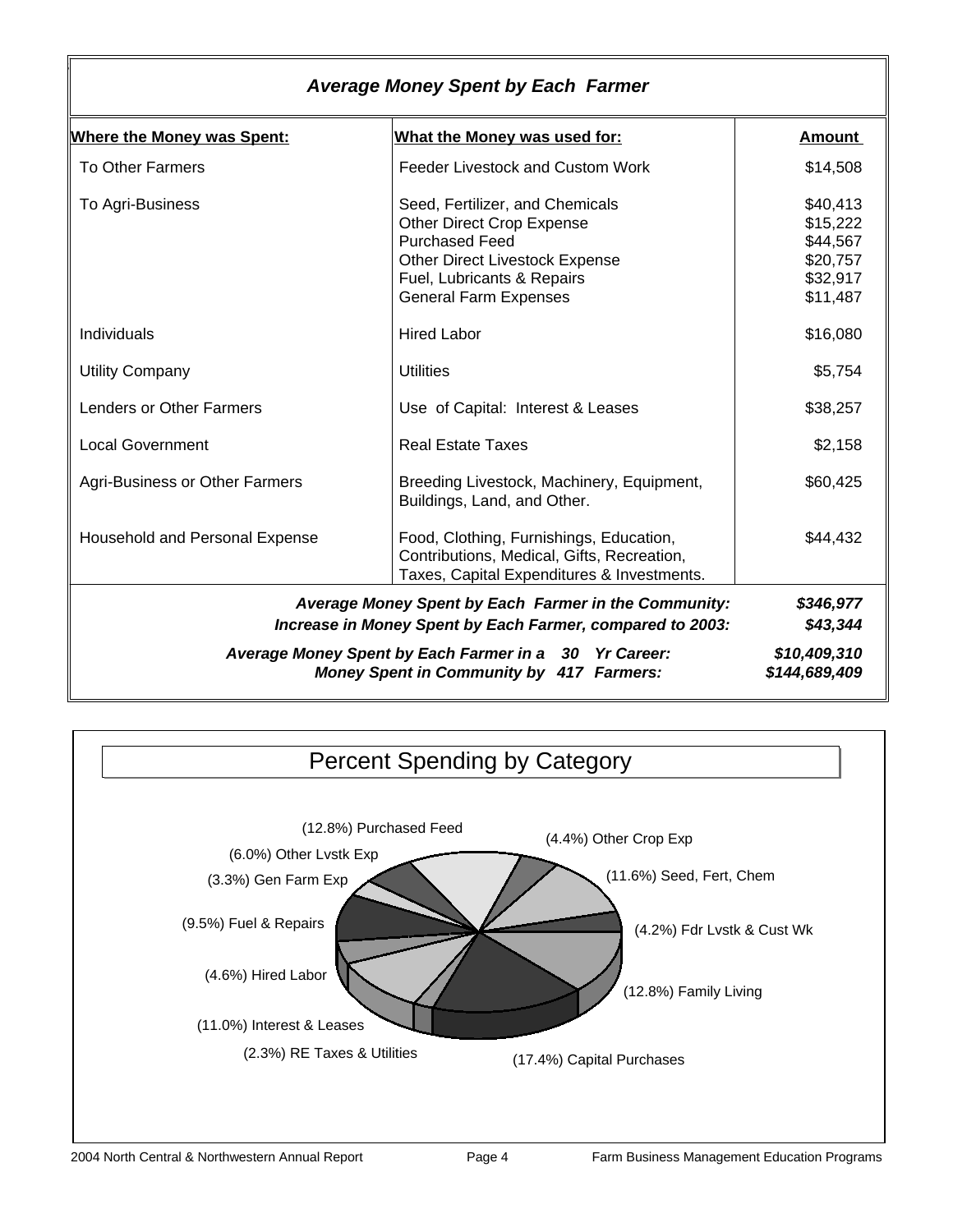## *Average Money Spent by Each Farmer*

| Where the Money was Spent: | What the Money was used for: | Amount |
|---|---|---|
| To Other Farmers | Feeder Livestock and Custom Work | $14,508 |
| To Agri-Business | Seed, Fertilizer, and Chemicals | $40,413 |
| | Other Direct Crop Expense | $15,222 |
| | Purchased Feed | $44,567 |
| | Other Direct Livestock Expense | $20,757 |
| | Fuel, Lubricants & Repairs | $32,917 |
| | General Farm Expenses | $11,487 |
| Individuals | Hired Labor | $16,080 |
| Utility Company | Utilities | $5,754 |
| Lenders or Other Farmers | Use of Capital: Interest & Leases | $38,257 |
| Local Government | Real Estate Taxes | $2,158 |
| Agri-Business or Other Farmers | Breeding Livestock, Machinery, Equipment, Buildings, Land, and Other. | $60,425 |
| Household and Personal Expense | Food, Clothing, Furnishings, Education, Contributions, Medical, Gifts, Recreation, Taxes, Capital Expenditures & Investments. | $44,432 |

| | |
|---|---|
| ***Average Money Spent by Each Farmer in the Community:*** | ***$346,977*** |
| ***Increase in Money Spent by Each Farmer, compared to 2003:*** | ***$43,344*** |
| ***Average Money Spent by Each Farmer in a 30 Yr Career:*** | ***$10,409,310*** |
| ***Money Spent in Community by 417 Farmers:*** | ***$144,689,409*** |

## Percent Spending by Category

- (12.8%) Purchased Feed
- (4.4%) Other Crop Exp
- (11.6%) Seed, Fert, Chem
- (4.2%) Fdr Lvstk & Cust Wk
- (12.8%) Family Living
- (17.4%) Capital Purchases
- (2.3%) RE Taxes & Utilities
- (11.0%) Interest & Leases
- (4.6%) Hired Labor
- (9.5%) Fuel & Repairs
- (3.3%) Gen Farm Exp
- (6.0%) Other Lvstk Exp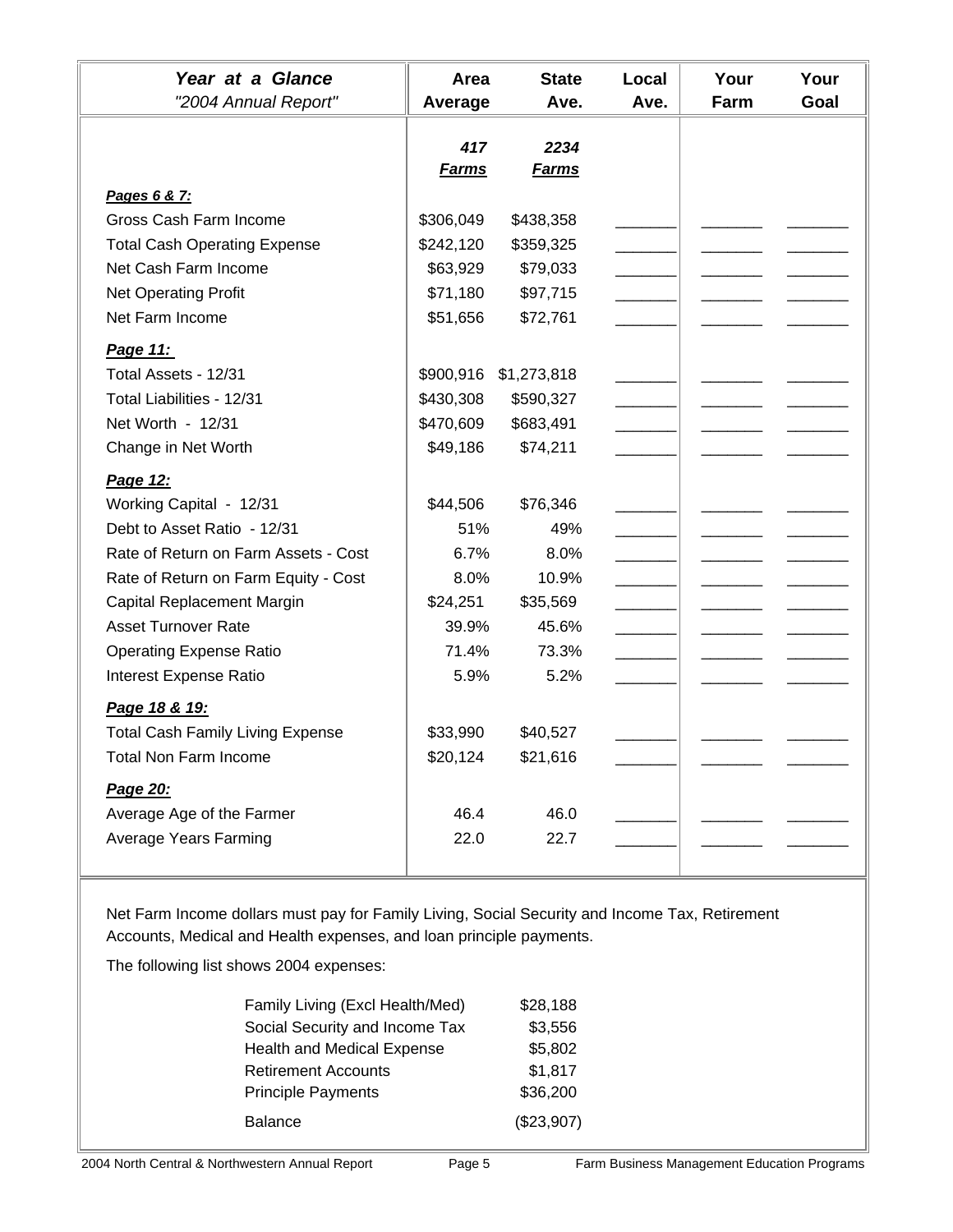| *Year at a Glance* *"2004 Annual Report"* | Area Average | State Ave. | Local Ave. | Your Farm | Your Goal |
|---|---|---|---|---|---|
| | ***417 Farms*** | ***2234 Farms*** | | | |
| ***Pages 6 & 7:*** | | | | | |
| Gross Cash Farm Income | $306,049 | $438,358 | _______ | _______ | _______ |
| Total Cash Operating Expense | $242,120 | $359,325 | _______ | _______ | _______ |
| Net Cash Farm Income | $63,929 | $79,033 | _______ | _______ | _______ |
| Net Operating Profit | $71,180 | $97,715 | _______ | _______ | _______ |
| Net Farm Income | $51,656 | $72,761 | _______ | _______ | _______ |
| ***Page 11:*** | | | | | |
| Total Assets - 12/31 | $900,916 | $1,273,818 | _______ | _______ | _______ |
| Total Liabilities - 12/31 | $430,308 | $590,327 | _______ | _______ | _______ |
| Net Worth - 12/31 | $470,609 | $683,491 | _______ | _______ | _______ |
| Change in Net Worth | $49,186 | $74,211 | _______ | _______ | _______ |
| ***Page 12:*** | | | | | |
| Working Capital - 12/31 | $44,506 | $76,346 | _______ | _______ | _______ |
| Debt to Asset Ratio - 12/31 | 51% | 49% | _______ | _______ | _______ |
| Rate of Return on Farm Assets - Cost | 6.7% | 8.0% | _______ | _______ | _______ |
| Rate of Return on Farm Equity - Cost | 8.0% | 10.9% | _______ | _______ | _______ |
| Capital Replacement Margin | $24,251 | $35,569 | _______ | _______ | _______ |
| Asset Turnover Rate | 39.9% | 45.6% | _______ | _______ | _______ |
| Operating Expense Ratio | 71.4% | 73.3% | _______ | _______ | _______ |
| Interest Expense Ratio | 5.9% | 5.2% | _______ | _______ | _______ |
| ***Page 18 & 19:*** | | | | | |
| Total Cash Family Living Expense | $33,990 | $40,527 | _______ | _______ | _______ |
| Total Non Farm Income | $20,124 | $21,616 | _______ | _______ | _______ |
| ***Page 20:*** | | | | | |
| Average Age of the Farmer | 46.4 | 46.0 | _______ | _______ | _______ |
| Average Years Farming | 22.0 | 22.7 | _______ | _______ | _______ |

Net Farm Income dollars must pay for Family Living, Social Security and Income Tax, Retirement Accounts, Medical and Health expenses, and loan principle payments.

The following list shows 2004 expenses:

| | |
|---|---|
| Family Living (Excl Health/Med) | $28,188 |
| Social Security and Income Tax | $3,556 |
| Health and Medical Expense | $5,802 |
| Retirement Accounts | $1,817 |
| Principle Payments | $36,200 |
| Balance | ($23,907) |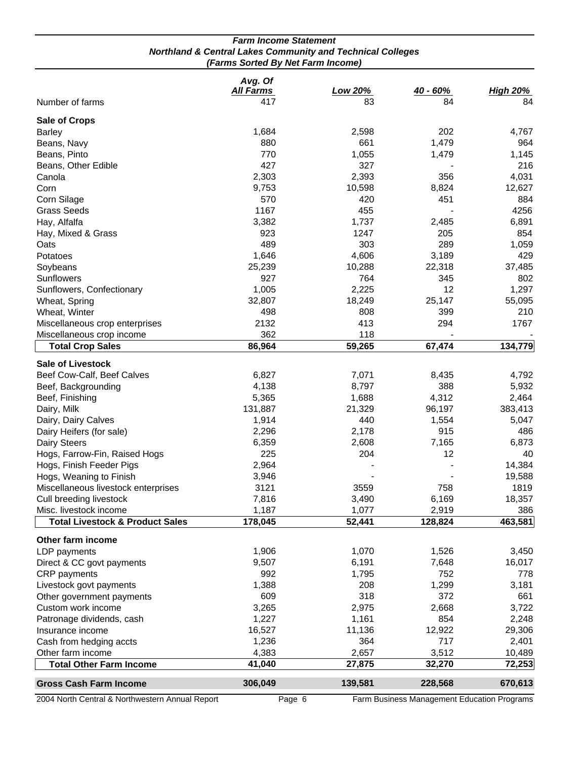### *Farm Income Statement*
### *Northland & Central Lakes Community and Technical Colleges*
### *(Farms Sorted By Net Farm Income)*

| | *Avg. Of All Farms* | *Low 20%* | *40 - 60%* | *High 20%* |
|---|---|---|---|---|
| Number of farms | 417 | 83 | 84 | 84 |
| **Sale of Crops** | | | | |
| Barley | 1,684 | 2,598 | 202 | 4,767 |
| Beans, Navy | 880 | 661 | 1,479 | 964 |
| Beans, Pinto | 770 | 1,055 | 1,479 | 1,145 |
| Beans, Other Edible | 427 | 327 | - | 216 |
| Canola | 2,303 | 2,393 | 356 | 4,031 |
| Corn | 9,753 | 10,598 | 8,824 | 12,627 |
| Corn Silage | 570 | 420 | 451 | 884 |
| Grass Seeds | 1167 | 455 | - | 4256 |
| Hay, Alfalfa | 3,382 | 1,737 | 2,485 | 6,891 |
| Hay, Mixed & Grass | 923 | 1247 | 205 | 854 |
| Oats | 489 | 303 | 289 | 1,059 |
| Potatoes | 1,646 | 4,606 | 3,189 | 429 |
| Soybeans | 25,239 | 10,288 | 22,318 | 37,485 |
| Sunflowers | 927 | 764 | 345 | 802 |
| Sunflowers, Confectionary | 1,005 | 2,225 | 12 | 1,297 |
| Wheat, Spring | 32,807 | 18,249 | 25,147 | 55,095 |
| Wheat, Winter | 498 | 808 | 399 | 210 |
| Miscellaneous crop enterprises | 2132 | 413 | 294 | 1767 |
| Miscellaneous crop income | 362 | 118 | - | - |
| **Total Crop Sales** | **86,964** | **59,265** | **67,474** | **134,779** |
| **Sale of Livestock** | | | | |
| Beef Cow-Calf, Beef Calves | 6,827 | 7,071 | 8,435 | 4,792 |
| Beef, Backgrounding | 4,138 | 8,797 | 388 | 5,932 |
| Beef, Finishing | 5,365 | 1,688 | 4,312 | 2,464 |
| Dairy, Milk | 131,887 | 21,329 | 96,197 | 383,413 |
| Dairy, Dairy Calves | 1,914 | 440 | 1,554 | 5,047 |
| Dairy Heifers (for sale) | 2,296 | 2,178 | 915 | 486 |
| Dairy Steers | 6,359 | 2,608 | 7,165 | 6,873 |
| Hogs, Farrow-Fin, Raised Hogs | 225 | 204 | 12 | 40 |
| Hogs, Finish Feeder Pigs | 2,964 | - | - | 14,384 |
| Hogs, Weaning to Finish | 3,946 | - | - | 19,588 |
| Miscellaneous livestock enterprises | 3121 | 3559 | 758 | 1819 |
| Cull breeding livestock | 7,816 | 3,490 | 6,169 | 18,357 |
| Misc. livestock income | 1,187 | 1,077 | 2,919 | 386 |
| **Total Livestock & Product Sales** | **178,045** | **52,441** | **128,824** | **463,581** |
| **Other farm income** | | | | |
| LDP payments | 1,906 | 1,070 | 1,526 | 3,450 |
| Direct & CC govt payments | 9,507 | 6,191 | 7,648 | 16,017 |
| CRP payments | 992 | 1,795 | 752 | 778 |
| Livestock govt payments | 1,388 | 208 | 1,299 | 3,181 |
| Other government payments | 609 | 318 | 372 | 661 |
| Custom work income | 3,265 | 2,975 | 2,668 | 3,722 |
| Patronage dividends, cash | 1,227 | 1,161 | 854 | 2,248 |
| Insurance income | 16,527 | 11,136 | 12,922 | 29,306 |
| Cash from hedging accts | 1,236 | 364 | 717 | 2,401 |
| Other farm income | 4,383 | 2,657 | 3,512 | 10,489 |
| **Total Other Farm Income** | **41,040** | **27,875** | **32,270** | **72,253** |
| **Gross Cash Farm Income** | **306,049** | **139,581** | **228,568** | **670,613** |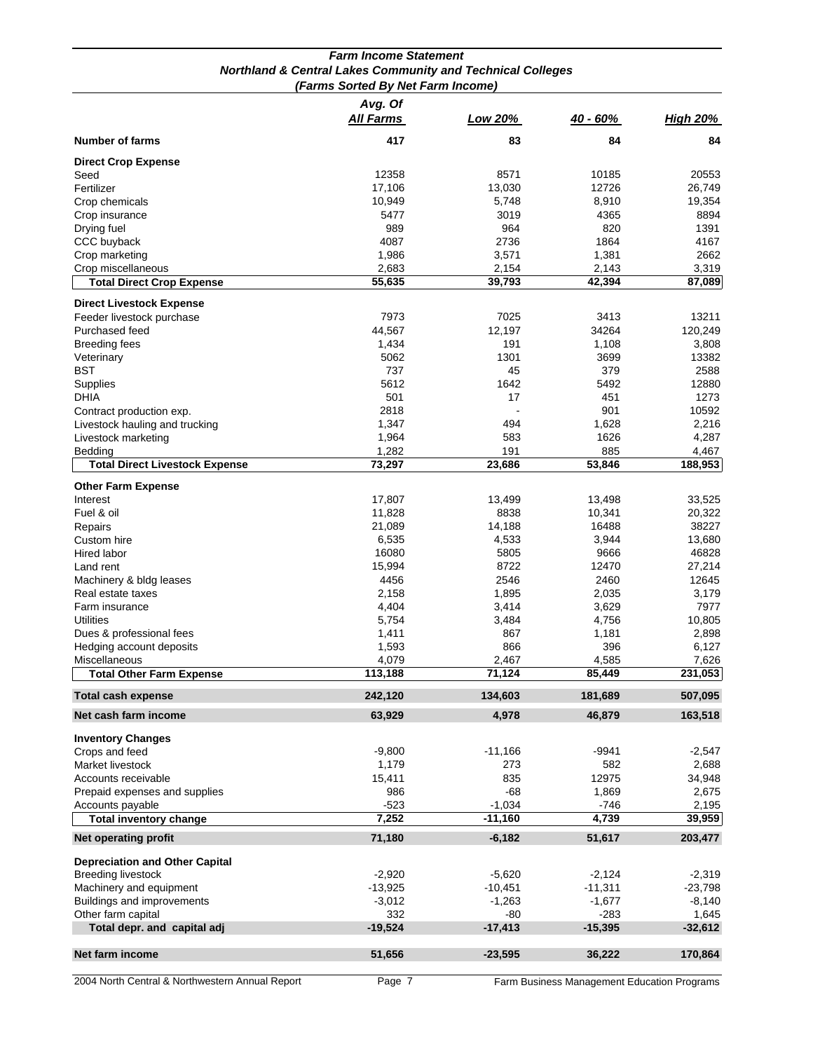# Farm Income Statement
## Northland & Central Lakes Community and Technical Colleges
### (Farms Sorted By Net Farm Income)

| | Avg. Of All Farms | Low 20% | 40 - 60% | High 20% |
|---|---|---|---|---|
| **Number of farms** | **417** | **83** | **84** | **84** |
| **Direct Crop Expense** | | | | |
| Seed | 12358 | 8571 | 10185 | 20553 |
| Fertilizer | 17,106 | 13,030 | 12726 | 26,749 |
| Crop chemicals | 10,949 | 5,748 | 8,910 | 19,354 |
| Crop insurance | 5477 | 3019 | 4365 | 8894 |
| Drying fuel | 989 | 964 | 820 | 1391 |
| CCC buyback | 4087 | 2736 | 1864 | 4167 |
| Crop marketing | 1,986 | 3,571 | 1,381 | 2662 |
| Crop miscellaneous | 2,683 | 2,154 | 2,143 | 3,319 |
| **Total Direct Crop Expense** | **55,635** | **39,793** | **42,394** | **87,089** |
| **Direct Livestock Expense** | | | | |
| Feeder livestock purchase | 7973 | 7025 | 3413 | 13211 |
| Purchased feed | 44,567 | 12,197 | 34264 | 120,249 |
| Breeding fees | 1,434 | 191 | 1,108 | 3,808 |
| Veterinary | 5062 | 1301 | 3699 | 13382 |
| BST | 737 | 45 | 379 | 2588 |
| Supplies | 5612 | 1642 | 5492 | 12880 |
| DHIA | 501 | 17 | 451 | 1273 |
| Contract production exp. | 2818 | - | 901 | 10592 |
| Livestock hauling and trucking | 1,347 | 494 | 1,628 | 2,216 |
| Livestock marketing | 1,964 | 583 | 1626 | 4,287 |
| Bedding | 1,282 | 191 | 885 | 4,467 |
| **Total Direct Livestock Expense** | **73,297** | **23,686** | **53,846** | **188,953** |
| **Other Farm Expense** | | | | |
| Interest | 17,807 | 13,499 | 13,498 | 33,525 |
| Fuel & oil | 11,828 | 8838 | 10,341 | 20,322 |
| Repairs | 21,089 | 14,188 | 16488 | 38227 |
| Custom hire | 6,535 | 4,533 | 3,944 | 13,680 |
| Hired labor | 16080 | 5805 | 9666 | 46828 |
| Land rent | 15,994 | 8722 | 12470 | 27,214 |
| Machinery & bldg leases | 4456 | 2546 | 2460 | 12645 |
| Real estate taxes | 2,158 | 1,895 | 2,035 | 3,179 |
| Farm insurance | 4,404 | 3,414 | 3,629 | 7977 |
| Utilities | 5,754 | 3,484 | 4,756 | 10,805 |
| Dues & professional fees | 1,411 | 867 | 1,181 | 2,898 |
| Hedging account deposits | 1,593 | 866 | 396 | 6,127 |
| Miscellaneous | 4,079 | 2,467 | 4,585 | 7,626 |
| **Total Other Farm Expense** | **113,188** | **71,124** | **85,449** | **231,053** |
| **Total cash expense** | **242,120** | **134,603** | **181,689** | **507,095** |
| **Net cash farm income** | **63,929** | **4,978** | **46,879** | **163,518** |
| **Inventory Changes** | | | | |
| Crops and feed | -9,800 | -11,166 | -9941 | -2,547 |
| Market livestock | 1,179 | 273 | 582 | 2,688 |
| Accounts receivable | 15,411 | 835 | 12975 | 34,948 |
| Prepaid expenses and supplies | 986 | -68 | 1,869 | 2,675 |
| Accounts payable | -523 | -1,034 | -746 | 2,195 |
| **Total inventory change** | **7,252** | **-11,160** | **4,739** | **39,959** |
| **Net operating profit** | **71,180** | **-6,182** | **51,617** | **203,477** |
| **Depreciation and Other Capital** | | | | |
| Breeding livestock | -2,920 | -5,620 | -2,124 | -2,319 |
| Machinery and equipment | -13,925 | -10,451 | -11,311 | -23,798 |
| Buildings and improvements | -3,012 | -1,263 | -1,677 | -8,140 |
| Other farm capital | 332 | -80 | -283 | 1,645 |
| **Total depr. and capital adj** | **-19,524** | **-17,413** | **-15,395** | **-32,612** |
| **Net farm income** | **51,656** | **-23,595** | **36,222** | **170,864** |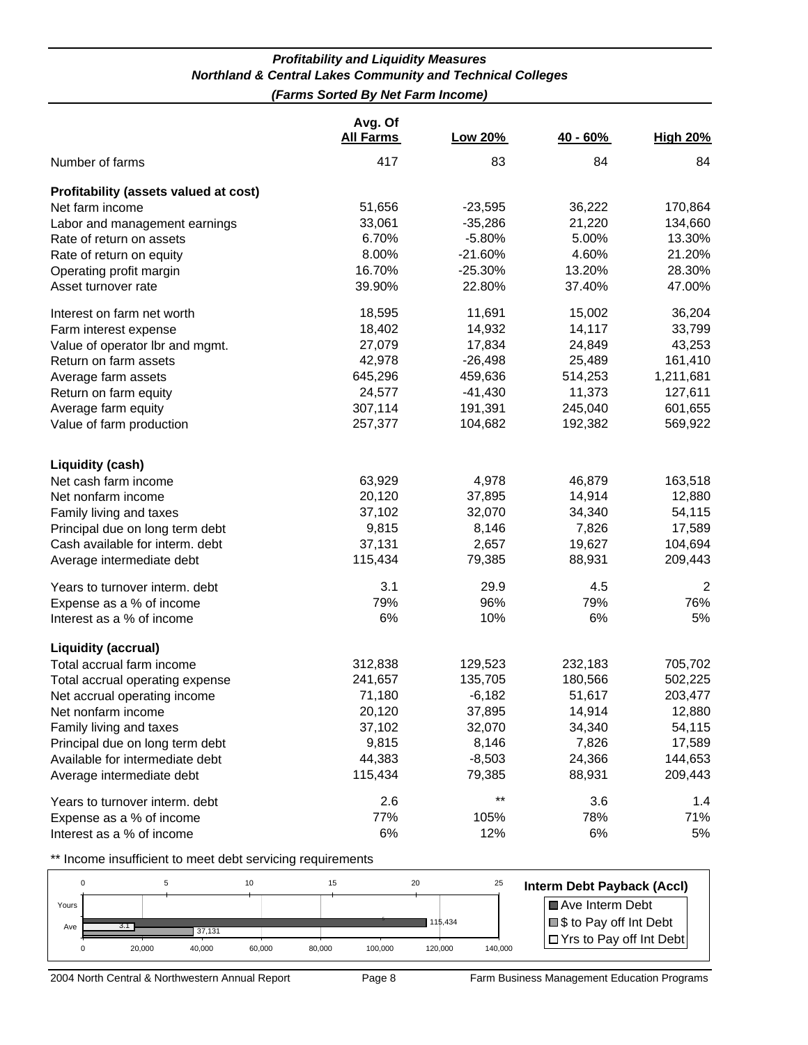### *Profitability and Liquidity Measures*
### *Northland & Central Lakes Community and Technical Colleges*
#### *(Farms Sorted By Net Farm Income)*

| | Avg. Of All Farms | Low 20% | 40 - 60% | High 20% |
|---|---|---|---|---|
| Number of farms | 417 | 83 | 84 | 84 |
| **Profitability (assets valued at cost)** | | | | |
| Net farm income | 51,656 | -23,595 | 36,222 | 170,864 |
| Labor and management earnings | 33,061 | -35,286 | 21,220 | 134,660 |
| Rate of return on assets | 6.70% | -5.80% | 5.00% | 13.30% |
| Rate of return on equity | 8.00% | -21.60% | 4.60% | 21.20% |
| Operating profit margin | 16.70% | -25.30% | 13.20% | 28.30% |
| Asset turnover rate | 39.90% | 22.80% | 37.40% | 47.00% |
| Interest on farm net worth | 18,595 | 11,691 | 15,002 | 36,204 |
| Farm interest expense | 18,402 | 14,932 | 14,117 | 33,799 |
| Value of operator lbr and mgmt. | 27,079 | 17,834 | 24,849 | 43,253 |
| Return on farm assets | 42,978 | -26,498 | 25,489 | 161,410 |
| Average farm assets | 645,296 | 459,636 | 514,253 | 1,211,681 |
| Return on farm equity | 24,577 | -41,430 | 11,373 | 127,611 |
| Average farm equity | 307,114 | 191,391 | 245,040 | 601,655 |
| Value of farm production | 257,377 | 104,682 | 192,382 | 569,922 |
| **Liquidity (cash)** | | | | |
| Net cash farm income | 63,929 | 4,978 | 46,879 | 163,518 |
| Net nonfarm income | 20,120 | 37,895 | 14,914 | 12,880 |
| Family living and taxes | 37,102 | 32,070 | 34,340 | 54,115 |
| Principal due on long term debt | 9,815 | 8,146 | 7,826 | 17,589 |
| Cash available for interm. debt | 37,131 | 2,657 | 19,627 | 104,694 |
| Average intermediate debt | 115,434 | 79,385 | 88,931 | 209,443 |
| Years to turnover interm. debt | 3.1 | 29.9 | 4.5 | 2 |
| Expense as a % of income | 79% | 96% | 79% | 76% |
| Interest as a % of income | 6% | 10% | 6% | 5% |
| **Liquidity (accrual)** | | | | |
| Total accrual farm income | 312,838 | 129,523 | 232,183 | 705,702 |
| Total accrual operating expense | 241,657 | 135,705 | 180,566 | 502,225 |
| Net accrual operating income | 71,180 | -6,182 | 51,617 | 203,477 |
| Net nonfarm income | 20,120 | 37,895 | 14,914 | 12,880 |
| Family living and taxes | 37,102 | 32,070 | 34,340 | 54,115 |
| Principal due on long term debt | 9,815 | 8,146 | 7,826 | 17,589 |
| Available for intermediate debt | 44,383 | -8,503 | 24,366 | 144,653 |
| Average intermediate debt | 115,434 | 79,385 | 88,931 | 209,443 |
| Years to turnover interm. debt | 2.6 | ** | 3.6 | 1.4 |
| Expense as a % of income | 77% | 105% | 78% | 71% |
| Interest as a % of income | 6% | 12% | 6% | 5% |

** Income insufficient to meet debt servicing requirements

**Interm Debt Payback (Accl)**

- Ave Interm Debt
- $ to Pay off Int Debt
- Yrs to Pay off Int Debt

| | Ave Interm Debt | $ to Pay off Int Debt | Yrs to Pay off Int Debt |
|---|---|---|---|
| Yours | | | |
| Ave | 115,434 | 37,131 | 3.1 |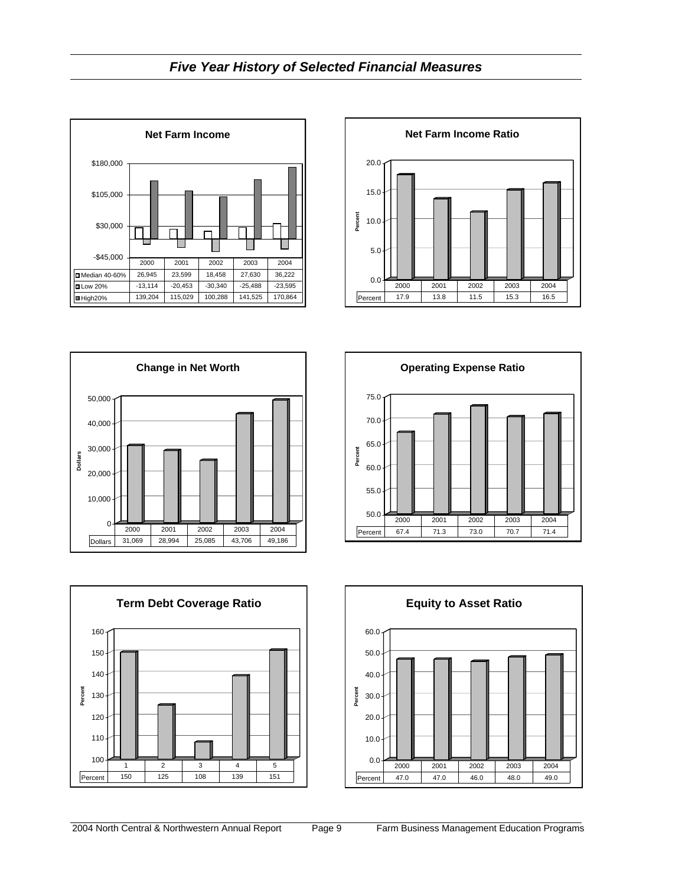# *Five Year History of Selected Financial Measures*

**Net Farm Income**

| | 2000 | 2001 | 2002 | 2003 | 2004 |
|---|---|---|---|---|---|
| Median 40-60% | 26,945 | 23,599 | 18,458 | 27,630 | 36,222 |
| Low 20% | -13,114 | -20,453 | -30,340 | -25,488 | -23,595 |
| High20% | 139,204 | 115,029 | 100,288 | 141,525 | 170,864 |

**Net Farm Income Ratio**

| | 2000 | 2001 | 2002 | 2003 | 2004 |
|---|---|---|---|---|---|
| Percent | 17.9 | 13.8 | 11.5 | 15.3 | 16.5 |

**Change in Net Worth**

| | 2000 | 2001 | 2002 | 2003 | 2004 |
|---|---|---|---|---|---|
| Dollars | 31,069 | 28,994 | 25,085 | 43,706 | 49,186 |

**Operating Expense Ratio**

| | 2000 | 2001 | 2002 | 2003 | 2004 |
|---|---|---|---|---|---|
| Percent | 67.4 | 71.3 | 73.0 | 70.7 | 71.4 |

**Term Debt Coverage Ratio**

| | 1 | 2 | 3 | 4 | 5 |
|---|---|---|---|---|---|
| Percent | 150 | 125 | 108 | 139 | 151 |

**Equity to Asset Ratio**

| | 2000 | 2001 | 2002 | 2003 | 2004 |
|---|---|---|---|---|---|
| Percent | 47.0 | 47.0 | 46.0 | 48.0 | 49.0 |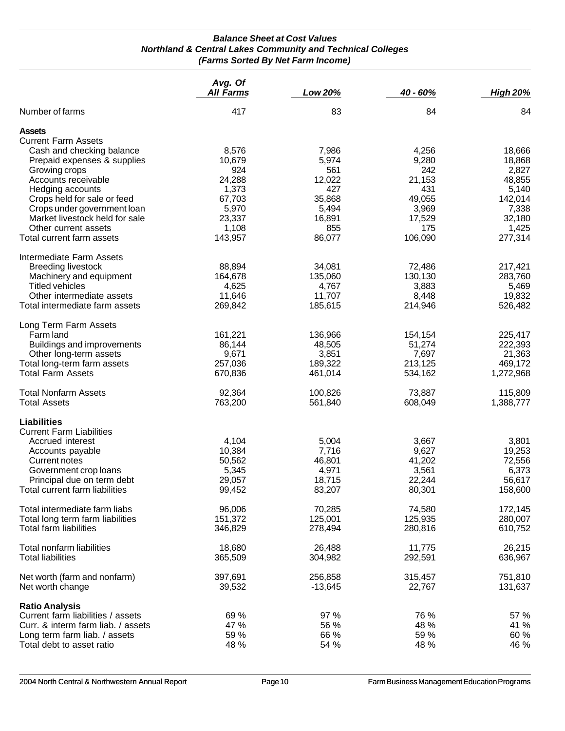### *Balance Sheet at Cost Values*
### *Northland & Central Lakes Community and Technical Colleges*
### *(Farms Sorted By Net Farm Income)*

| | *Avg. Of All Farms* | *Low 20%* | *40 - 60%* | *High 20%* |
|---|---|---|---|---|
| Number of farms | 417 | 83 | 84 | 84 |
| **Assets** | | | | |
| Current Farm Assets | | | | |
| Cash and checking balance | 8,576 | 7,986 | 4,256 | 18,666 |
| Prepaid expenses & supplies | 10,679 | 5,974 | 9,280 | 18,868 |
| Growing crops | 924 | 561 | 242 | 2,827 |
| Accounts receivable | 24,288 | 12,022 | 21,153 | 48,855 |
| Hedging accounts | 1,373 | 427 | 431 | 5,140 |
| Crops held for sale or feed | 67,703 | 35,868 | 49,055 | 142,014 |
| Crops under government loan | 5,970 | 5,494 | 3,969 | 7,338 |
| Market livestock held for sale | 23,337 | 16,891 | 17,529 | 32,180 |
| Other current assets | 1,108 | 855 | 175 | 1,425 |
| Total current farm assets | 143,957 | 86,077 | 106,090 | 277,314 |
| Intermediate Farm Assets | | | | |
| Breeding livestock | 88,894 | 34,081 | 72,486 | 217,421 |
| Machinery and equipment | 164,678 | 135,060 | 130,130 | 283,760 |
| Titled vehicles | 4,625 | 4,767 | 3,883 | 5,469 |
| Other intermediate assets | 11,646 | 11,707 | 8,448 | 19,832 |
| Total intermediate farm assets | 269,842 | 185,615 | 214,946 | 526,482 |
| Long Term Farm Assets | | | | |
| Farm land | 161,221 | 136,966 | 154,154 | 225,417 |
| Buildings and improvements | 86,144 | 48,505 | 51,274 | 222,393 |
| Other long-term assets | 9,671 | 3,851 | 7,697 | 21,363 |
| Total long-term farm assets | 257,036 | 189,322 | 213,125 | 469,172 |
| Total Farm Assets | 670,836 | 461,014 | 534,162 | 1,272,968 |
| Total Nonfarm Assets | 92,364 | 100,826 | 73,887 | 115,809 |
| Total Assets | 763,200 | 561,840 | 608,049 | 1,388,777 |
| **Liabilities** | | | | |
| Current Farm Liabilities | | | | |
| Accrued interest | 4,104 | 5,004 | 3,667 | 3,801 |
| Accounts payable | 10,384 | 7,716 | 9,627 | 19,253 |
| Current notes | 50,562 | 46,801 | 41,202 | 72,556 |
| Government crop loans | 5,345 | 4,971 | 3,561 | 6,373 |
| Principal due on term debt | 29,057 | 18,715 | 22,244 | 56,617 |
| Total current farm liabilities | 99,452 | 83,207 | 80,301 | 158,600 |
| Total intermediate farm liabs | 96,006 | 70,285 | 74,580 | 172,145 |
| Total long term farm liabilities | 151,372 | 125,001 | 125,935 | 280,007 |
| Total farm liabilities | 346,829 | 278,494 | 280,816 | 610,752 |
| Total nonfarm liabilities | 18,680 | 26,488 | 11,775 | 26,215 |
| Total liabilities | 365,509 | 304,982 | 292,591 | 636,967 |
| Net worth (farm and nonfarm) | 397,691 | 256,858 | 315,457 | 751,810 |
| Net worth change | 39,532 | -13,645 | 22,767 | 131,637 |
| **Ratio Analysis** | | | | |
| Current farm liabilities / assets | 69 % | 97 % | 76 % | 57 % |
| Curr. & interm farm liab. / assets | 47 % | 56 % | 48 % | 41 % |
| Long term farm liab. / assets | 59 % | 66 % | 59 % | 60 % |
| Total debt to asset ratio | 48 % | 54 % | 48 % | 46 % |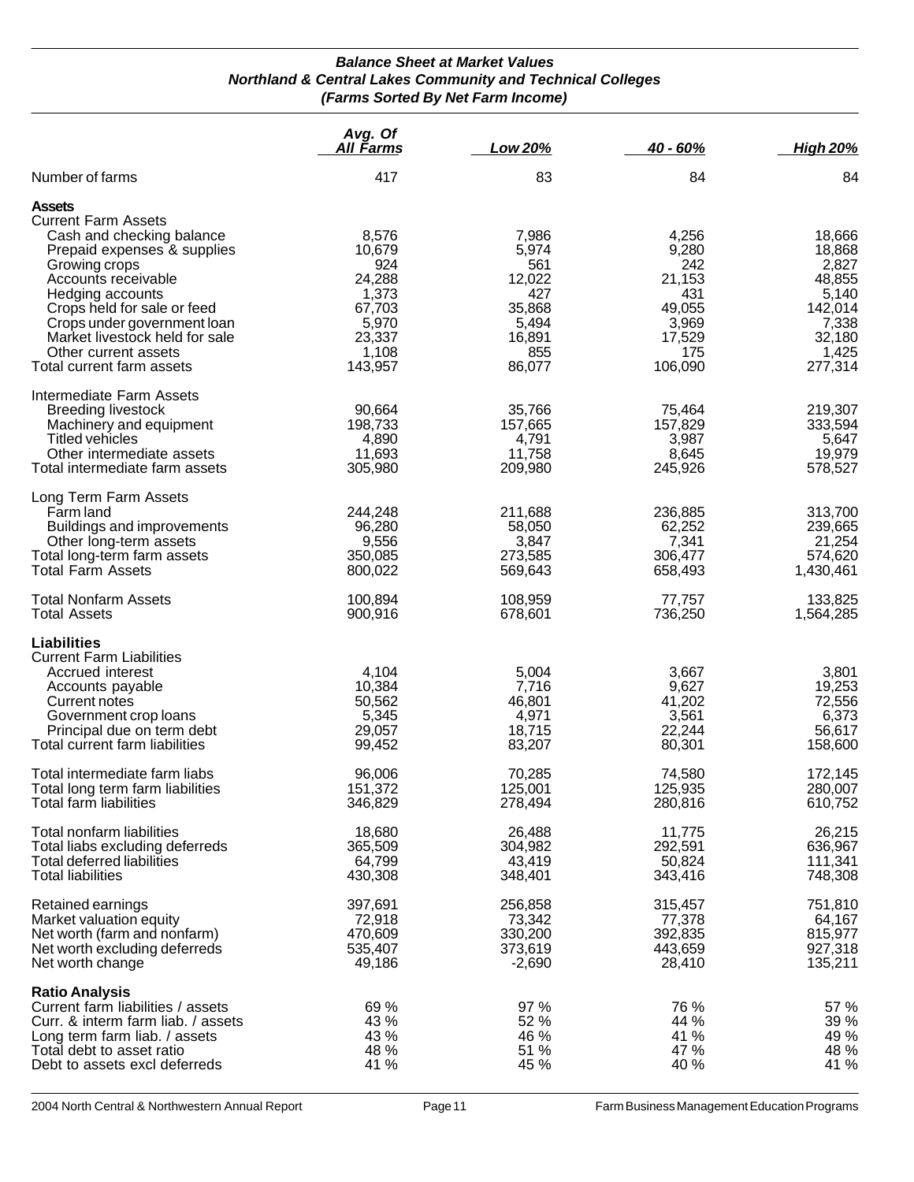***Balance Sheet at Market Values***
***Northland & Central Lakes Community and Technical Colleges***
***(Farms Sorted By Net Farm Income)***

| | *Avg. Of All Farms* | *Low 20%* | *40 - 60%* | *High 20%* |
|---|---|---|---|---|
| Number of farms | 417 | 83 | 84 | 84 |
| **Assets** | | | | |
| Current Farm Assets | | | | |
| Cash and checking balance | 8,576 | 7,986 | 4,256 | 18,666 |
| Prepaid expenses & supplies | 10,679 | 5,974 | 9,280 | 18,868 |
| Growing crops | 924 | 561 | 242 | 2,827 |
| Accounts receivable | 24,288 | 12,022 | 21,153 | 48,855 |
| Hedging accounts | 1,373 | 427 | 431 | 5,140 |
| Crops held for sale or feed | 67,703 | 35,868 | 49,055 | 142,014 |
| Crops under government loan | 5,970 | 5,494 | 3,969 | 7,338 |
| Market livestock held for sale | 23,337 | 16,891 | 17,529 | 32,180 |
| Other current assets | 1,108 | 855 | 175 | 1,425 |
| Total current farm assets | 143,957 | 86,077 | 106,090 | 277,314 |
| Intermediate Farm Assets | | | | |
| Breeding livestock | 90,664 | 35,766 | 75,464 | 219,307 |
| Machinery and equipment | 198,733 | 157,665 | 157,829 | 333,594 |
| Titled vehicles | 4,890 | 4,791 | 3,987 | 5,647 |
| Other intermediate assets | 11,693 | 11,758 | 8,645 | 19,979 |
| Total intermediate farm assets | 305,980 | 209,980 | 245,926 | 578,527 |
| Long Term Farm Assets | | | | |
| Farm land | 244,248 | 211,688 | 236,885 | 313,700 |
| Buildings and improvements | 96,280 | 58,050 | 62,252 | 239,665 |
| Other long-term assets | 9,556 | 3,847 | 7,341 | 21,254 |
| Total long-term farm assets | 350,085 | 273,585 | 306,477 | 574,620 |
| Total Farm Assets | 800,022 | 569,643 | 658,493 | 1,430,461 |
| Total Nonfarm Assets | 100,894 | 108,959 | 77,757 | 133,825 |
| Total Assets | 900,916 | 678,601 | 736,250 | 1,564,285 |
| **Liabilities** | | | | |
| Current Farm Liabilities | | | | |
| Accrued interest | 4,104 | 5,004 | 3,667 | 3,801 |
| Accounts payable | 10,384 | 7,716 | 9,627 | 19,253 |
| Current notes | 50,562 | 46,801 | 41,202 | 72,556 |
| Government crop loans | 5,345 | 4,971 | 3,561 | 6,373 |
| Principal due on term debt | 29,057 | 18,715 | 22,244 | 56,617 |
| Total current farm liabilities | 99,452 | 83,207 | 80,301 | 158,600 |
| Total intermediate farm liabs | 96,006 | 70,285 | 74,580 | 172,145 |
| Total long term farm liabilities | 151,372 | 125,001 | 125,935 | 280,007 |
| Total farm liabilities | 346,829 | 278,494 | 280,816 | 610,752 |
| Total nonfarm liabilities | 18,680 | 26,488 | 11,775 | 26,215 |
| Total liabs excluding deferreds | 365,509 | 304,982 | 292,591 | 636,967 |
| Total deferred liabilities | 64,799 | 43,419 | 50,824 | 111,341 |
| Total liabilities | 430,308 | 348,401 | 343,416 | 748,308 |
| Retained earnings | 397,691 | 256,858 | 315,457 | 751,810 |
| Market valuation equity | 72,918 | 73,342 | 77,378 | 64,167 |
| Net worth (farm and nonfarm) | 470,609 | 330,200 | 392,835 | 815,977 |
| Net worth excluding deferreds | 535,407 | 373,619 | 443,659 | 927,318 |
| Net worth change | 49,186 | -2,690 | 28,410 | 135,211 |
| **Ratio Analysis** | | | | |
| Current farm liabilities / assets | 69 % | 97 % | 76 % | 57 % |
| Curr. & interm farm liab. / assets | 43 % | 52 % | 44 % | 39 % |
| Long term farm liab. / assets | 43 % | 46 % | 41 % | 49 % |
| Total debt to asset ratio | 48 % | 51 % | 47 % | 48 % |
| Debt to assets excl deferreds | 41 % | 45 % | 40 % | 41 % |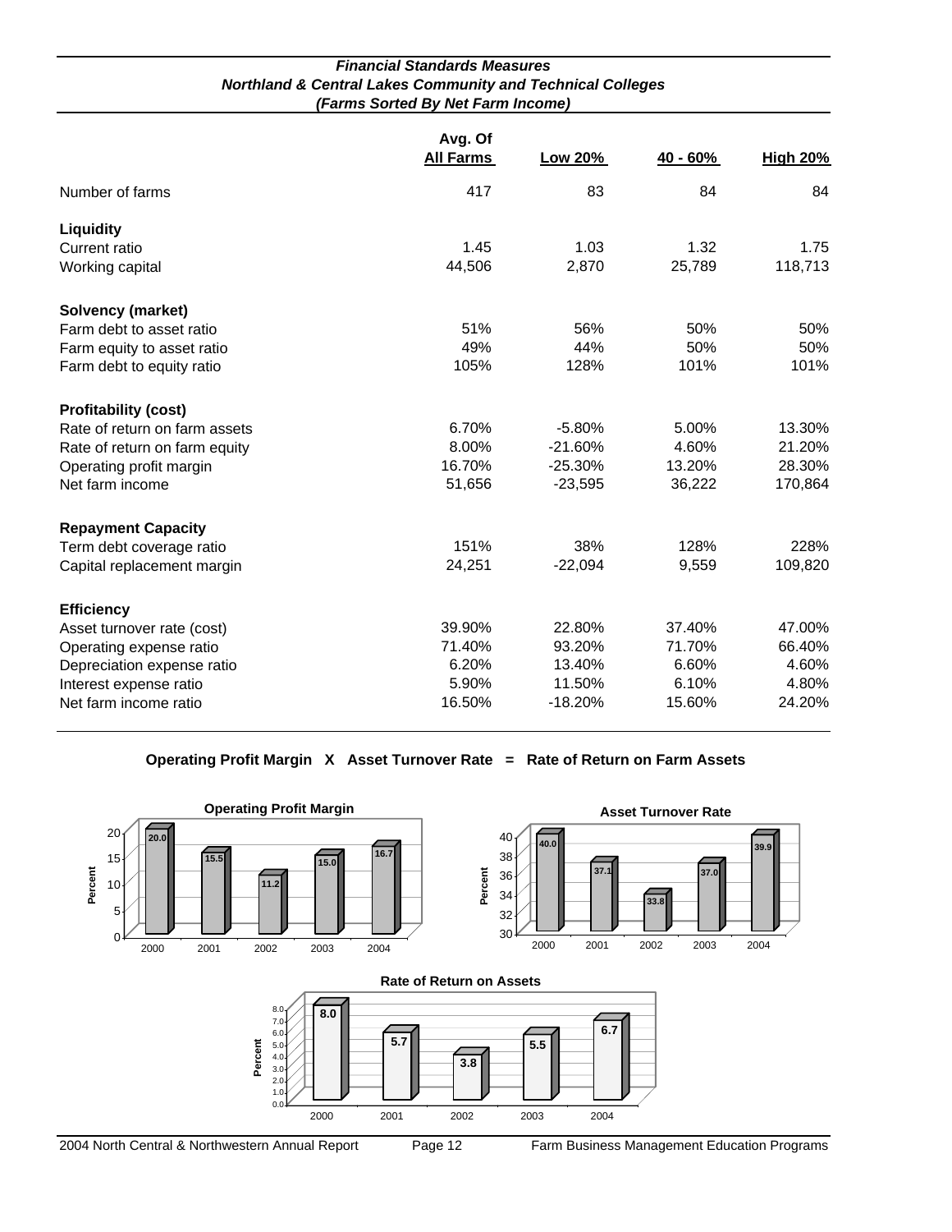### *Financial Standards Measures*
### *Northland & Central Lakes Community and Technical Colleges*
### *(Farms Sorted By Net Farm Income)*

| | Avg. Of All Farms | Low 20% | 40 - 60% | High 20% |
|---|---|---|---|---|
| Number of farms | 417 | 83 | 84 | 84 |
| **Liquidity** | | | | |
| Current ratio | 1.45 | 1.03 | 1.32 | 1.75 |
| Working capital | 44,506 | 2,870 | 25,789 | 118,713 |
| **Solvency (market)** | | | | |
| Farm debt to asset ratio | 51% | 56% | 50% | 50% |
| Farm equity to asset ratio | 49% | 44% | 50% | 50% |
| Farm debt to equity ratio | 105% | 128% | 101% | 101% |
| **Profitability (cost)** | | | | |
| Rate of return on farm assets | 6.70% | -5.80% | 5.00% | 13.30% |
| Rate of return on farm equity | 8.00% | -21.60% | 4.60% | 21.20% |
| Operating profit margin | 16.70% | -25.30% | 13.20% | 28.30% |
| Net farm income | 51,656 | -23,595 | 36,222 | 170,864 |
| **Repayment Capacity** | | | | |
| Term debt coverage ratio | 151% | 38% | 128% | 228% |
| Capital replacement margin | 24,251 | -22,094 | 9,559 | 109,820 |
| **Efficiency** | | | | |
| Asset turnover rate (cost) | 39.90% | 22.80% | 37.40% | 47.00% |
| Operating expense ratio | 71.40% | 93.20% | 71.70% | 66.40% |
| Depreciation expense ratio | 6.20% | 13.40% | 6.60% | 4.60% |
| Interest expense ratio | 5.90% | 11.50% | 6.10% | 4.80% |
| Net farm income ratio | 16.50% | -18.20% | 15.60% | 24.20% |

**Operating Profit Margin X Asset Turnover Rate = Rate of Return on Farm Assets**

**Operating Profit Margin**

| Year | Percent |
|---|---|
| 2000 | 20.0 |
| 2001 | 15.5 |
| 2002 | 11.2 |
| 2003 | 15.0 |
| 2004 | 16.7 |

**Asset Turnover Rate**

| Year | Percent |
|---|---|
| 2000 | 40.0 |
| 2001 | 37.1 |
| 2002 | 33.8 |
| 2003 | 37.0 |
| 2004 | 39.9 |

**Rate of Return on Assets**

| Year | Percent |
|---|---|
| 2000 | 8.0 |
| 2001 | 5.7 |
| 2002 | 3.8 |
| 2003 | 5.5 |
| 2004 | 6.7 |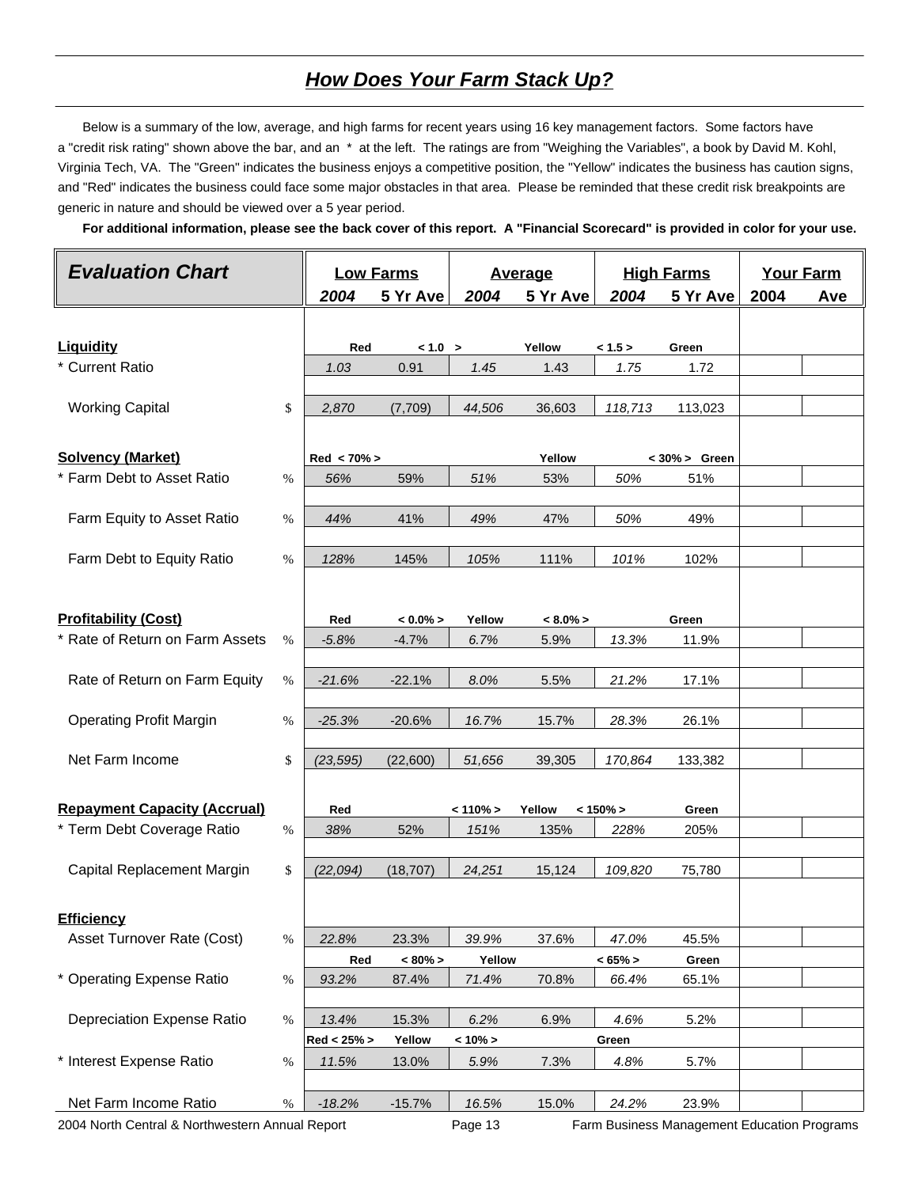## *How Does Your Farm Stack Up?*

Below is a summary of the low, average, and high farms for recent years using 16 key management factors. Some factors have a "credit risk rating" shown above the bar, and an * at the left. The ratings are from "Weighing the Variables", a book by David M. Kohl, Virginia Tech, VA. The "Green" indicates the business enjoys a competitive position, the "Yellow" indicates the business has caution signs, and "Red" indicates the business could face some major obstacles in that area. Please be reminded that these credit risk breakpoints are generic in nature and should be viewed over a 5 year period.

**For additional information, please see the back cover of this report. A "Financial Scorecard" is provided in color for your use.**

| *Evaluation Chart* | | Low Farms | | Average | | High Farms | | Your Farm | |
|---|---|---|---|---|---|---|---|---|---|
| | | 2004 | 5 Yr Ave | 2004 | 5 Yr Ave | 2004 | 5 Yr Ave | 2004 | Ave |
| **Liquidity** | | Red | < 1.0 > | | Yellow | < 1.5 > | Green | | |
| * Current Ratio | | 1.03 | 0.91 | 1.45 | 1.43 | 1.75 | 1.72 | | |
| Working Capital | $ | 2,870 | (7,709) | 44,506 | 36,603 | 118,713 | 113,023 | | |
| **Solvency (Market)** | | Red < 70% > | | | Yellow | | < 30% > Green | | |
| * Farm Debt to Asset Ratio | % | 56% | 59% | 51% | 53% | 50% | 51% | | |
| Farm Equity to Asset Ratio | % | 44% | 41% | 49% | 47% | 50% | 49% | | |
| Farm Debt to Equity Ratio | % | 128% | 145% | 105% | 111% | 101% | 102% | | |
| **Profitability (Cost)** | | Red | < 0.0% > | Yellow | < 8.0% > | | Green | | |
| * Rate of Return on Farm Assets | % | -5.8% | -4.7% | 6.7% | 5.9% | 13.3% | 11.9% | | |
| Rate of Return on Farm Equity | % | -21.6% | -22.1% | 8.0% | 5.5% | 21.2% | 17.1% | | |
| Operating Profit Margin | % | -25.3% | -20.6% | 16.7% | 15.7% | 28.3% | 26.1% | | |
| Net Farm Income | $ | (23,595) | (22,600) | 51,656 | 39,305 | 170,864 | 133,382 | | |
| **Repayment Capacity (Accrual)** | | Red | | < 110% > | Yellow | < 150% > | Green | | |
| * Term Debt Coverage Ratio | % | 38% | 52% | 151% | 135% | 228% | 205% | | |
| Capital Replacement Margin | $ | (22,094) | (18,707) | 24,251 | 15,124 | 109,820 | 75,780 | | |
| **Efficiency** | | | | | | | | | |
| Asset Turnover Rate (Cost) | % | 22.8% | 23.3% | 39.9% | 37.6% | 47.0% | 45.5% | | |
| | | Red | < 80% > | Yellow | | < 65% > | Green | | |
| * Operating Expense Ratio | % | 93.2% | 87.4% | 71.4% | 70.8% | 66.4% | 65.1% | | |
| Depreciation Expense Ratio | % | 13.4% | 15.3% | 6.2% | 6.9% | 4.6% | 5.2% | | |
| | | Red < 25% > | Yellow | < 10% > | | Green | | | |
| * Interest Expense Ratio | % | 11.5% | 13.0% | 5.9% | 7.3% | 4.8% | 5.7% | | |
| Net Farm Income Ratio | % | -18.2% | -15.7% | 16.5% | 15.0% | 24.2% | 23.9% | | |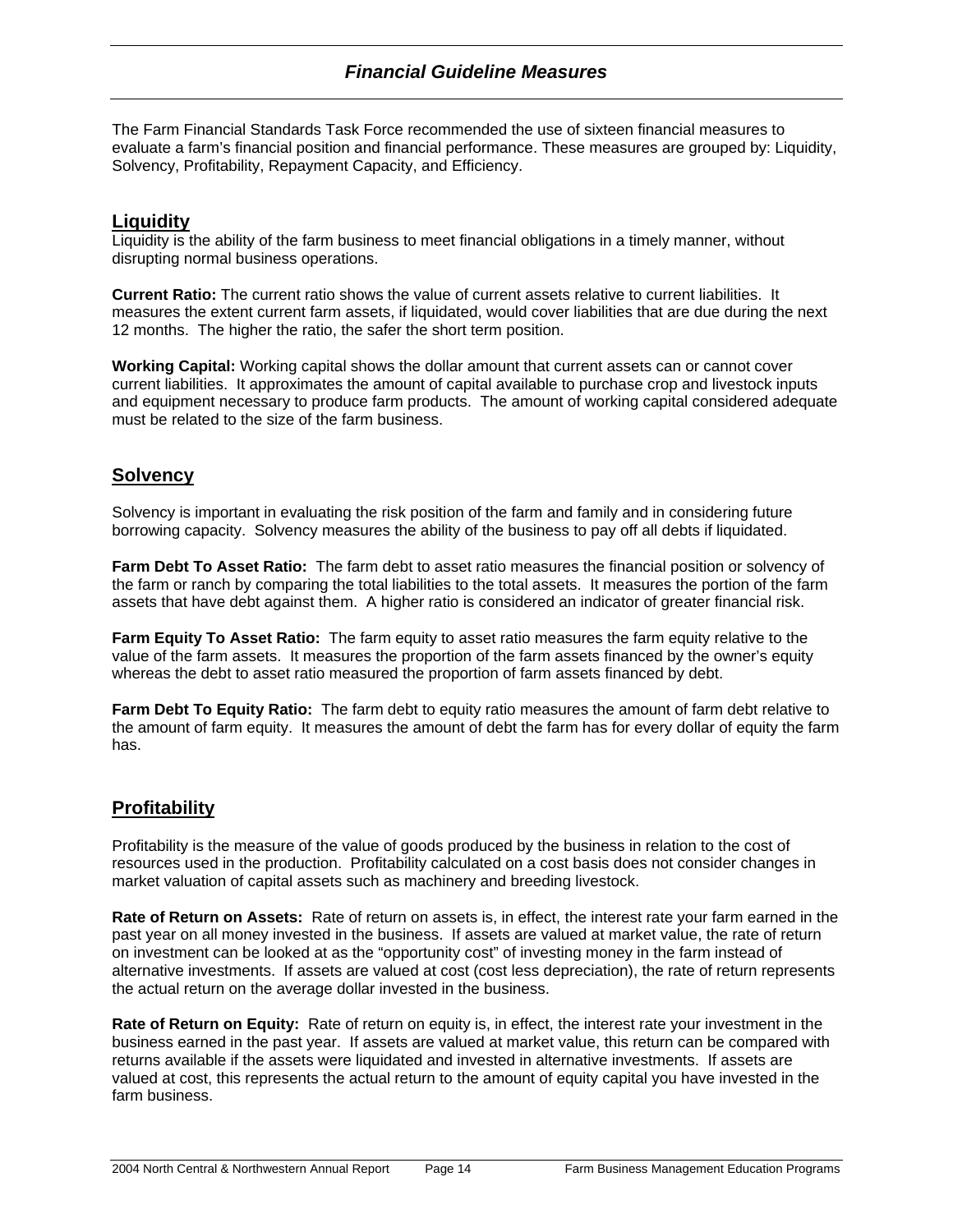## *Financial Guideline Measures*

The Farm Financial Standards Task Force recommended the use of sixteen financial measures to evaluate a farm's financial position and financial performance. These measures are grouped by: Liquidity, Solvency, Profitability, Repayment Capacity, and Efficiency.

### Liquidity

Liquidity is the ability of the farm business to meet financial obligations in a timely manner, without disrupting normal business operations.

**Current Ratio:** The current ratio shows the value of current assets relative to current liabilities. It measures the extent current farm assets, if liquidated, would cover liabilities that are due during the next 12 months. The higher the ratio, the safer the short term position.

**Working Capital:** Working capital shows the dollar amount that current assets can or cannot cover current liabilities. It approximates the amount of capital available to purchase crop and livestock inputs and equipment necessary to produce farm products. The amount of working capital considered adequate must be related to the size of the farm business.

### Solvency

Solvency is important in evaluating the risk position of the farm and family and in considering future borrowing capacity. Solvency measures the ability of the business to pay off all debts if liquidated.

**Farm Debt To Asset Ratio:** The farm debt to asset ratio measures the financial position or solvency of the farm or ranch by comparing the total liabilities to the total assets. It measures the portion of the farm assets that have debt against them. A higher ratio is considered an indicator of greater financial risk.

**Farm Equity To Asset Ratio:** The farm equity to asset ratio measures the farm equity relative to the value of the farm assets. It measures the proportion of the farm assets financed by the owner's equity whereas the debt to asset ratio measured the proportion of farm assets financed by debt.

**Farm Debt To Equity Ratio:** The farm debt to equity ratio measures the amount of farm debt relative to the amount of farm equity. It measures the amount of debt the farm has for every dollar of equity the farm has.

### Profitability

Profitability is the measure of the value of goods produced by the business in relation to the cost of resources used in the production. Profitability calculated on a cost basis does not consider changes in market valuation of capital assets such as machinery and breeding livestock.

**Rate of Return on Assets:** Rate of return on assets is, in effect, the interest rate your farm earned in the past year on all money invested in the business. If assets are valued at market value, the rate of return on investment can be looked at as the "opportunity cost" of investing money in the farm instead of alternative investments. If assets are valued at cost (cost less depreciation), the rate of return represents the actual return on the average dollar invested in the business.

**Rate of Return on Equity:** Rate of return on equity is, in effect, the interest rate your investment in the business earned in the past year. If assets are valued at market value, this return can be compared with returns available if the assets were liquidated and invested in alternative investments. If assets are valued at cost, this represents the actual return to the amount of equity capital you have invested in the farm business.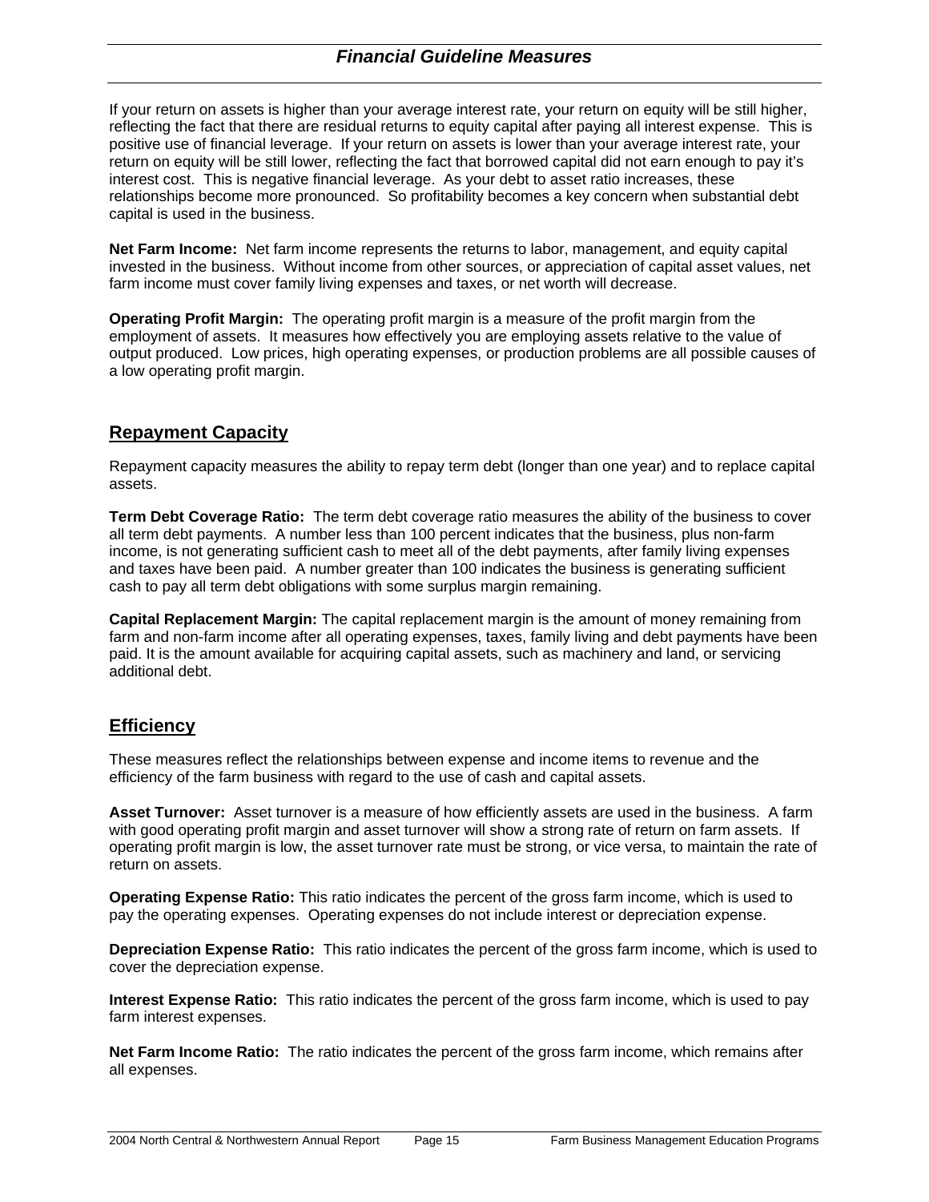If your return on assets is higher than your average interest rate, your return on equity will be still higher, reflecting the fact that there are residual returns to equity capital after paying all interest expense. This is positive use of financial leverage. If your return on assets is lower than your average interest rate, your return on equity will be still lower, reflecting the fact that borrowed capital did not earn enough to pay it's interest cost. This is negative financial leverage. As your debt to asset ratio increases, these relationships become more pronounced. So profitability becomes a key concern when substantial debt capital is used in the business.

**Net Farm Income:** Net farm income represents the returns to labor, management, and equity capital invested in the business. Without income from other sources, or appreciation of capital asset values, net farm income must cover family living expenses and taxes, or net worth will decrease.

**Operating Profit Margin:** The operating profit margin is a measure of the profit margin from the employment of assets. It measures how effectively you are employing assets relative to the value of output produced. Low prices, high operating expenses, or production problems are all possible causes of a low operating profit margin.

## Repayment Capacity

Repayment capacity measures the ability to repay term debt (longer than one year) and to replace capital assets.

**Term Debt Coverage Ratio:** The term debt coverage ratio measures the ability of the business to cover all term debt payments. A number less than 100 percent indicates that the business, plus non-farm income, is not generating sufficient cash to meet all of the debt payments, after family living expenses and taxes have been paid. A number greater than 100 indicates the business is generating sufficient cash to pay all term debt obligations with some surplus margin remaining.

**Capital Replacement Margin:** The capital replacement margin is the amount of money remaining from farm and non-farm income after all operating expenses, taxes, family living and debt payments have been paid. It is the amount available for acquiring capital assets, such as machinery and land, or servicing additional debt.

## Efficiency

These measures reflect the relationships between expense and income items to revenue and the efficiency of the farm business with regard to the use of cash and capital assets.

**Asset Turnover:** Asset turnover is a measure of how efficiently assets are used in the business. A farm with good operating profit margin and asset turnover will show a strong rate of return on farm assets. If operating profit margin is low, the asset turnover rate must be strong, or vice versa, to maintain the rate of return on assets.

**Operating Expense Ratio:** This ratio indicates the percent of the gross farm income, which is used to pay the operating expenses. Operating expenses do not include interest or depreciation expense.

**Depreciation Expense Ratio:** This ratio indicates the percent of the gross farm income, which is used to cover the depreciation expense.

**Interest Expense Ratio:** This ratio indicates the percent of the gross farm income, which is used to pay farm interest expenses.

**Net Farm Income Ratio:** The ratio indicates the percent of the gross farm income, which remains after all expenses.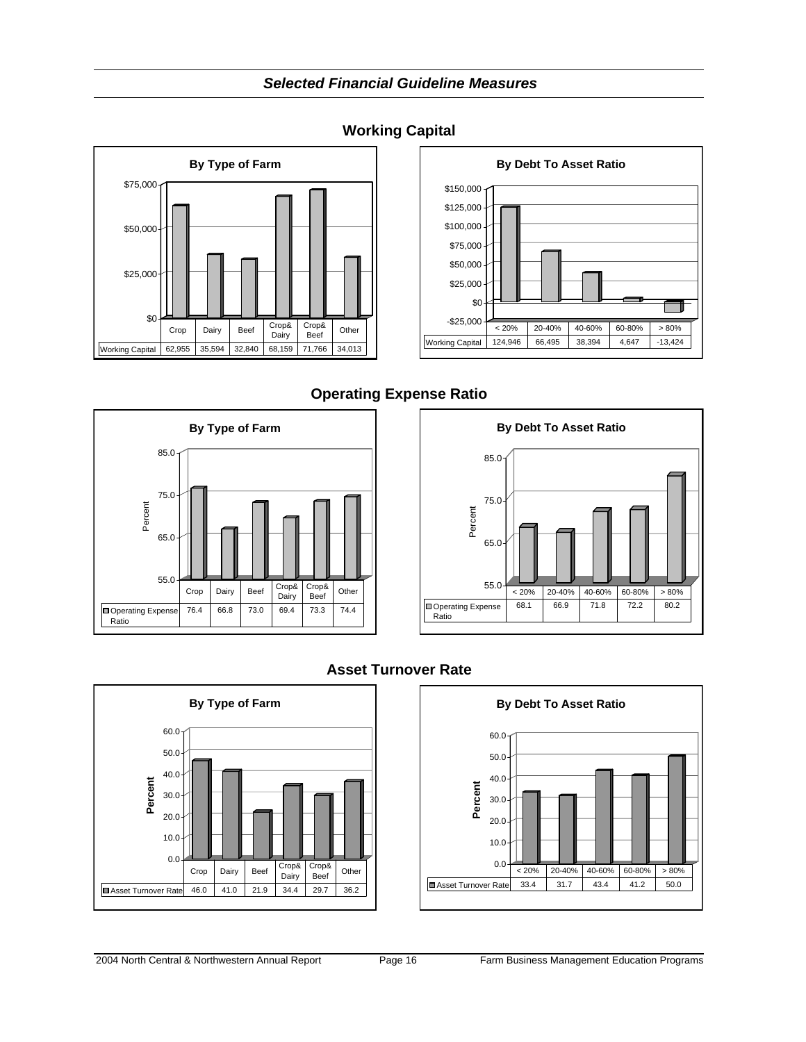## *Selected Financial Guideline Measures*

### Working Capital

**By Type of Farm**

| | Crop | Dairy | Beef | Crop& Dairy | Crop& Beef | Other |
|---|---|---|---|---|---|---|
| Working Capital | 62,955 | 35,594 | 32,840 | 68,159 | 71,766 | 34,013 |

**By Debt To Asset Ratio**

| | < 20% | 20-40% | 40-60% | 60-80% | > 80% |
|---|---|---|---|---|---|
| Working Capital | 124,946 | 66,495 | 38,394 | 4,647 | -13,424 |

### Operating Expense Ratio

**By Type of Farm**

| | Crop | Dairy | Beef | Crop& Dairy | Crop& Beef | Other |
|---|---|---|---|---|---|---|
| Operating Expense Ratio | 76.4 | 66.8 | 73.0 | 69.4 | 73.3 | 74.4 |

**By Debt To Asset Ratio**

| | < 20% | 20-40% | 40-60% | 60-80% | > 80% |
|---|---|---|---|---|---|
| Operating Expense Ratio | 68.1 | 66.9 | 71.8 | 72.2 | 80.2 |

### Asset Turnover Rate

**By Type of Farm**

| | Crop | Dairy | Beef | Crop& Dairy | Crop& Beef | Other |
|---|---|---|---|---|---|---|
| Asset Turnover Rate | 46.0 | 41.0 | 21.9 | 34.4 | 29.7 | 36.2 |

**By Debt To Asset Ratio**

| | < 20% | 20-40% | 40-60% | 60-80% | > 80% |
|---|---|---|---|---|---|
| Asset Turnover Rate | 33.4 | 31.7 | 43.4 | 41.2 | 50.0 |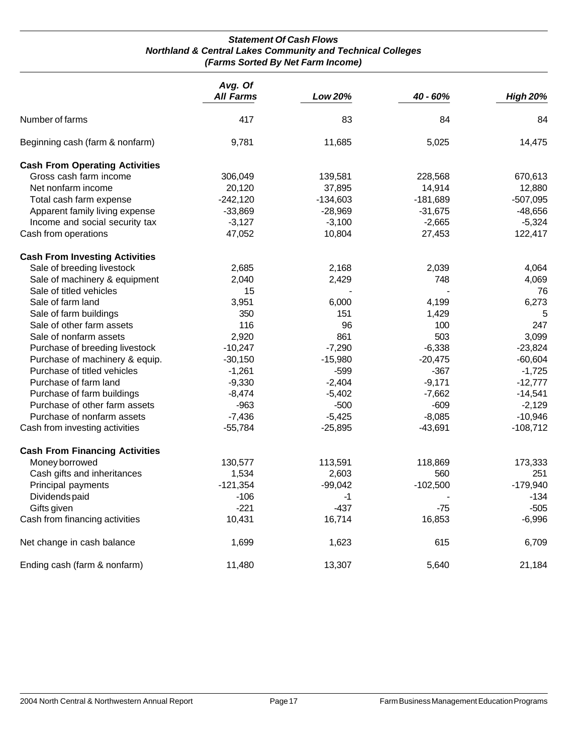### *Statement Of Cash Flows*
### *Northland & Central Lakes Community and Technical Colleges*
### *(Farms Sorted By Net Farm Income)*

| | *Avg. Of All Farms* | *Low 20%* | *40 - 60%* | *High 20%* |
|---|---|---|---|---|
| Number of farms | 417 | 83 | 84 | 84 |
| Beginning cash (farm & nonfarm) | 9,781 | 11,685 | 5,025 | 14,475 |
| **Cash From Operating Activities** | | | | |
| Gross cash farm income | 306,049 | 139,581 | 228,568 | 670,613 |
| Net nonfarm income | 20,120 | 37,895 | 14,914 | 12,880 |
| Total cash farm expense | -242,120 | -134,603 | -181,689 | -507,095 |
| Apparent family living expense | -33,869 | -28,969 | -31,675 | -48,656 |
| Income and social security tax | -3,127 | -3,100 | -2,665 | -5,324 |
| Cash from operations | 47,052 | 10,804 | 27,453 | 122,417 |
| **Cash From Investing Activities** | | | | |
| Sale of breeding livestock | 2,685 | 2,168 | 2,039 | 4,064 |
| Sale of machinery & equipment | 2,040 | 2,429 | 748 | 4,069 |
| Sale of titled vehicles | 15 | - | - | 76 |
| Sale of farm land | 3,951 | 6,000 | 4,199 | 6,273 |
| Sale of farm buildings | 350 | 151 | 1,429 | 5 |
| Sale of other farm assets | 116 | 96 | 100 | 247 |
| Sale of nonfarm assets | 2,920 | 861 | 503 | 3,099 |
| Purchase of breeding livestock | -10,247 | -7,290 | -6,338 | -23,824 |
| Purchase of machinery & equip. | -30,150 | -15,980 | -20,475 | -60,604 |
| Purchase of titled vehicles | -1,261 | -599 | -367 | -1,725 |
| Purchase of farm land | -9,330 | -2,404 | -9,171 | -12,777 |
| Purchase of farm buildings | -8,474 | -5,402 | -7,662 | -14,541 |
| Purchase of other farm assets | -963 | -500 | -609 | -2,129 |
| Purchase of nonfarm assets | -7,436 | -5,425 | -8,085 | -10,946 |
| Cash from investing activities | -55,784 | -25,895 | -43,691 | -108,712 |
| **Cash From Financing Activities** | | | | |
| Money borrowed | 130,577 | 113,591 | 118,869 | 173,333 |
| Cash gifts and inheritances | 1,534 | 2,603 | 560 | 251 |
| Principal payments | -121,354 | -99,042 | -102,500 | -179,940 |
| Dividends paid | -106 | -1 | - | -134 |
| Gifts given | -221 | -437 | -75 | -505 |
| Cash from financing activities | 10,431 | 16,714 | 16,853 | -6,996 |
| Net change in cash balance | 1,699 | 1,623 | 615 | 6,709 |
| Ending cash (farm & nonfarm) | 11,480 | 13,307 | 5,640 | 21,184 |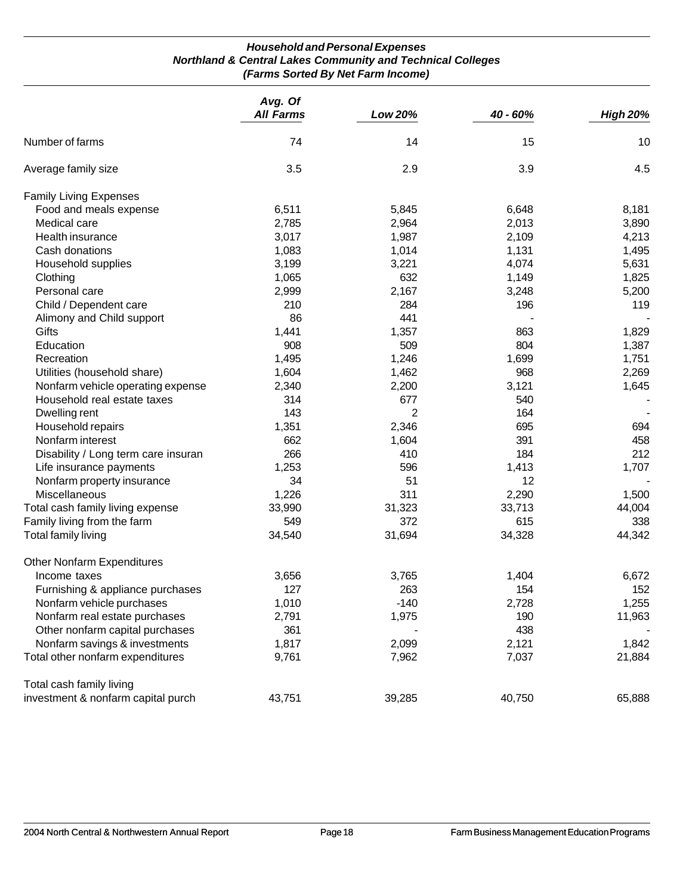### *Household and Personal Expenses*
### *Northland & Central Lakes Community and Technical Colleges*
### *(Farms Sorted By Net Farm Income)*

| | *Avg. Of All Farms* | *Low 20%* | *40 - 60%* | *High 20%* |
|---|---|---|---|---|
| Number of farms | 74 | 14 | 15 | 10 |
| Average family size | 3.5 | 2.9 | 3.9 | 4.5 |
| Family Living Expenses | | | | |
| Food and meals expense | 6,511 | 5,845 | 6,648 | 8,181 |
| Medical care | 2,785 | 2,964 | 2,013 | 3,890 |
| Health insurance | 3,017 | 1,987 | 2,109 | 4,213 |
| Cash donations | 1,083 | 1,014 | 1,131 | 1,495 |
| Household supplies | 3,199 | 3,221 | 4,074 | 5,631 |
| Clothing | 1,065 | 632 | 1,149 | 1,825 |
| Personal care | 2,999 | 2,167 | 3,248 | 5,200 |
| Child / Dependent care | 210 | 284 | 196 | 119 |
| Alimony and Child support | 86 | 441 | - | - |
| Gifts | 1,441 | 1,357 | 863 | 1,829 |
| Education | 908 | 509 | 804 | 1,387 |
| Recreation | 1,495 | 1,246 | 1,699 | 1,751 |
| Utilities (household share) | 1,604 | 1,462 | 968 | 2,269 |
| Nonfarm vehicle operating expense | 2,340 | 2,200 | 3,121 | 1,645 |
| Household real estate taxes | 314 | 677 | 540 | - |
| Dwelling rent | 143 | 2 | 164 | - |
| Household repairs | 1,351 | 2,346 | 695 | 694 |
| Nonfarm interest | 662 | 1,604 | 391 | 458 |
| Disability / Long term care insuran | 266 | 410 | 184 | 212 |
| Life insurance payments | 1,253 | 596 | 1,413 | 1,707 |
| Nonfarm property insurance | 34 | 51 | 12 | - |
| Miscellaneous | 1,226 | 311 | 2,290 | 1,500 |
| Total cash family living expense | 33,990 | 31,323 | 33,713 | 44,004 |
| Family living from the farm | 549 | 372 | 615 | 338 |
| Total family living | 34,540 | 31,694 | 34,328 | 44,342 |
| Other Nonfarm Expenditures | | | | |
| Income taxes | 3,656 | 3,765 | 1,404 | 6,672 |
| Furnishing & appliance purchases | 127 | 263 | 154 | 152 |
| Nonfarm vehicle purchases | 1,010 | -140 | 2,728 | 1,255 |
| Nonfarm real estate purchases | 2,791 | 1,975 | 190 | 11,963 |
| Other nonfarm capital purchases | 361 | - | 438 | - |
| Nonfarm savings & investments | 1,817 | 2,099 | 2,121 | 1,842 |
| Total other nonfarm expenditures | 9,761 | 7,962 | 7,037 | 21,884 |
| Total cash family living investment & nonfarm capital purch | 43,751 | 39,285 | 40,750 | 65,888 |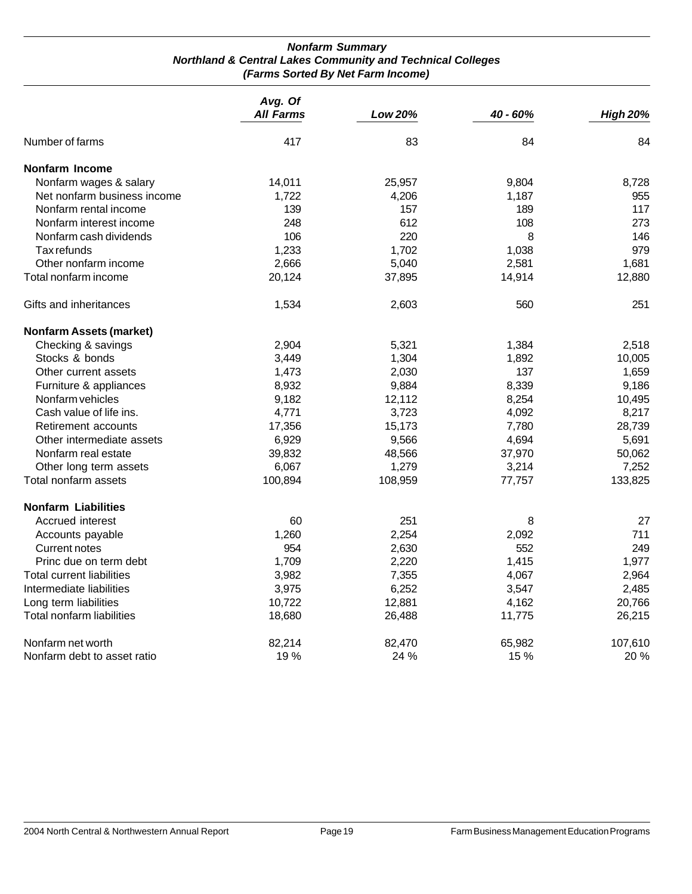### *Nonfarm Summary*
### *Northland & Central Lakes Community and Technical Colleges*
### *(Farms Sorted By Net Farm Income)*

| | *Avg. Of All Farms* | *Low 20%* | *40 - 60%* | *High 20%* |
|---|---|---|---|---|
| Number of farms | 417 | 83 | 84 | 84 |
| **Nonfarm Income** | | | | |
| Nonfarm wages & salary | 14,011 | 25,957 | 9,804 | 8,728 |
| Net nonfarm business income | 1,722 | 4,206 | 1,187 | 955 |
| Nonfarm rental income | 139 | 157 | 189 | 117 |
| Nonfarm interest income | 248 | 612 | 108 | 273 |
| Nonfarm cash dividends | 106 | 220 | 8 | 146 |
| Tax refunds | 1,233 | 1,702 | 1,038 | 979 |
| Other nonfarm income | 2,666 | 5,040 | 2,581 | 1,681 |
| Total nonfarm income | 20,124 | 37,895 | 14,914 | 12,880 |
| Gifts and inheritances | 1,534 | 2,603 | 560 | 251 |
| **Nonfarm Assets (market)** | | | | |
| Checking & savings | 2,904 | 5,321 | 1,384 | 2,518 |
| Stocks & bonds | 3,449 | 1,304 | 1,892 | 10,005 |
| Other current assets | 1,473 | 2,030 | 137 | 1,659 |
| Furniture & appliances | 8,932 | 9,884 | 8,339 | 9,186 |
| Nonfarm vehicles | 9,182 | 12,112 | 8,254 | 10,495 |
| Cash value of life ins. | 4,771 | 3,723 | 4,092 | 8,217 |
| Retirement accounts | 17,356 | 15,173 | 7,780 | 28,739 |
| Other intermediate assets | 6,929 | 9,566 | 4,694 | 5,691 |
| Nonfarm real estate | 39,832 | 48,566 | 37,970 | 50,062 |
| Other long term assets | 6,067 | 1,279 | 3,214 | 7,252 |
| Total nonfarm assets | 100,894 | 108,959 | 77,757 | 133,825 |
| **Nonfarm Liabilities** | | | | |
| Accrued interest | 60 | 251 | 8 | 27 |
| Accounts payable | 1,260 | 2,254 | 2,092 | 711 |
| Current notes | 954 | 2,630 | 552 | 249 |
| Princ due on term debt | 1,709 | 2,220 | 1,415 | 1,977 |
| Total current liabilities | 3,982 | 7,355 | 4,067 | 2,964 |
| Intermediate liabilities | 3,975 | 6,252 | 3,547 | 2,485 |
| Long term liabilities | 10,722 | 12,881 | 4,162 | 20,766 |
| Total nonfarm liabilities | 18,680 | 26,488 | 11,775 | 26,215 |
| Nonfarm net worth | 82,214 | 82,470 | 65,982 | 107,610 |
| Nonfarm debt to asset ratio | 19 % | 24 % | 15 % | 20 % |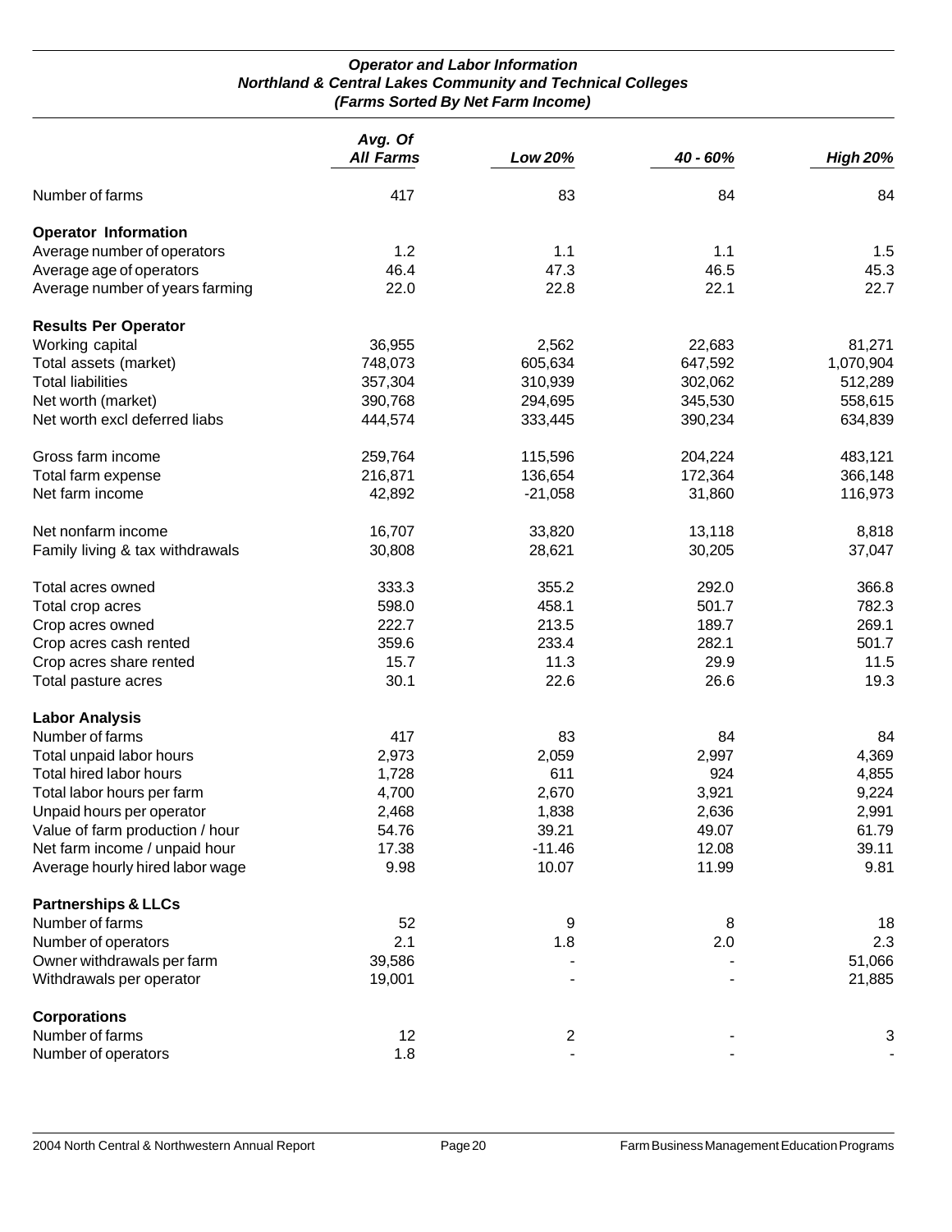### *Operator and Labor Information*
### *Northland & Central Lakes Community and Technical Colleges*
### *(Farms Sorted By Net Farm Income)*

| | *Avg. Of All Farms* | *Low 20%* | *40 - 60%* | *High 20%* |
|---|---|---|---|---|
| Number of farms | 417 | 83 | 84 | 84 |
| **Operator Information** | | | | |
| Average number of operators | 1.2 | 1.1 | 1.1 | 1.5 |
| Average age of operators | 46.4 | 47.3 | 46.5 | 45.3 |
| Average number of years farming | 22.0 | 22.8 | 22.1 | 22.7 |
| **Results Per Operator** | | | | |
| Working capital | 36,955 | 2,562 | 22,683 | 81,271 |
| Total assets (market) | 748,073 | 605,634 | 647,592 | 1,070,904 |
| Total liabilities | 357,304 | 310,939 | 302,062 | 512,289 |
| Net worth (market) | 390,768 | 294,695 | 345,530 | 558,615 |
| Net worth excl deferred liabs | 444,574 | 333,445 | 390,234 | 634,839 |
| Gross farm income | 259,764 | 115,596 | 204,224 | 483,121 |
| Total farm expense | 216,871 | 136,654 | 172,364 | 366,148 |
| Net farm income | 42,892 | -21,058 | 31,860 | 116,973 |
| Net nonfarm income | 16,707 | 33,820 | 13,118 | 8,818 |
| Family living & tax withdrawals | 30,808 | 28,621 | 30,205 | 37,047 |
| Total acres owned | 333.3 | 355.2 | 292.0 | 366.8 |
| Total crop acres | 598.0 | 458.1 | 501.7 | 782.3 |
| Crop acres owned | 222.7 | 213.5 | 189.7 | 269.1 |
| Crop acres cash rented | 359.6 | 233.4 | 282.1 | 501.7 |
| Crop acres share rented | 15.7 | 11.3 | 29.9 | 11.5 |
| Total pasture acres | 30.1 | 22.6 | 26.6 | 19.3 |
| **Labor Analysis** | | | | |
| Number of farms | 417 | 83 | 84 | 84 |
| Total unpaid labor hours | 2,973 | 2,059 | 2,997 | 4,369 |
| Total hired labor hours | 1,728 | 611 | 924 | 4,855 |
| Total labor hours per farm | 4,700 | 2,670 | 3,921 | 9,224 |
| Unpaid hours per operator | 2,468 | 1,838 | 2,636 | 2,991 |
| Value of farm production / hour | 54.76 | 39.21 | 49.07 | 61.79 |
| Net farm income / unpaid hour | 17.38 | -11.46 | 12.08 | 39.11 |
| Average hourly hired labor wage | 9.98 | 10.07 | 11.99 | 9.81 |
| **Partnerships & LLCs** | | | | |
| Number of farms | 52 | 9 | 8 | 18 |
| Number of operators | 2.1 | 1.8 | 2.0 | 2.3 |
| Owner withdrawals per farm | 39,586 | - | - | 51,066 |
| Withdrawals per operator | 19,001 | - | - | 21,885 |
| **Corporations** | | | | |
| Number of farms | 12 | 2 | - | 3 |
| Number of operators | 1.8 | - | - | - |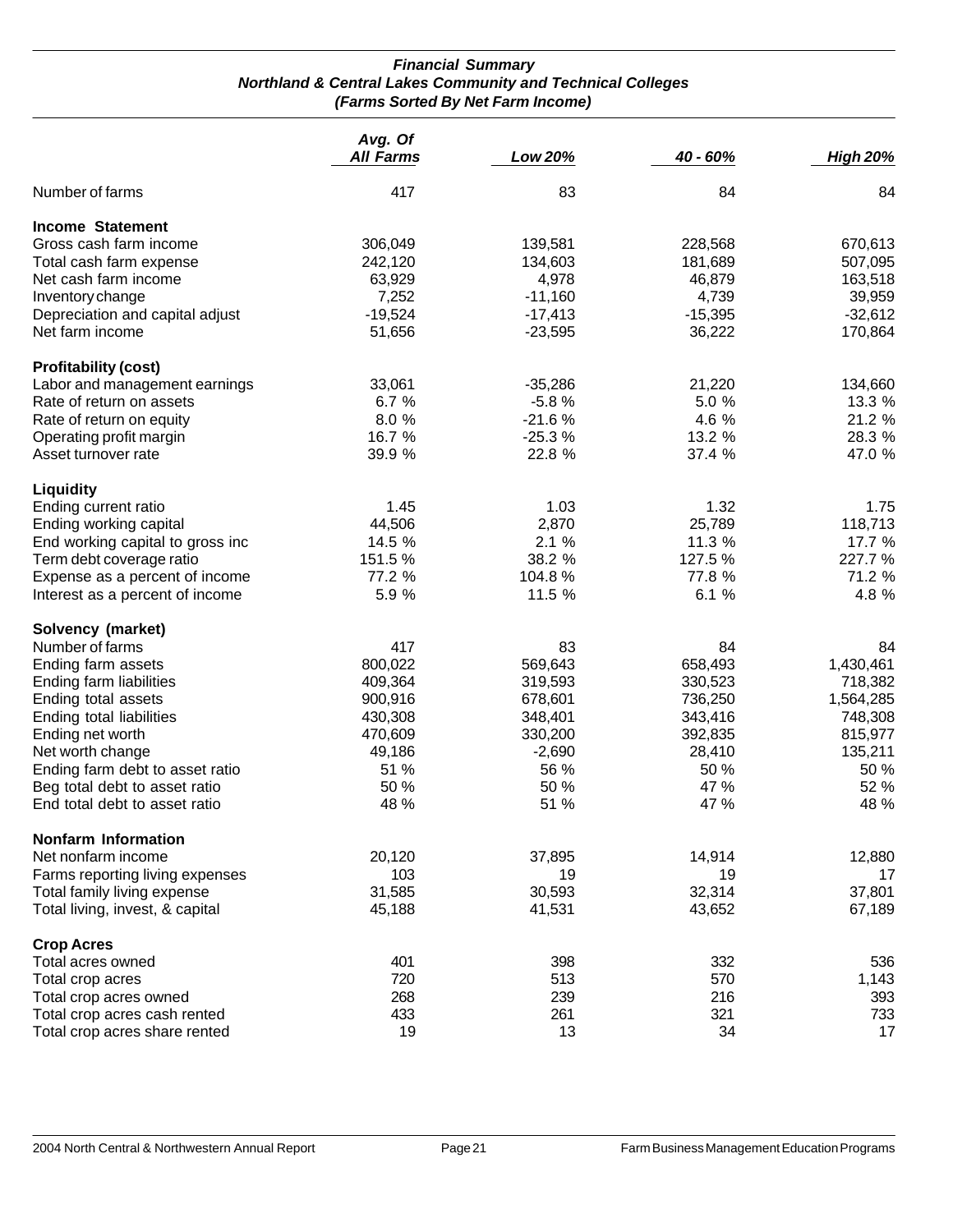### *Financial Summary*
### *Northland & Central Lakes Community and Technical Colleges*
### *(Farms Sorted By Net Farm Income)*

| | *Avg. Of All Farms* | *Low 20%* | *40 - 60%* | *High 20%* |
|---|---|---|---|---|
| Number of farms | 417 | 83 | 84 | 84 |
| **Income Statement** | | | | |
| Gross cash farm income | 306,049 | 139,581 | 228,568 | 670,613 |
| Total cash farm expense | 242,120 | 134,603 | 181,689 | 507,095 |
| Net cash farm income | 63,929 | 4,978 | 46,879 | 163,518 |
| Inventory change | 7,252 | -11,160 | 4,739 | 39,959 |
| Depreciation and capital adjust | -19,524 | -17,413 | -15,395 | -32,612 |
| Net farm income | 51,656 | -23,595 | 36,222 | 170,864 |
| **Profitability (cost)** | | | | |
| Labor and management earnings | 33,061 | -35,286 | 21,220 | 134,660 |
| Rate of return on assets | 6.7 % | -5.8 % | 5.0 % | 13.3 % |
| Rate of return on equity | 8.0 % | -21.6 % | 4.6 % | 21.2 % |
| Operating profit margin | 16.7 % | -25.3 % | 13.2 % | 28.3 % |
| Asset turnover rate | 39.9 % | 22.8 % | 37.4 % | 47.0 % |
| **Liquidity** | | | | |
| Ending current ratio | 1.45 | 1.03 | 1.32 | 1.75 |
| Ending working capital | 44,506 | 2,870 | 25,789 | 118,713 |
| End working capital to gross inc | 14.5 % | 2.1 % | 11.3 % | 17.7 % |
| Term debt coverage ratio | 151.5 % | 38.2 % | 127.5 % | 227.7 % |
| Expense as a percent of income | 77.2 % | 104.8 % | 77.8 % | 71.2 % |
| Interest as a percent of income | 5.9 % | 11.5 % | 6.1 % | 4.8 % |
| **Solvency (market)** | | | | |
| Number of farms | 417 | 83 | 84 | 84 |
| Ending farm assets | 800,022 | 569,643 | 658,493 | 1,430,461 |
| Ending farm liabilities | 409,364 | 319,593 | 330,523 | 718,382 |
| Ending total assets | 900,916 | 678,601 | 736,250 | 1,564,285 |
| Ending total liabilities | 430,308 | 348,401 | 343,416 | 748,308 |
| Ending net worth | 470,609 | 330,200 | 392,835 | 815,977 |
| Net worth change | 49,186 | -2,690 | 28,410 | 135,211 |
| Ending farm debt to asset ratio | 51 % | 56 % | 50 % | 50 % |
| Beg total debt to asset ratio | 50 % | 50 % | 47 % | 52 % |
| End total debt to asset ratio | 48 % | 51 % | 47 % | 48 % |
| **Nonfarm Information** | | | | |
| Net nonfarm income | 20,120 | 37,895 | 14,914 | 12,880 |
| Farms reporting living expenses | 103 | 19 | 19 | 17 |
| Total family living expense | 31,585 | 30,593 | 32,314 | 37,801 |
| Total living, invest, & capital | 45,188 | 41,531 | 43,652 | 67,189 |
| **Crop Acres** | | | | |
| Total acres owned | 401 | 398 | 332 | 536 |
| Total crop acres | 720 | 513 | 570 | 1,143 |
| Total crop acres owned | 268 | 239 | 216 | 393 |
| Total crop acres cash rented | 433 | 261 | 321 | 733 |
| Total crop acres share rented | 19 | 13 | 34 | 17 |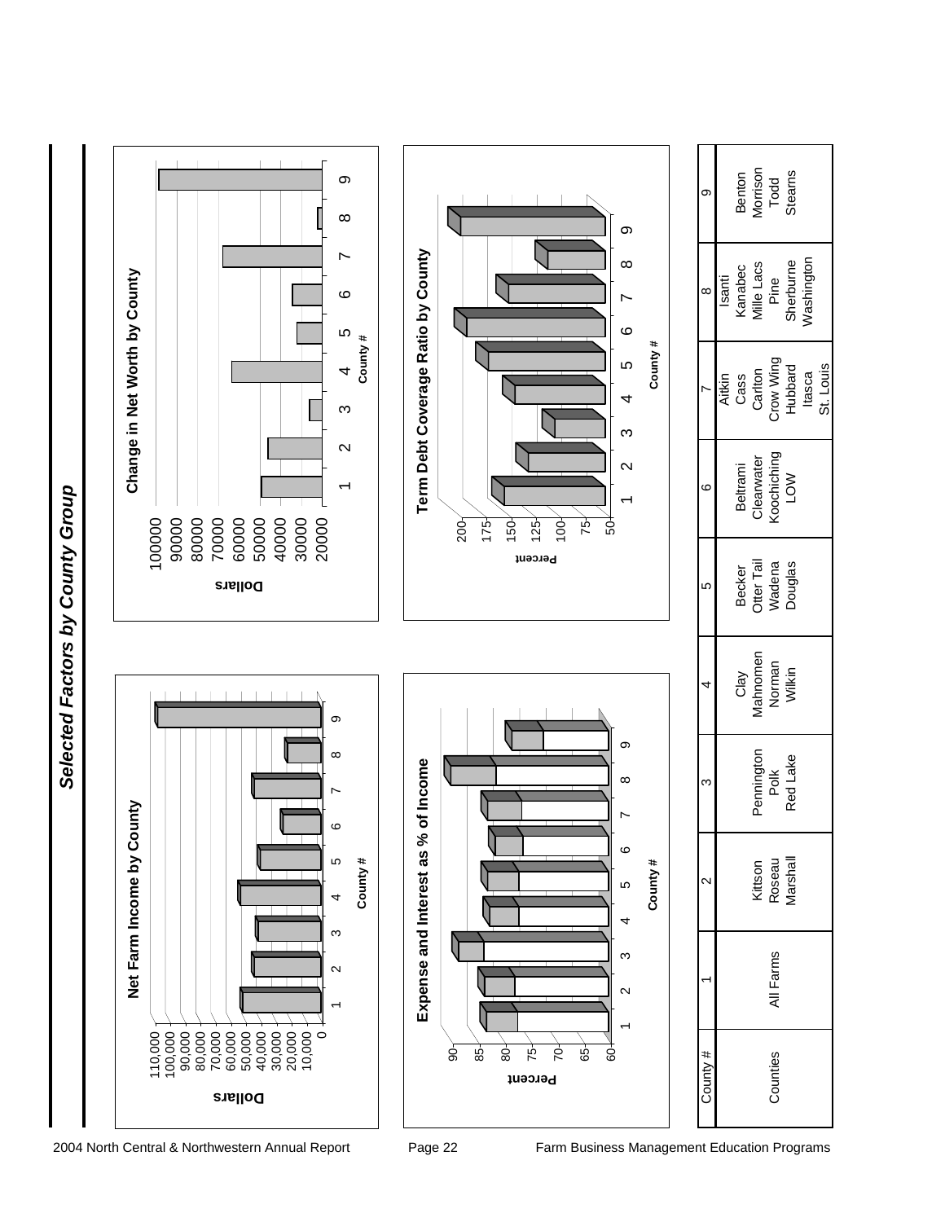# Selected Factors by County Group

**Net Farm Income by County**

Dollars: 0, 10,000, 20,000, 30,000, 40,000, 50,000, 60,000, 70,000, 80,000, 90,000, 100,000, 110,000

County #: 1 2 3 4 5 6 7 8 9

**Change in Net Worth by County**

Dollars: 20000, 30000, 40000, 50000, 60000, 70000, 80000, 90000, 100000

County #: 1 2 3 4 5 6 7 8 9

**Expense and Interest as % of Income**

Percent: 60, 65, 70, 75, 80, 85, 90

County #: 1 2 3 4 5 6 7 8 9

**Term Debt Coverage Ratio by County**

Percent: 50, 75, 100, 125, 150, 175, 200

County #: 1 2 3 4 5 6 7 8 9

| County # | 1 | 2 | 3 | 4 | 5 | 6 | 7 | 8 | 9 |
|---|---|---|---|---|---|---|---|---|---|
| Counties | All Farms | Kittson<br>Roseau<br>Marshall | Pennington<br>Polk<br>Red Lake | Clay<br>Mahnomen<br>Norman<br>Wilkin | Becker<br>Otter Tail<br>Wadena<br>Douglas | Beltrami<br>Clearwater<br>Koochiching<br>LOW | Aitkin<br>Cass<br>Carlton<br>Crow Wing<br>Hubbard<br>Itasca<br>St. Louis | Isanti<br>Kanabec<br>Mille Lacs<br>Pine<br>Sherburne<br>Washington | Benton<br>Morrison<br>Todd<br>Stearns |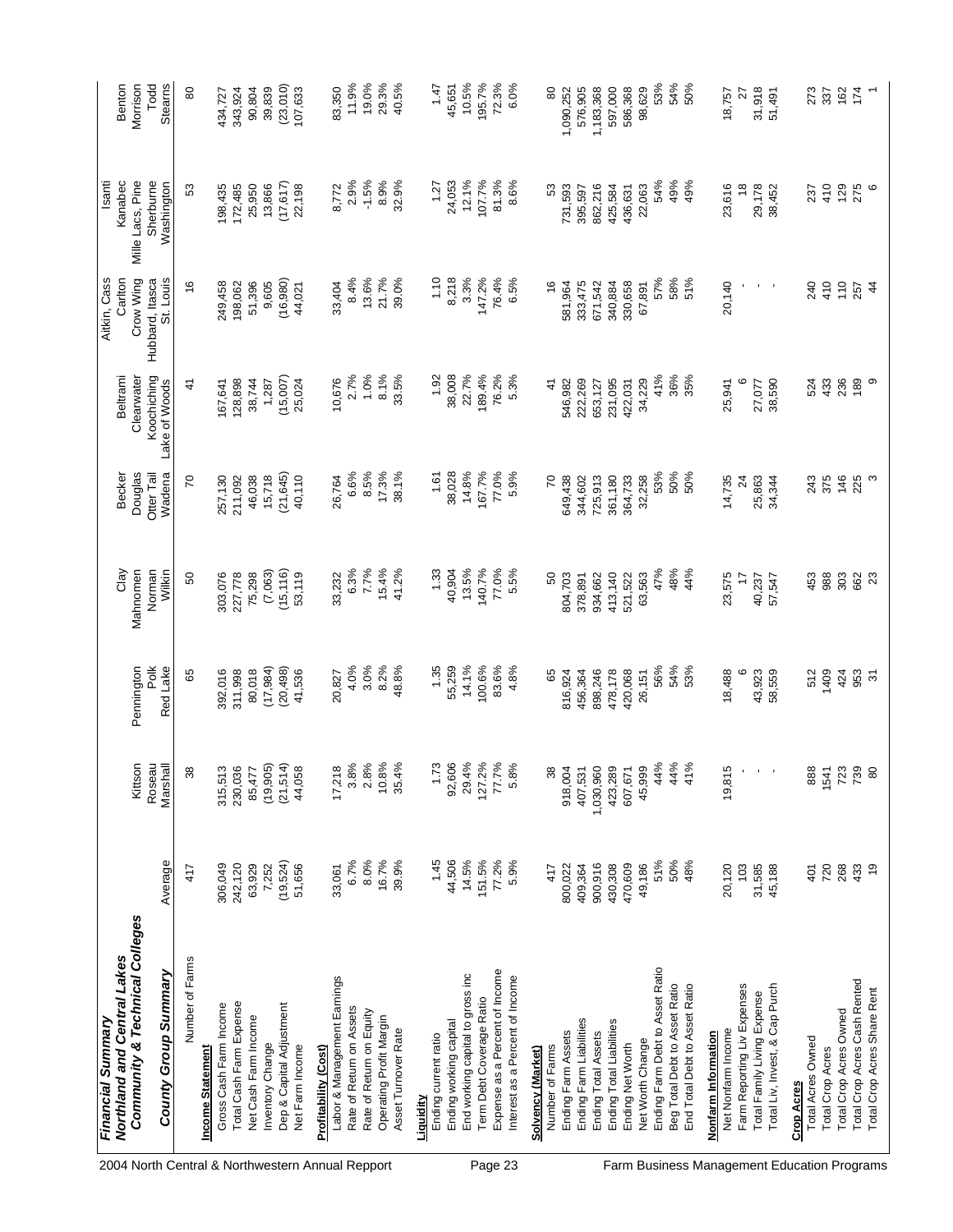## Financial Summary
## Northland and Central Lakes Community & Technical Colleges

### County Group Summary

| County Group Summary | Average | Kittson Roseau Marshall | Pennington Polk Red Lake | Clay Mahnomen Norman Wilkin | Becker Douglas Otter Tail Wadena | Beltrami Clearwater Koochiching Lake of Woods | Aitkin, Cass Carlton Crow Wing Hubbard, Itasca St. Louis | Isanti Kanabec Mille Lacs, Pine Sherburne Washington | Benton Morrison Todd Stearns |
|---|---|---|---|---|---|---|---|---|---|
| Number of Farms | 417 | 38 | 65 | 50 | 70 | 41 | 16 | 53 | 80 |
| **Income Statement** | | | | | | | | | |
| Gross Cash Farm Income | 306,049 | 315,513 | 392,016 | 303,076 | 257,130 | 167,641 | 249,458 | 198,435 | 434,727 |
| Total Cash Farm Expense | 242,120 | 230,036 | 311,998 | 227,778 | 211,092 | 128,898 | 198,062 | 172,485 | 343,924 |
| Net Cash Farm Income | 63,929 | 85,477 | 80,018 | 75,298 | 46,038 | 38,744 | 51,396 | 25,950 | 90,804 |
| Inventory Change | 7,252 | (19,905) | (17,984) | (7,063) | 15,718 | 1,287 | 9,605 | 13,866 | 39,839 |
| Dep & Capital Adjustment | (19,524) | (21,514) | (20,498) | (15,116) | (21,645) | (15,007) | (16,980) | (17,617) | (23,010) |
| Net Farm Income | 51,656 | 44,058 | 41,536 | 53,119 | 40,110 | 25,024 | 44,021 | 22,198 | 107,633 |
| **Profitability (Cost)** | | | | | | | | | |
| Labor & Management Earnings | 33,061 | 17,218 | 20,827 | 33,232 | 26,764 | 10,676 | 33,404 | 8,772 | 83,350 |
| Rate of Return on Assets | 6.7% | 3.8% | 4.0% | 6.3% | 6.6% | 2.7% | 8.4% | 2.9% | 11.9% |
| Rate of Return on Equity | 8.0% | 2.8% | 3.0% | 7.7% | 8.5% | 1.0% | 13.6% | -1.5% | 19.0% |
| Operating Profit Margin | 16.7% | 10.8% | 8.2% | 15.4% | 17.3% | 8.1% | 21.7% | 8.9% | 29.3% |
| Asset Turnover Rate | 39.9% | 35.4% | 48.8% | 41.2% | 38.1% | 33.5% | 39.0% | 32.9% | 40.5% |
| **Liquidity** | | | | | | | | | |
| Ending current ratio | 1.45 | 1.73 | 1.35 | 1.33 | 1.61 | 1.92 | 1.10 | 1.27 | 1.47 |
| Ending working capital | 44,506 | 92,606 | 55,259 | 40,904 | 38,028 | 38,008 | 8,218 | 24,053 | 45,651 |
| End working capital to gross inc | 14.5% | 29.4% | 14.1% | 13.5% | 14.8% | 22.7% | 3.3% | 12.1% | 10.5% |
| Term Debt Coverage Ratio | 151.5% | 127.2% | 100.6% | 140.7% | 167.7% | 189.4% | 147.2% | 107.7% | 195.7% |
| Expense as a Percent of Income | 77.2% | 77.7% | 83.6% | 77.0% | 77.0% | 76.2% | 76.4% | 81.3% | 72.3% |
| Interest as a Percent of Income | 5.9% | 5.8% | 4.8% | 5.5% | 5.9% | 5.3% | 6.5% | 8.6% | 6.0% |
| **Solvency (Market)** | | | | | | | | | |
| Number of Farms | 417 | 38 | 65 | 50 | 70 | 41 | 16 | 53 | 80 |
| Ending Farm Assets | 800,022 | 918,004 | 816,924 | 804,703 | 649,438 | 546,982 | 581,964 | 731,593 | 1,090,252 |
| Ending Farm Liabilities | 409,364 | 407,531 | 456,364 | 378,891 | 344,602 | 222,269 | 333,475 | 395,597 | 576,905 |
| Ending Total Assets | 900,916 | 1,030,960 | 898,246 | 934,662 | 725,913 | 653,127 | 671,542 | 862,216 | 1,183,368 |
| Ending Total Liabilities | 430,308 | 423,289 | 478,178 | 413,140 | 361,180 | 231,095 | 340,884 | 425,584 | 597,000 |
| Ending Net Worth | 470,609 | 607,671 | 420,068 | 521,522 | 364,733 | 422,031 | 330,658 | 436,631 | 586,368 |
| Net Worth Change | 49,186 | 45,999 | 26,151 | 63,563 | 32,258 | 34,229 | 67,891 | 22,063 | 98,629 |
| Ending Farm Debt to Asset Ratio | 51% | 44% | 56% | 47% | 53% | 41% | 57% | 54% | 53% |
| Beg Total Debt to Asset Ratio | 50% | 44% | 54% | 48% | 50% | 36% | 58% | 49% | 54% |
| End Total Debt to Asset Ratio | 48% | 41% | 53% | 44% | 50% | 35% | 51% | 49% | 50% |
| **Nonfarm Information** | | | | | | | | | |
| Net Nonfarm Income | 20,120 | 19,815 | 18,488 | 23,575 | 14,735 | 25,941 | 20,140 | 23,616 | 18,757 |
| Farm Reporting Liv Expenses | 103 | - | 6 | 17 | 24 | 6 | - | 18 | 27 |
| Total Family Living Expense | 31,585 | - | 43,923 | 40,237 | 25,863 | 27,077 | - | 29,178 | 31,918 |
| Total Liv, Invest, & Cap Purch | 45,188 | - | 58,559 | 57,547 | 34,344 | 38,590 | - | 38,452 | 51,491 |
| **Crop Acres** | | | | | | | | | |
| Total Acres Owned | 401 | 888 | 512 | 453 | 243 | 524 | 240 | 237 | 273 |
| Total Crop Acres | 720 | 1541 | 1409 | 988 | 375 | 433 | 410 | 410 | 337 |
| Total Crop Acres Owned | 268 | 723 | 424 | 303 | 146 | 236 | 110 | 129 | 162 |
| Total Crop Acres Cash Rented | 433 | 739 | 953 | 662 | 225 | 189 | 257 | 275 | 174 |
| Total Crop Acres Share Rent | 19 | 80 | 31 | 23 | 3 | 9 | 44 | 6 | 1 |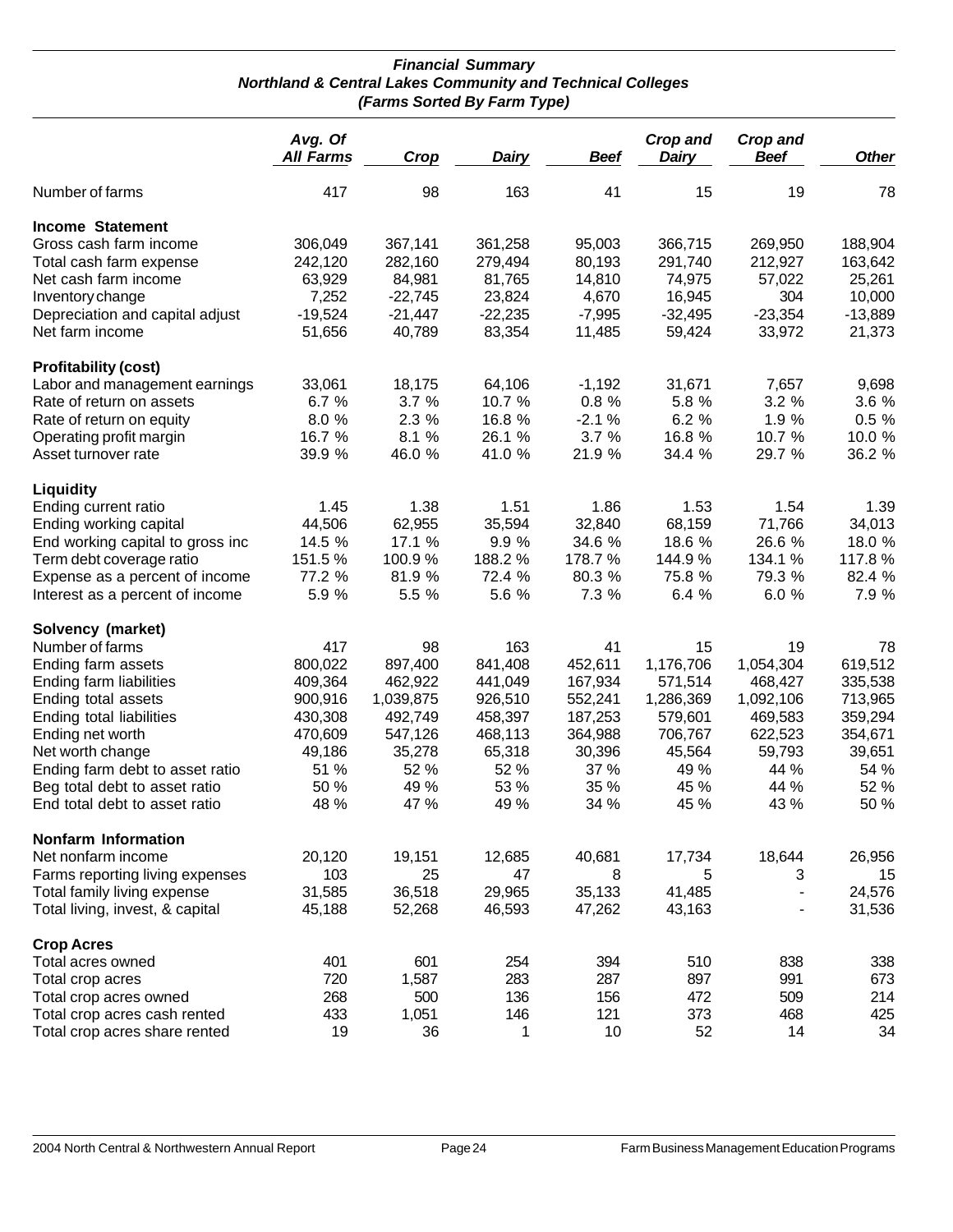## *Financial Summary*
## *Northland & Central Lakes Community and Technical Colleges*
## *(Farms Sorted By Farm Type)*

| | Avg. Of All Farms | Crop | Dairy | Beef | Crop and Dairy | Crop and Beef | Other |
|---|---|---|---|---|---|---|---|
| Number of farms | 417 | 98 | 163 | 41 | 15 | 19 | 78 |
| **Income Statement** | | | | | | | |
| Gross cash farm income | 306,049 | 367,141 | 361,258 | 95,003 | 366,715 | 269,950 | 188,904 |
| Total cash farm expense | 242,120 | 282,160 | 279,494 | 80,193 | 291,740 | 212,927 | 163,642 |
| Net cash farm income | 63,929 | 84,981 | 81,765 | 14,810 | 74,975 | 57,022 | 25,261 |
| Inventory change | 7,252 | -22,745 | 23,824 | 4,670 | 16,945 | 304 | 10,000 |
| Depreciation and capital adjust | -19,524 | -21,447 | -22,235 | -7,995 | -32,495 | -23,354 | -13,889 |
| Net farm income | 51,656 | 40,789 | 83,354 | 11,485 | 59,424 | 33,972 | 21,373 |
| **Profitability (cost)** | | | | | | | |
| Labor and management earnings | 33,061 | 18,175 | 64,106 | -1,192 | 31,671 | 7,657 | 9,698 |
| Rate of return on assets | 6.7 % | 3.7 % | 10.7 % | 0.8 % | 5.8 % | 3.2 % | 3.6 % |
| Rate of return on equity | 8.0 % | 2.3 % | 16.8 % | -2.1 % | 6.2 % | 1.9 % | 0.5 % |
| Operating profit margin | 16.7 % | 8.1 % | 26.1 % | 3.7 % | 16.8 % | 10.7 % | 10.0 % |
| Asset turnover rate | 39.9 % | 46.0 % | 41.0 % | 21.9 % | 34.4 % | 29.7 % | 36.2 % |
| **Liquidity** | | | | | | | |
| Ending current ratio | 1.45 | 1.38 | 1.51 | 1.86 | 1.53 | 1.54 | 1.39 |
| Ending working capital | 44,506 | 62,955 | 35,594 | 32,840 | 68,159 | 71,766 | 34,013 |
| End working capital to gross inc | 14.5 % | 17.1 % | 9.9 % | 34.6 % | 18.6 % | 26.6 % | 18.0 % |
| Term debt coverage ratio | 151.5 % | 100.9 % | 188.2 % | 178.7 % | 144.9 % | 134.1 % | 117.8 % |
| Expense as a percent of income | 77.2 % | 81.9 % | 72.4 % | 80.3 % | 75.8 % | 79.3 % | 82.4 % |
| Interest as a percent of income | 5.9 % | 5.5 % | 5.6 % | 7.3 % | 6.4 % | 6.0 % | 7.9 % |
| **Solvency (market)** | | | | | | | |
| Number of farms | 417 | 98 | 163 | 41 | 15 | 19 | 78 |
| Ending farm assets | 800,022 | 897,400 | 841,408 | 452,611 | 1,176,706 | 1,054,304 | 619,512 |
| Ending farm liabilities | 409,364 | 462,922 | 441,049 | 167,934 | 571,514 | 468,427 | 335,538 |
| Ending total assets | 900,916 | 1,039,875 | 926,510 | 552,241 | 1,286,369 | 1,092,106 | 713,965 |
| Ending total liabilities | 430,308 | 492,749 | 458,397 | 187,253 | 579,601 | 469,583 | 359,294 |
| Ending net worth | 470,609 | 547,126 | 468,113 | 364,988 | 706,767 | 622,523 | 354,671 |
| Net worth change | 49,186 | 35,278 | 65,318 | 30,396 | 45,564 | 59,793 | 39,651 |
| Ending farm debt to asset ratio | 51 % | 52 % | 52 % | 37 % | 49 % | 44 % | 54 % |
| Beg total debt to asset ratio | 50 % | 49 % | 53 % | 35 % | 45 % | 44 % | 52 % |
| End total debt to asset ratio | 48 % | 47 % | 49 % | 34 % | 45 % | 43 % | 50 % |
| **Nonfarm Information** | | | | | | | |
| Net nonfarm income | 20,120 | 19,151 | 12,685 | 40,681 | 17,734 | 18,644 | 26,956 |
| Farms reporting living expenses | 103 | 25 | 47 | 8 | 5 | 3 | 15 |
| Total family living expense | 31,585 | 36,518 | 29,965 | 35,133 | 41,485 | - | 24,576 |
| Total living, invest, & capital | 45,188 | 52,268 | 46,593 | 47,262 | 43,163 | - | 31,536 |
| **Crop Acres** | | | | | | | |
| Total acres owned | 401 | 601 | 254 | 394 | 510 | 838 | 338 |
| Total crop acres | 720 | 1,587 | 283 | 287 | 897 | 991 | 673 |
| Total crop acres owned | 268 | 500 | 136 | 156 | 472 | 509 | 214 |
| Total crop acres cash rented | 433 | 1,051 | 146 | 121 | 373 | 468 | 425 |
| Total crop acres share rented | 19 | 36 | 1 | 10 | 52 | 14 | 34 |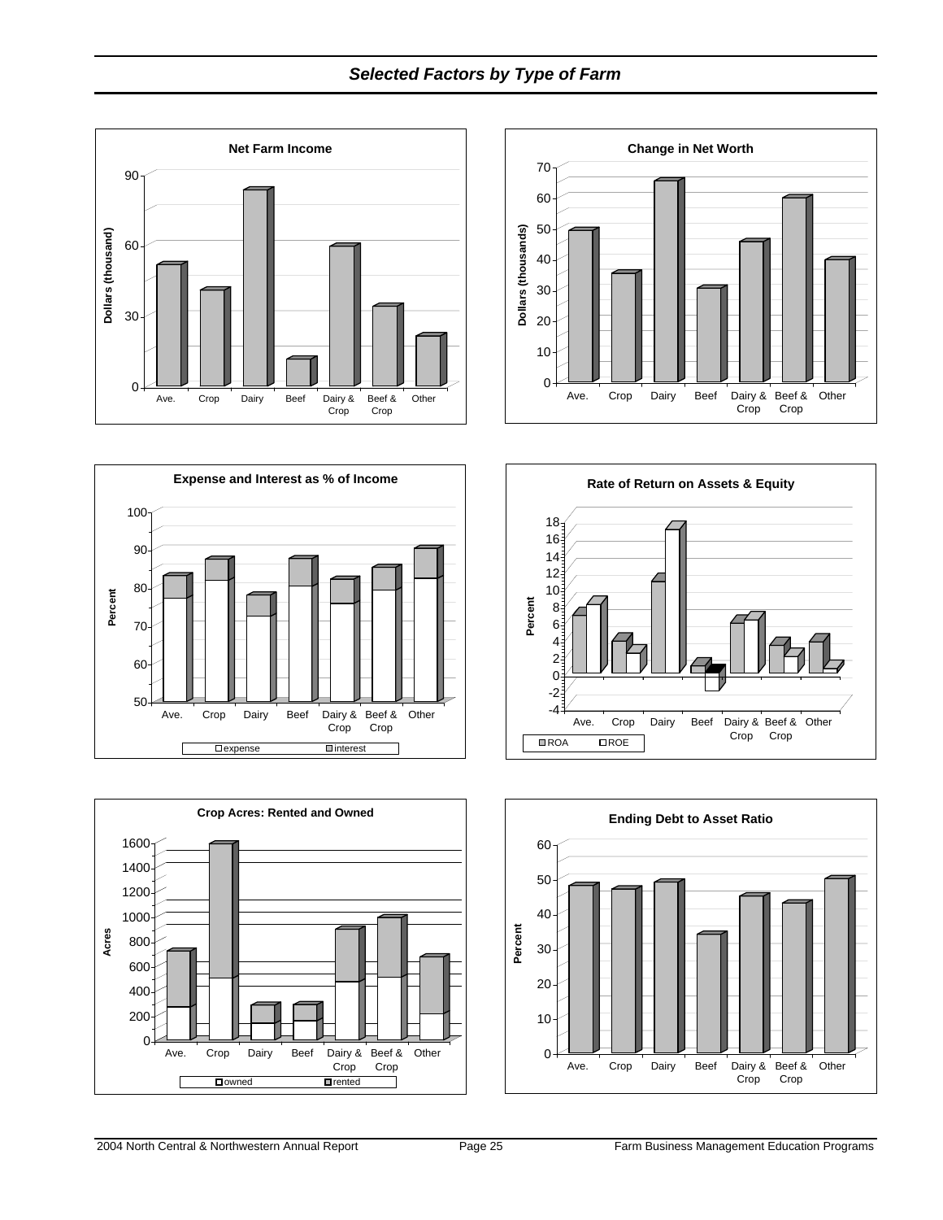## *Selected Factors by Type of Farm*

**Net Farm Income**

Dollars (thousand)

90
60
30
0

Ave. Crop Dairy Beef Dairy & Crop Beef & Crop Other

**Change in Net Worth**

Dollars (thousands)

70
60
50
40
30
20
10
0

Ave. Crop Dairy Beef Dairy & Crop Beef & Crop Other

**Expense and Interest as % of Income**

Percent

100
90
80
70
60
50

Ave. Crop Dairy Beef Dairy & Crop Beef & Crop Other

expense interest

**Rate of Return on Assets & Equity**

Percent

18
16
14
12
10
8
6
4
2
0
-2
-4

Ave. Crop Dairy Beef Dairy & Crop Beef & Crop Other

ROA ROE

**Crop Acres: Rented and Owned**

Acres

1600
1400
1200
1000
800
600
400
200
0

Ave. Crop Dairy Beef Dairy & Crop Beef & Crop Other

owned rented

**Ending Debt to Asset Ratio**

Percent

60
50
40
30
20
10
0

Ave. Crop Dairy Beef Dairy & Crop Beef & Crop Other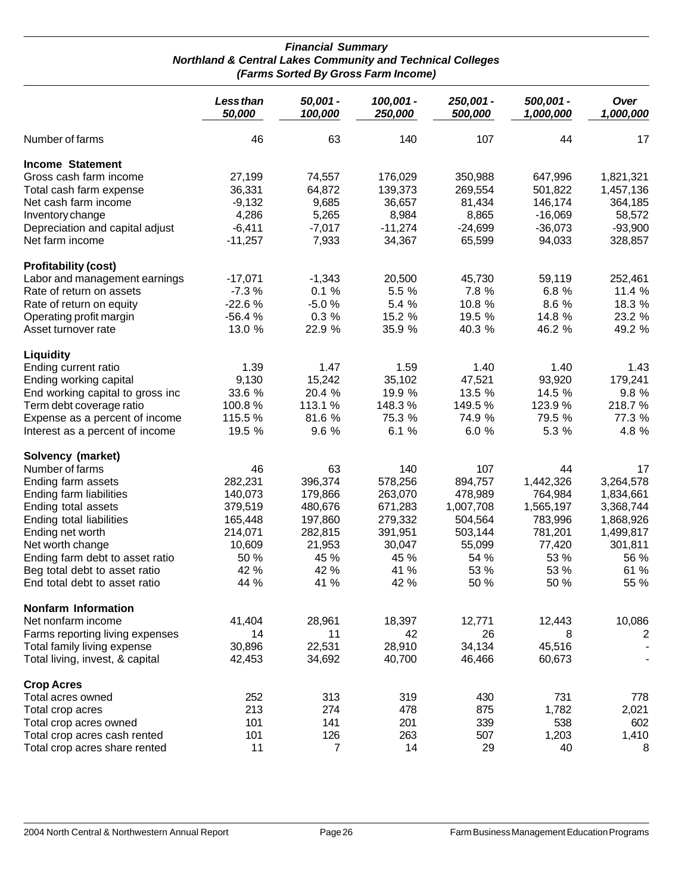### *Financial Summary*
### *Northland & Central Lakes Community and Technical Colleges*
### *(Farms Sorted By Gross Farm Income)*

| | *Less than 50,000* | *50,001 - 100,000* | *100,001 - 250,000* | *250,001 - 500,000* | *500,001 - 1,000,000* | *Over 1,000,000* |
|---|---|---|---|---|---|---|
| Number of farms | 46 | 63 | 140 | 107 | 44 | 17 |
| **Income Statement** | | | | | | |
| Gross cash farm income | 27,199 | 74,557 | 176,029 | 350,988 | 647,996 | 1,821,321 |
| Total cash farm expense | 36,331 | 64,872 | 139,373 | 269,554 | 501,822 | 1,457,136 |
| Net cash farm income | -9,132 | 9,685 | 36,657 | 81,434 | 146,174 | 364,185 |
| Inventory change | 4,286 | 5,265 | 8,984 | 8,865 | -16,069 | 58,572 |
| Depreciation and capital adjust | -6,411 | -7,017 | -11,274 | -24,699 | -36,073 | -93,900 |
| Net farm income | -11,257 | 7,933 | 34,367 | 65,599 | 94,033 | 328,857 |
| **Profitability (cost)** | | | | | | |
| Labor and management earnings | -17,071 | -1,343 | 20,500 | 45,730 | 59,119 | 252,461 |
| Rate of return on assets | -7.3 % | 0.1 % | 5.5 % | 7.8 % | 6.8 % | 11.4 % |
| Rate of return on equity | -22.6 % | -5.0 % | 5.4 % | 10.8 % | 8.6 % | 18.3 % |
| Operating profit margin | -56.4 % | 0.3 % | 15.2 % | 19.5 % | 14.8 % | 23.2 % |
| Asset turnover rate | 13.0 % | 22.9 % | 35.9 % | 40.3 % | 46.2 % | 49.2 % |
| **Liquidity** | | | | | | |
| Ending current ratio | 1.39 | 1.47 | 1.59 | 1.40 | 1.40 | 1.43 |
| Ending working capital | 9,130 | 15,242 | 35,102 | 47,521 | 93,920 | 179,241 |
| End working capital to gross inc | 33.6 % | 20.4 % | 19.9 % | 13.5 % | 14.5 % | 9.8 % |
| Term debt coverage ratio | 100.8 % | 113.1 % | 148.3 % | 149.5 % | 123.9 % | 218.7 % |
| Expense as a percent of income | 115.5 % | 81.6 % | 75.3 % | 74.9 % | 79.5 % | 77.3 % |
| Interest as a percent of income | 19.5 % | 9.6 % | 6.1 % | 6.0 % | 5.3 % | 4.8 % |
| **Solvency (market)** | | | | | | |
| Number of farms | 46 | 63 | 140 | 107 | 44 | 17 |
| Ending farm assets | 282,231 | 396,374 | 578,256 | 894,757 | 1,442,326 | 3,264,578 |
| Ending farm liabilities | 140,073 | 179,866 | 263,070 | 478,989 | 764,984 | 1,834,661 |
| Ending total assets | 379,519 | 480,676 | 671,283 | 1,007,708 | 1,565,197 | 3,368,744 |
| Ending total liabilities | 165,448 | 197,860 | 279,332 | 504,564 | 783,996 | 1,868,926 |
| Ending net worth | 214,071 | 282,815 | 391,951 | 503,144 | 781,201 | 1,499,817 |
| Net worth change | 10,609 | 21,953 | 30,047 | 55,099 | 77,420 | 301,811 |
| Ending farm debt to asset ratio | 50 % | 45 % | 45 % | 54 % | 53 % | 56 % |
| Beg total debt to asset ratio | 42 % | 42 % | 41 % | 53 % | 53 % | 61 % |
| End total debt to asset ratio | 44 % | 41 % | 42 % | 50 % | 50 % | 55 % |
| **Nonfarm Information** | | | | | | |
| Net nonfarm income | 41,404 | 28,961 | 18,397 | 12,771 | 12,443 | 10,086 |
| Farms reporting living expenses | 14 | 11 | 42 | 26 | 8 | 2 |
| Total family living expense | 30,896 | 22,531 | 28,910 | 34,134 | 45,516 | - |
| Total living, invest, & capital | 42,453 | 34,692 | 40,700 | 46,466 | 60,673 | - |
| **Crop Acres** | | | | | | |
| Total acres owned | 252 | 313 | 319 | 430 | 731 | 778 |
| Total crop acres | 213 | 274 | 478 | 875 | 1,782 | 2,021 |
| Total crop acres owned | 101 | 141 | 201 | 339 | 538 | 602 |
| Total crop acres cash rented | 101 | 126 | 263 | 507 | 1,203 | 1,410 |
| Total crop acres share rented | 11 | 7 | 14 | 29 | 40 | 8 |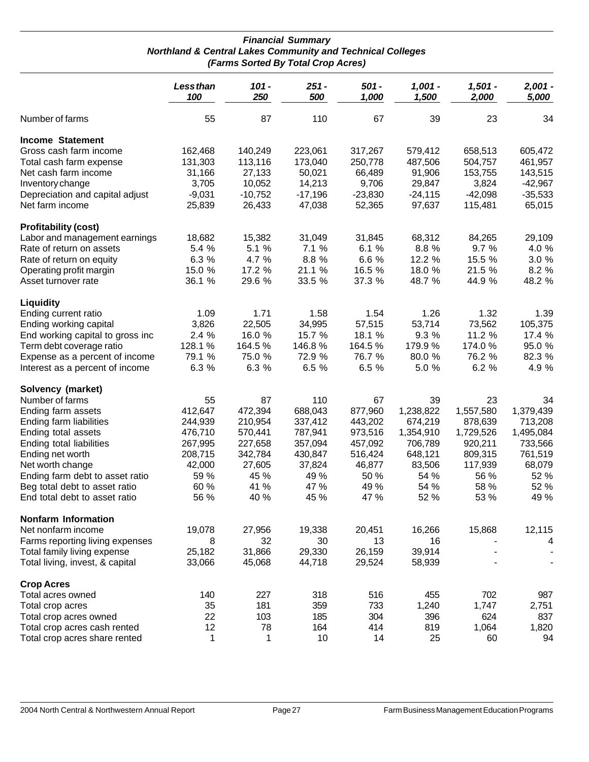**_Financial Summary_**
**_Northland & Central Lakes Community and Technical Colleges_**
**_(Farms Sorted By Total Crop Acres)_**

| | Less than 100 | 101 - 250 | 251 - 500 | 501 - 1,000 | 1,001 - 1,500 | 1,501 - 2,000 | 2,001 - 5,000 |
|---|---|---|---|---|---|---|---|
| Number of farms | 55 | 87 | 110 | 67 | 39 | 23 | 34 |
| **Income Statement** | | | | | | | |
| Gross cash farm income | 162,468 | 140,249 | 223,061 | 317,267 | 579,412 | 658,513 | 605,472 |
| Total cash farm expense | 131,303 | 113,116 | 173,040 | 250,778 | 487,506 | 504,757 | 461,957 |
| Net cash farm income | 31,166 | 27,133 | 50,021 | 66,489 | 91,906 | 153,755 | 143,515 |
| Inventory change | 3,705 | 10,052 | 14,213 | 9,706 | 29,847 | 3,824 | -42,967 |
| Depreciation and capital adjust | -9,031 | -10,752 | -17,196 | -23,830 | -24,115 | -42,098 | -35,533 |
| Net farm income | 25,839 | 26,433 | 47,038 | 52,365 | 97,637 | 115,481 | 65,015 |
| **Profitability (cost)** | | | | | | | |
| Labor and management earnings | 18,682 | 15,382 | 31,049 | 31,845 | 68,312 | 84,265 | 29,109 |
| Rate of return on assets | 5.4 % | 5.1 % | 7.1 % | 6.1 % | 8.8 % | 9.7 % | 4.0 % |
| Rate of return on equity | 6.3 % | 4.7 % | 8.8 % | 6.6 % | 12.2 % | 15.5 % | 3.0 % |
| Operating profit margin | 15.0 % | 17.2 % | 21.1 % | 16.5 % | 18.0 % | 21.5 % | 8.2 % |
| Asset turnover rate | 36.1 % | 29.6 % | 33.5 % | 37.3 % | 48.7 % | 44.9 % | 48.2 % |
| **Liquidity** | | | | | | | |
| Ending current ratio | 1.09 | 1.71 | 1.58 | 1.54 | 1.26 | 1.32 | 1.39 |
| Ending working capital | 3,826 | 22,505 | 34,995 | 57,515 | 53,714 | 73,562 | 105,375 |
| End working capital to gross inc | 2.4 % | 16.0 % | 15.7 % | 18.1 % | 9.3 % | 11.2 % | 17.4 % |
| Term debt coverage ratio | 128.1 % | 164.5 % | 146.8 % | 164.5 % | 179.9 % | 174.0 % | 95.0 % |
| Expense as a percent of income | 79.1 % | 75.0 % | 72.9 % | 76.7 % | 80.0 % | 76.2 % | 82.3 % |
| Interest as a percent of income | 6.3 % | 6.3 % | 6.5 % | 6.5 % | 5.0 % | 6.2 % | 4.9 % |
| **Solvency (market)** | | | | | | | |
| Number of farms | 55 | 87 | 110 | 67 | 39 | 23 | 34 |
| Ending farm assets | 412,647 | 472,394 | 688,043 | 877,960 | 1,238,822 | 1,557,580 | 1,379,439 |
| Ending farm liabilities | 244,939 | 210,954 | 337,412 | 443,202 | 674,219 | 878,639 | 713,208 |
| Ending total assets | 476,710 | 570,441 | 787,941 | 973,516 | 1,354,910 | 1,729,526 | 1,495,084 |
| Ending total liabilities | 267,995 | 227,658 | 357,094 | 457,092 | 706,789 | 920,211 | 733,566 |
| Ending net worth | 208,715 | 342,784 | 430,847 | 516,424 | 648,121 | 809,315 | 761,519 |
| Net worth change | 42,000 | 27,605 | 37,824 | 46,877 | 83,506 | 117,939 | 68,079 |
| Ending farm debt to asset ratio | 59 % | 45 % | 49 % | 50 % | 54 % | 56 % | 52 % |
| Beg total debt to asset ratio | 60 % | 41 % | 47 % | 49 % | 54 % | 58 % | 52 % |
| End total debt to asset ratio | 56 % | 40 % | 45 % | 47 % | 52 % | 53 % | 49 % |
| **Nonfarm Information** | | | | | | | |
| Net nonfarm income | 19,078 | 27,956 | 19,338 | 20,451 | 16,266 | 15,868 | 12,115 |
| Farms reporting living expenses | 8 | 32 | 30 | 13 | 16 | - | 4 |
| Total family living expense | 25,182 | 31,866 | 29,330 | 26,159 | 39,914 | - | - |
| Total living, invest, & capital | 33,066 | 45,068 | 44,718 | 29,524 | 58,939 | - | - |
| **Crop Acres** | | | | | | | |
| Total acres owned | 140 | 227 | 318 | 516 | 455 | 702 | 987 |
| Total crop acres | 35 | 181 | 359 | 733 | 1,240 | 1,747 | 2,751 |
| Total crop acres owned | 22 | 103 | 185 | 304 | 396 | 624 | 837 |
| Total crop acres cash rented | 12 | 78 | 164 | 414 | 819 | 1,064 | 1,820 |
| Total crop acres share rented | 1 | 1 | 10 | 14 | 25 | 60 | 94 |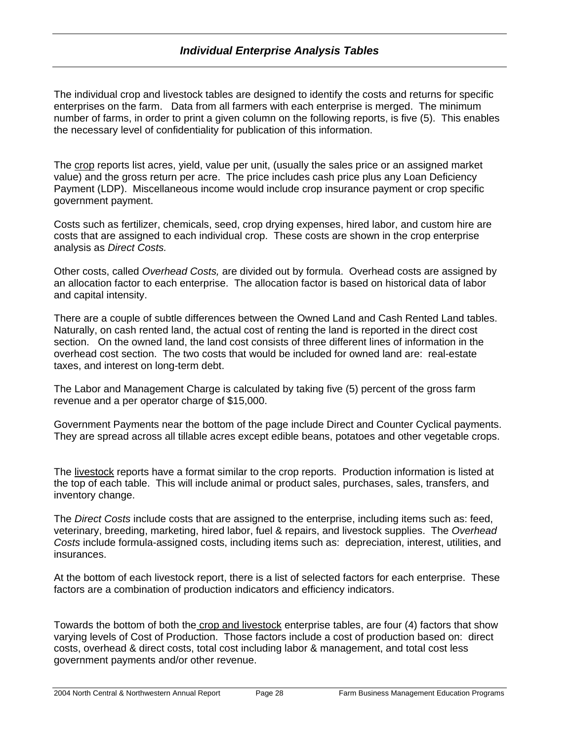## *Individual Enterprise Analysis Tables*

The individual crop and livestock tables are designed to identify the costs and returns for specific enterprises on the farm. Data from all farmers with each enterprise is merged. The minimum number of farms, in order to print a given column on the following reports, is five (5). This enables the necessary level of confidentiality for publication of this information.

The crop reports list acres, yield, value per unit, (usually the sales price or an assigned market value) and the gross return per acre. The price includes cash price plus any Loan Deficiency Payment (LDP). Miscellaneous income would include crop insurance payment or crop specific government payment.

Costs such as fertilizer, chemicals, seed, crop drying expenses, hired labor, and custom hire are costs that are assigned to each individual crop. These costs are shown in the crop enterprise analysis as *Direct Costs.*

Other costs, called *Overhead Costs,* are divided out by formula. Overhead costs are assigned by an allocation factor to each enterprise. The allocation factor is based on historical data of labor and capital intensity.

There are a couple of subtle differences between the Owned Land and Cash Rented Land tables. Naturally, on cash rented land, the actual cost of renting the land is reported in the direct cost section. On the owned land, the land cost consists of three different lines of information in the overhead cost section. The two costs that would be included for owned land are: real-estate taxes, and interest on long-term debt.

The Labor and Management Charge is calculated by taking five (5) percent of the gross farm revenue and a per operator charge of $15,000.

Government Payments near the bottom of the page include Direct and Counter Cyclical payments. They are spread across all tillable acres except edible beans, potatoes and other vegetable crops.

The livestock reports have a format similar to the crop reports. Production information is listed at the top of each table. This will include animal or product sales, purchases, sales, transfers, and inventory change.

The *Direct Costs* include costs that are assigned to the enterprise, including items such as: feed, veterinary, breeding, marketing, hired labor, fuel & repairs, and livestock supplies. The *Overhead Costs* include formula-assigned costs, including items such as: depreciation, interest, utilities, and insurances.

At the bottom of each livestock report, there is a list of selected factors for each enterprise. These factors are a combination of production indicators and efficiency indicators.

Towards the bottom of both the crop and livestock enterprise tables, are four (4) factors that show varying levels of Cost of Production. Those factors include a cost of production based on: direct costs, overhead & direct costs, total cost including labor & management, and total cost less government payments and/or other revenue.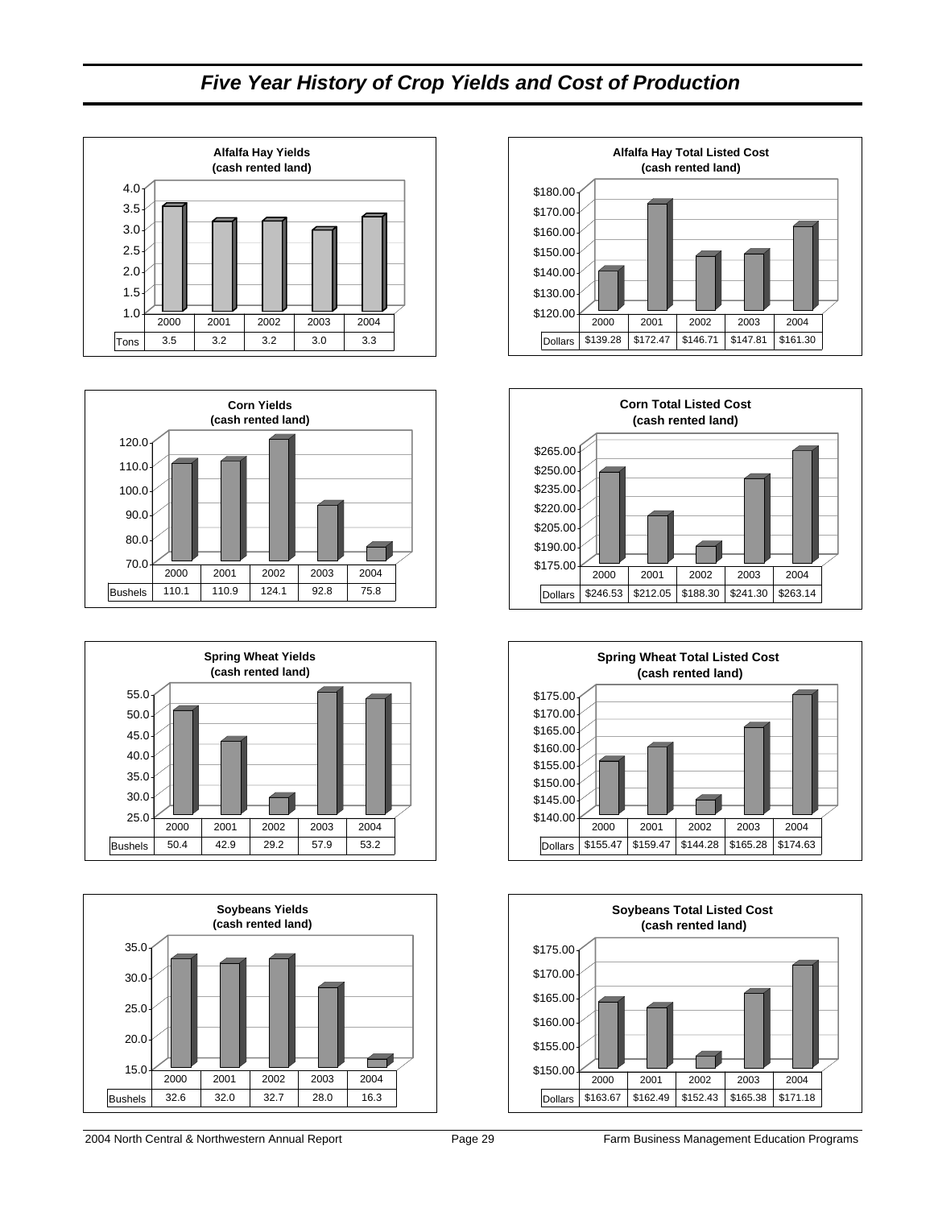# *Five Year History of Crop Yields and Cost of Production*

**Alfalfa Hay Yields (cash rented land)**

| | 2000 | 2001 | 2002 | 2003 | 2004 |
|---|---|---|---|---|---|
| Tons | 3.5 | 3.2 | 3.2 | 3.0 | 3.3 |

**Alfalfa Hay Total Listed Cost (cash rented land)**

| | 2000 | 2001 | 2002 | 2003 | 2004 |
|---|---|---|---|---|---|
| Dollars | $139.28 | $172.47 | $146.71 | $147.81 | $161.30 |

**Corn Yields (cash rented land)**

| | 2000 | 2001 | 2002 | 2003 | 2004 |
|---|---|---|---|---|---|
| Bushels | 110.1 | 110.9 | 124.1 | 92.8 | 75.8 |

**Corn Total Listed Cost (cash rented land)**

| | 2000 | 2001 | 2002 | 2003 | 2004 |
|---|---|---|---|---|---|
| Dollars | $246.53 | $212.05 | $188.30 | $241.30 | $263.14 |

**Spring Wheat Yields (cash rented land)**

| | 2000 | 2001 | 2002 | 2003 | 2004 |
|---|---|---|---|---|---|
| Bushels | 50.4 | 42.9 | 29.2 | 57.9 | 53.2 |

**Spring Wheat Total Listed Cost (cash rented land)**

| | 2000 | 2001 | 2002 | 2003 | 2004 |
|---|---|---|---|---|---|
| Dollars | $155.47 | $159.47 | $144.28 | $165.28 | $174.63 |

**Soybeans Yields (cash rented land)**

| | 2000 | 2001 | 2002 | 2003 | 2004 |
|---|---|---|---|---|---|
| Bushels | 32.6 | 32.0 | 32.7 | 28.0 | 16.3 |

**Soybeans Total Listed Cost (cash rented land)**

| | 2000 | 2001 | 2002 | 2003 | 2004 |
|---|---|---|---|---|---|
| Dollars | $163.67 | $162.49 | $152.43 | $165.38 | $171.18 |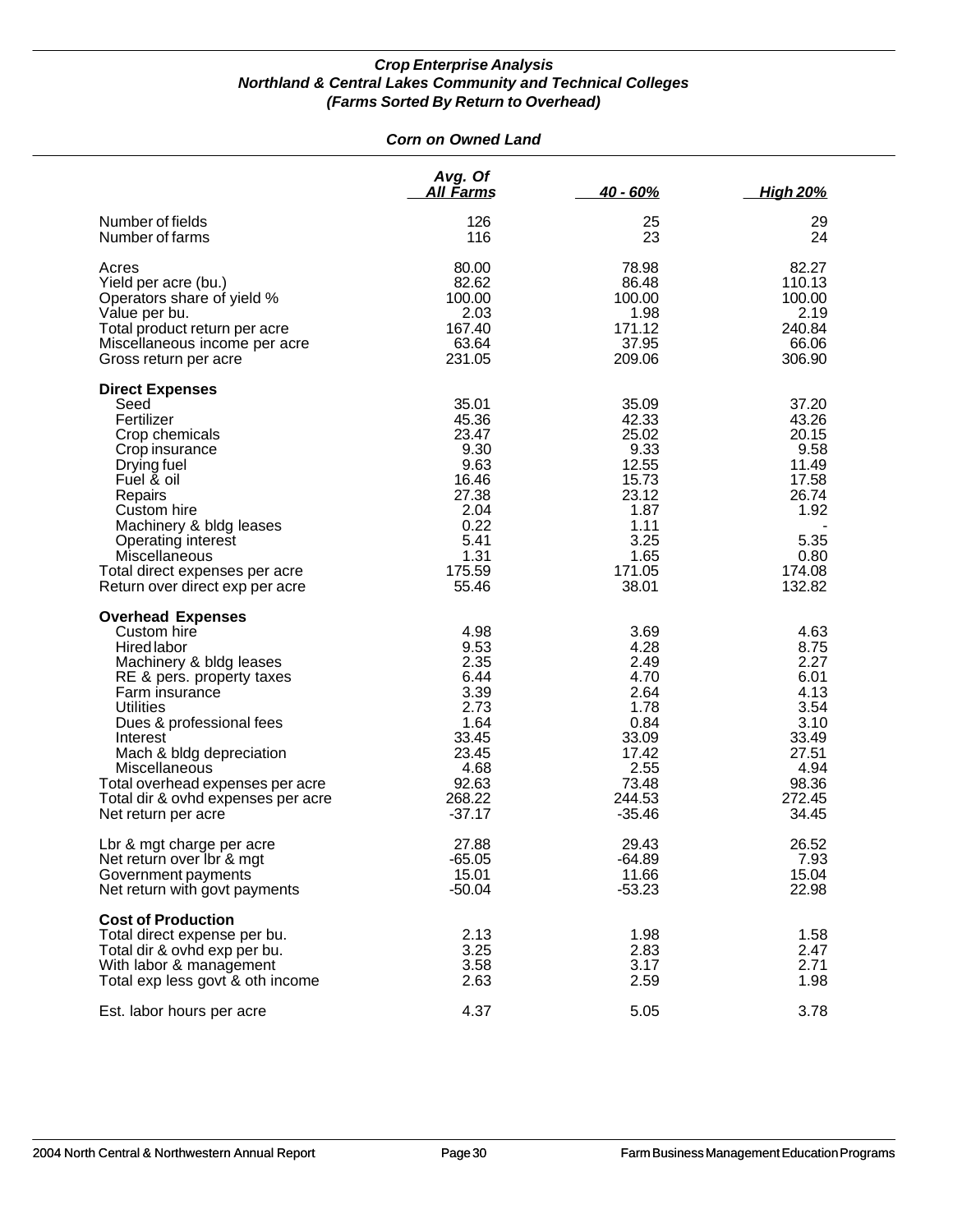### *Crop Enterprise Analysis*
### *Northland & Central Lakes Community and Technical Colleges*
### *(Farms Sorted By Return to Overhead)*

#### *Corn on Owned Land*

| | Avg. Of All Farms | 40 - 60% | High 20% |
|---|---|---|---|
| Number of fields | 126 | 25 | 29 |
| Number of farms | 116 | 23 | 24 |
| Acres | 80.00 | 78.98 | 82.27 |
| Yield per acre (bu.) | 82.62 | 86.48 | 110.13 |
| Operators share of yield % | 100.00 | 100.00 | 100.00 |
| Value per bu. | 2.03 | 1.98 | 2.19 |
| Total product return per acre | 167.40 | 171.12 | 240.84 |
| Miscellaneous income per acre | 63.64 | 37.95 | 66.06 |
| Gross return per acre | 231.05 | 209.06 | 306.90 |
| **Direct Expenses** | | | |
| Seed | 35.01 | 35.09 | 37.20 |
| Fertilizer | 45.36 | 42.33 | 43.26 |
| Crop chemicals | 23.47 | 25.02 | 20.15 |
| Crop insurance | 9.30 | 9.33 | 9.58 |
| Drying fuel | 9.63 | 12.55 | 11.49 |
| Fuel & oil | 16.46 | 15.73 | 17.58 |
| Repairs | 27.38 | 23.12 | 26.74 |
| Custom hire | 2.04 | 1.87 | 1.92 |
| Machinery & bldg leases | 0.22 | 1.11 | - |
| Operating interest | 5.41 | 3.25 | 5.35 |
| Miscellaneous | 1.31 | 1.65 | 0.80 |
| Total direct expenses per acre | 175.59 | 171.05 | 174.08 |
| Return over direct exp per acre | 55.46 | 38.01 | 132.82 |
| **Overhead Expenses** | | | |
| Custom hire | 4.98 | 3.69 | 4.63 |
| Hired labor | 9.53 | 4.28 | 8.75 |
| Machinery & bldg leases | 2.35 | 2.49 | 2.27 |
| RE & pers. property taxes | 6.44 | 4.70 | 6.01 |
| Farm insurance | 3.39 | 2.64 | 4.13 |
| Utilities | 2.73 | 1.78 | 3.54 |
| Dues & professional fees | 1.64 | 0.84 | 3.10 |
| Interest | 33.45 | 33.09 | 33.49 |
| Mach & bldg depreciation | 23.45 | 17.42 | 27.51 |
| Miscellaneous | 4.68 | 2.55 | 4.94 |
| Total overhead expenses per acre | 92.63 | 73.48 | 98.36 |
| Total dir & ovhd expenses per acre | 268.22 | 244.53 | 272.45 |
| Net return per acre | -37.17 | -35.46 | 34.45 |
| Lbr & mgt charge per acre | 27.88 | 29.43 | 26.52 |
| Net return over lbr & mgt | -65.05 | -64.89 | 7.93 |
| Government payments | 15.01 | 11.66 | 15.04 |
| Net return with govt payments | -50.04 | -53.23 | 22.98 |
| **Cost of Production** | | | |
| Total direct expense per bu. | 2.13 | 1.98 | 1.58 |
| Total dir & ovhd exp per bu. | 3.25 | 2.83 | 2.47 |
| With labor & management | 3.58 | 3.17 | 2.71 |
| Total exp less govt & oth income | 2.63 | 2.59 | 1.98 |
| Est. labor hours per acre | 4.37 | 5.05 | 3.78 |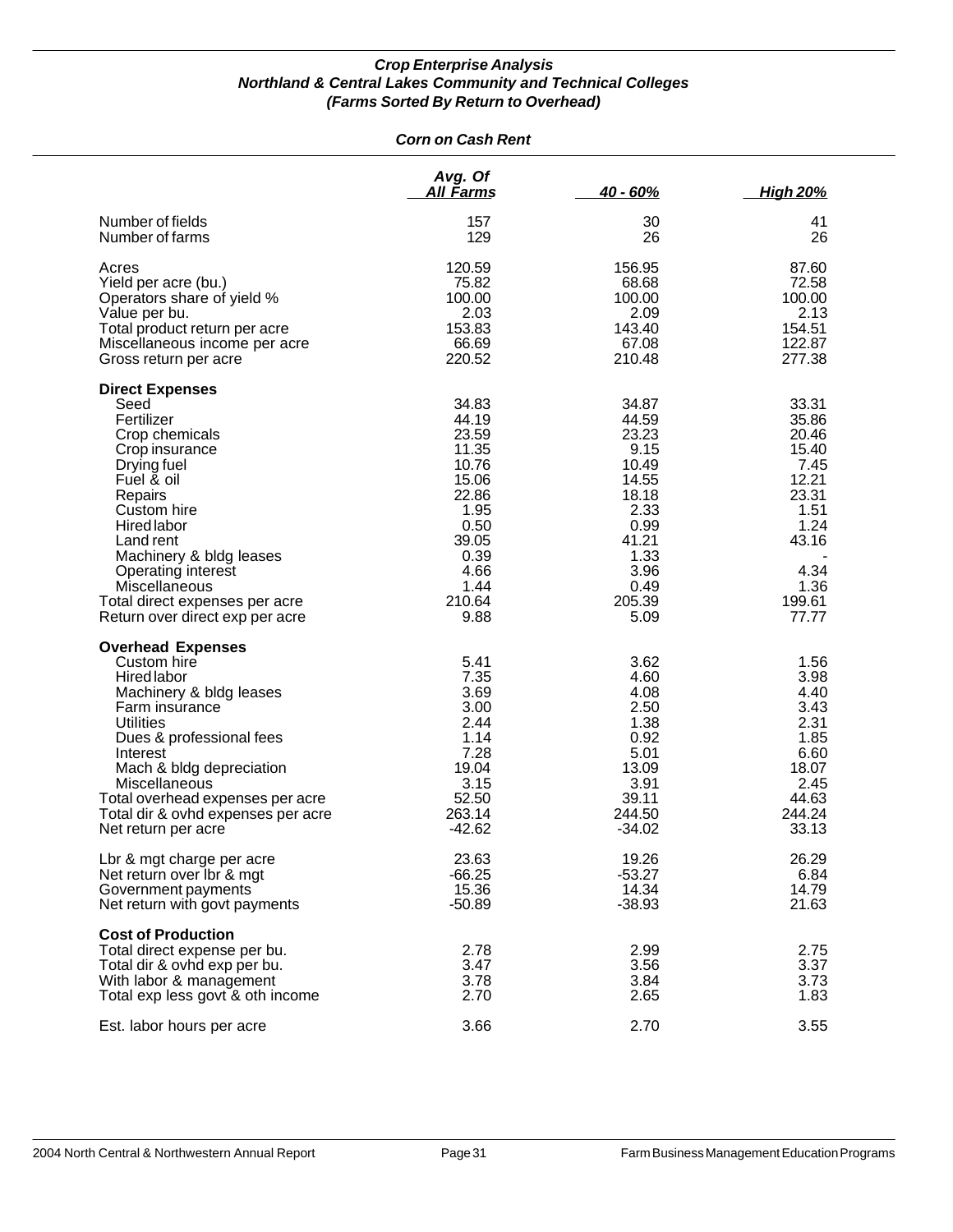***Crop Enterprise Analysis***
***Northland & Central Lakes Community and Technical Colleges***
***(Farms Sorted By Return to Overhead)***

***Corn on Cash Rent***

| | *Avg. Of All Farms* | *40 - 60%* | *High 20%* |
|---|---|---|---|
| Number of fields | 157 | 30 | 41 |
| Number of farms | 129 | 26 | 26 |
| Acres | 120.59 | 156.95 | 87.60 |
| Yield per acre (bu.) | 75.82 | 68.68 | 72.58 |
| Operators share of yield % | 100.00 | 100.00 | 100.00 |
| Value per bu. | 2.03 | 2.09 | 2.13 |
| Total product return per acre | 153.83 | 143.40 | 154.51 |
| Miscellaneous income per acre | 66.69 | 67.08 | 122.87 |
| Gross return per acre | 220.52 | 210.48 | 277.38 |
| **Direct Expenses** | | | |
| Seed | 34.83 | 34.87 | 33.31 |
| Fertilizer | 44.19 | 44.59 | 35.86 |
| Crop chemicals | 23.59 | 23.23 | 20.46 |
| Crop insurance | 11.35 | 9.15 | 15.40 |
| Drying fuel | 10.76 | 10.49 | 7.45 |
| Fuel & oil | 15.06 | 14.55 | 12.21 |
| Repairs | 22.86 | 18.18 | 23.31 |
| Custom hire | 1.95 | 2.33 | 1.51 |
| Hired labor | 0.50 | 0.99 | 1.24 |
| Land rent | 39.05 | 41.21 | 43.16 |
| Machinery & bldg leases | 0.39 | 1.33 | - |
| Operating interest | 4.66 | 3.96 | 4.34 |
| Miscellaneous | 1.44 | 0.49 | 1.36 |
| Total direct expenses per acre | 210.64 | 205.39 | 199.61 |
| Return over direct exp per acre | 9.88 | 5.09 | 77.77 |
| **Overhead Expenses** | | | |
| Custom hire | 5.41 | 3.62 | 1.56 |
| Hired labor | 7.35 | 4.60 | 3.98 |
| Machinery & bldg leases | 3.69 | 4.08 | 4.40 |
| Farm insurance | 3.00 | 2.50 | 3.43 |
| Utilities | 2.44 | 1.38 | 2.31 |
| Dues & professional fees | 1.14 | 0.92 | 1.85 |
| Interest | 7.28 | 5.01 | 6.60 |
| Mach & bldg depreciation | 19.04 | 13.09 | 18.07 |
| Miscellaneous | 3.15 | 3.91 | 2.45 |
| Total overhead expenses per acre | 52.50 | 39.11 | 44.63 |
| Total dir & ovhd expenses per acre | 263.14 | 244.50 | 244.24 |
| Net return per acre | -42.62 | -34.02 | 33.13 |
| Lbr & mgt charge per acre | 23.63 | 19.26 | 26.29 |
| Net return over lbr & mgt | -66.25 | -53.27 | 6.84 |
| Government payments | 15.36 | 14.34 | 14.79 |
| Net return with govt payments | -50.89 | -38.93 | 21.63 |
| **Cost of Production** | | | |
| Total direct expense per bu. | 2.78 | 2.99 | 2.75 |
| Total dir & ovhd exp per bu. | 3.47 | 3.56 | 3.37 |
| With labor & management | 3.78 | 3.84 | 3.73 |
| Total exp less govt & oth income | 2.70 | 2.65 | 1.83 |
| Est. labor hours per acre | 3.66 | 2.70 | 3.55 |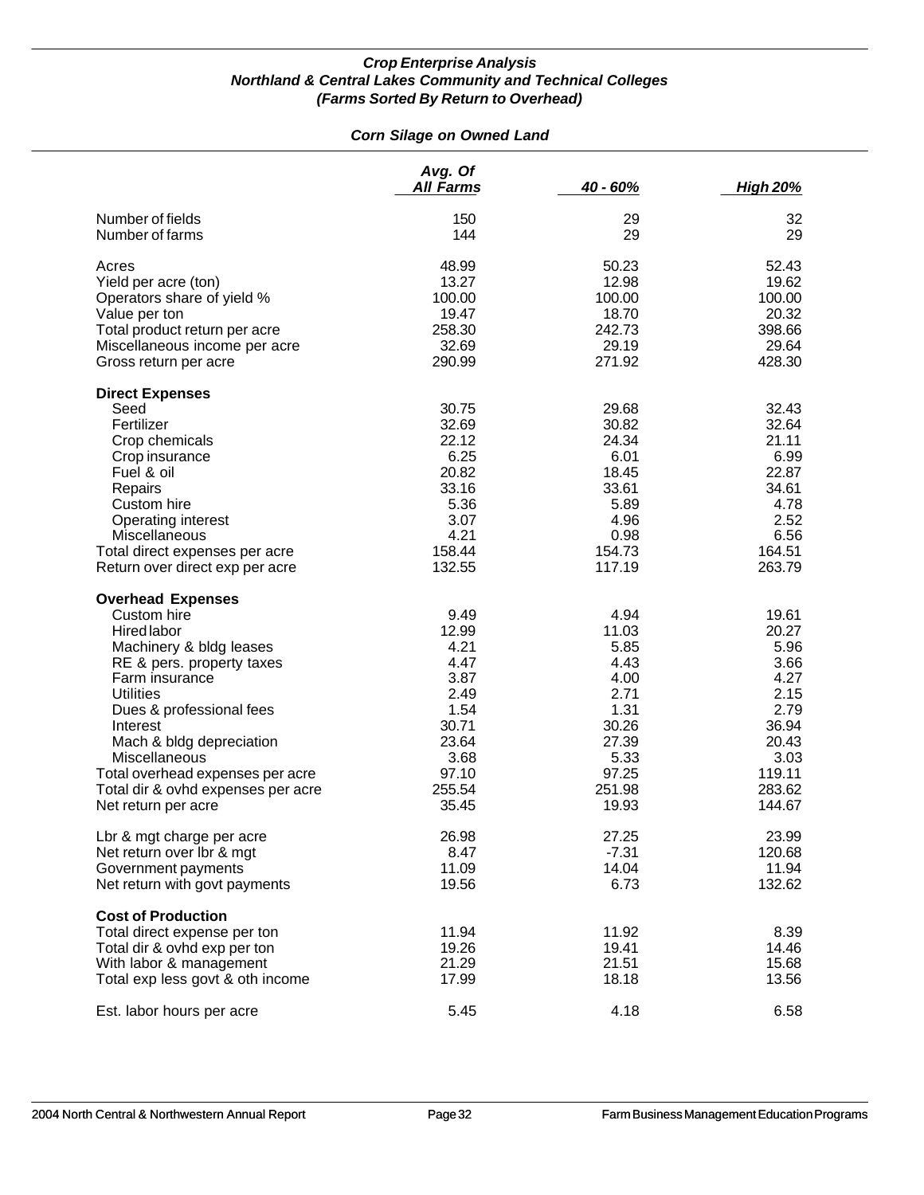***Crop Enterprise Analysis***
***Northland & Central Lakes Community and Technical Colleges***
***(Farms Sorted By Return to Overhead)***

***Corn Silage on Owned Land***

| | *Avg. Of All Farms* | *40 - 60%* | *High 20%* |
|---|---|---|---|
| Number of fields | 150 | 29 | 32 |
| Number of farms | 144 | 29 | 29 |
| Acres | 48.99 | 50.23 | 52.43 |
| Yield per acre (ton) | 13.27 | 12.98 | 19.62 |
| Operators share of yield % | 100.00 | 100.00 | 100.00 |
| Value per ton | 19.47 | 18.70 | 20.32 |
| Total product return per acre | 258.30 | 242.73 | 398.66 |
| Miscellaneous income per acre | 32.69 | 29.19 | 29.64 |
| Gross return per acre | 290.99 | 271.92 | 428.30 |
| **Direct Expenses** | | | |
| Seed | 30.75 | 29.68 | 32.43 |
| Fertilizer | 32.69 | 30.82 | 32.64 |
| Crop chemicals | 22.12 | 24.34 | 21.11 |
| Crop insurance | 6.25 | 6.01 | 6.99 |
| Fuel & oil | 20.82 | 18.45 | 22.87 |
| Repairs | 33.16 | 33.61 | 34.61 |
| Custom hire | 5.36 | 5.89 | 4.78 |
| Operating interest | 3.07 | 4.96 | 2.52 |
| Miscellaneous | 4.21 | 0.98 | 6.56 |
| Total direct expenses per acre | 158.44 | 154.73 | 164.51 |
| Return over direct exp per acre | 132.55 | 117.19 | 263.79 |
| **Overhead Expenses** | | | |
| Custom hire | 9.49 | 4.94 | 19.61 |
| Hired labor | 12.99 | 11.03 | 20.27 |
| Machinery & bldg leases | 4.21 | 5.85 | 5.96 |
| RE & pers. property taxes | 4.47 | 4.43 | 3.66 |
| Farm insurance | 3.87 | 4.00 | 4.27 |
| Utilities | 2.49 | 2.71 | 2.15 |
| Dues & professional fees | 1.54 | 1.31 | 2.79 |
| Interest | 30.71 | 30.26 | 36.94 |
| Mach & bldg depreciation | 23.64 | 27.39 | 20.43 |
| Miscellaneous | 3.68 | 5.33 | 3.03 |
| Total overhead expenses per acre | 97.10 | 97.25 | 119.11 |
| Total dir & ovhd expenses per acre | 255.54 | 251.98 | 283.62 |
| Net return per acre | 35.45 | 19.93 | 144.67 |
| Lbr & mgt charge per acre | 26.98 | 27.25 | 23.99 |
| Net return over lbr & mgt | 8.47 | -7.31 | 120.68 |
| Government payments | 11.09 | 14.04 | 11.94 |
| Net return with govt payments | 19.56 | 6.73 | 132.62 |
| **Cost of Production** | | | |
| Total direct expense per ton | 11.94 | 11.92 | 8.39 |
| Total dir & ovhd exp per ton | 19.26 | 19.41 | 14.46 |
| With labor & management | 21.29 | 21.51 | 15.68 |
| Total exp less govt & oth income | 17.99 | 18.18 | 13.56 |
| Est. labor hours per acre | 5.45 | 4.18 | 6.58 |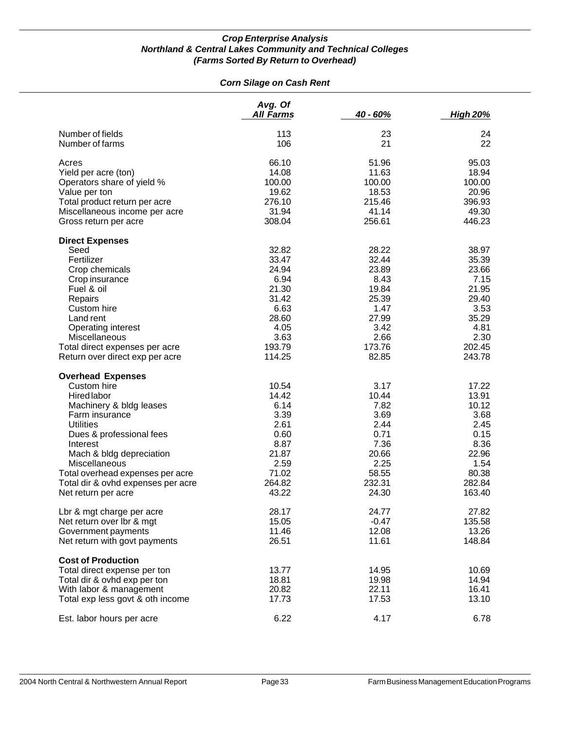***Crop Enterprise Analysis***
***Northland & Central Lakes Community and Technical Colleges***
***(Farms Sorted By Return to Overhead)***

***Corn Silage on Cash Rent***

| | *Avg. Of All Farms* | *40 - 60%* | *High 20%* |
|---|---|---|---|
| Number of fields | 113 | 23 | 24 |
| Number of farms | 106 | 21 | 22 |
| | | | |
| Acres | 66.10 | 51.96 | 95.03 |
| Yield per acre (ton) | 14.08 | 11.63 | 18.94 |
| Operators share of yield % | 100.00 | 100.00 | 100.00 |
| Value per ton | 19.62 | 18.53 | 20.96 |
| Total product return per acre | 276.10 | 215.46 | 396.93 |
| Miscellaneous income per acre | 31.94 | 41.14 | 49.30 |
| Gross return per acre | 308.04 | 256.61 | 446.23 |
| | | | |
| **Direct Expenses** | | | |
| Seed | 32.82 | 28.22 | 38.97 |
| Fertilizer | 33.47 | 32.44 | 35.39 |
| Crop chemicals | 24.94 | 23.89 | 23.66 |
| Crop insurance | 6.94 | 8.43 | 7.15 |
| Fuel & oil | 21.30 | 19.84 | 21.95 |
| Repairs | 31.42 | 25.39 | 29.40 |
| Custom hire | 6.63 | 1.47 | 3.53 |
| Land rent | 28.60 | 27.99 | 35.29 |
| Operating interest | 4.05 | 3.42 | 4.81 |
| Miscellaneous | 3.63 | 2.66 | 2.30 |
| Total direct expenses per acre | 193.79 | 173.76 | 202.45 |
| Return over direct exp per acre | 114.25 | 82.85 | 243.78 |
| | | | |
| **Overhead Expenses** | | | |
| Custom hire | 10.54 | 3.17 | 17.22 |
| Hired labor | 14.42 | 10.44 | 13.91 |
| Machinery & bldg leases | 6.14 | 7.82 | 10.12 |
| Farm insurance | 3.39 | 3.69 | 3.68 |
| Utilities | 2.61 | 2.44 | 2.45 |
| Dues & professional fees | 0.60 | 0.71 | 0.15 |
| Interest | 8.87 | 7.36 | 8.36 |
| Mach & bldg depreciation | 21.87 | 20.66 | 22.96 |
| Miscellaneous | 2.59 | 2.25 | 1.54 |
| Total overhead expenses per acre | 71.02 | 58.55 | 80.38 |
| Total dir & ovhd expenses per acre | 264.82 | 232.31 | 282.84 |
| Net return per acre | 43.22 | 24.30 | 163.40 |
| | | | |
| Lbr & mgt charge per acre | 28.17 | 24.77 | 27.82 |
| Net return over lbr & mgt | 15.05 | -0.47 | 135.58 |
| Government payments | 11.46 | 12.08 | 13.26 |
| Net return with govt payments | 26.51 | 11.61 | 148.84 |
| | | | |
| **Cost of Production** | | | |
| Total direct expense per ton | 13.77 | 14.95 | 10.69 |
| Total dir & ovhd exp per ton | 18.81 | 19.98 | 14.94 |
| With labor & management | 20.82 | 22.11 | 16.41 |
| Total exp less govt & oth income | 17.73 | 17.53 | 13.10 |
| | | | |
| Est. labor hours per acre | 6.22 | 4.17 | 6.78 |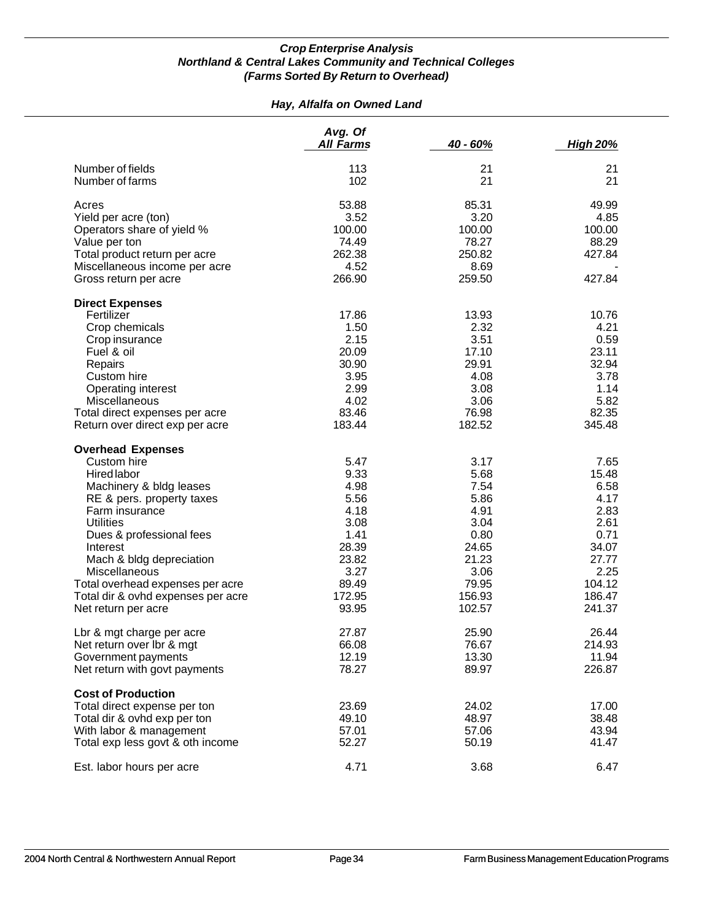### *Crop Enterprise Analysis*
### *Northland & Central Lakes Community and Technical Colleges*
### *(Farms Sorted By Return to Overhead)*

#### *Hay, Alfalfa on Owned Land*

| | Avg. Of All Farms | 40 - 60% | High 20% |
|---|---|---|---|
| Number of fields | 113 | 21 | 21 |
| Number of farms | 102 | 21 | 21 |
| | | | |
| Acres | 53.88 | 85.31 | 49.99 |
| Yield per acre (ton) | 3.52 | 3.20 | 4.85 |
| Operators share of yield % | 100.00 | 100.00 | 100.00 |
| Value per ton | 74.49 | 78.27 | 88.29 |
| Total product return per acre | 262.38 | 250.82 | 427.84 |
| Miscellaneous income per acre | 4.52 | 8.69 | - |
| Gross return per acre | 266.90 | 259.50 | 427.84 |
| | | | |
| **Direct Expenses** | | | |
| Fertilizer | 17.86 | 13.93 | 10.76 |
| Crop chemicals | 1.50 | 2.32 | 4.21 |
| Crop insurance | 2.15 | 3.51 | 0.59 |
| Fuel & oil | 20.09 | 17.10 | 23.11 |
| Repairs | 30.90 | 29.91 | 32.94 |
| Custom hire | 3.95 | 4.08 | 3.78 |
| Operating interest | 2.99 | 3.08 | 1.14 |
| Miscellaneous | 4.02 | 3.06 | 5.82 |
| Total direct expenses per acre | 83.46 | 76.98 | 82.35 |
| Return over direct exp per acre | 183.44 | 182.52 | 345.48 |
| | | | |
| **Overhead Expenses** | | | |
| Custom hire | 5.47 | 3.17 | 7.65 |
| Hired labor | 9.33 | 5.68 | 15.48 |
| Machinery & bldg leases | 4.98 | 7.54 | 6.58 |
| RE & pers. property taxes | 5.56 | 5.86 | 4.17 |
| Farm insurance | 4.18 | 4.91 | 2.83 |
| Utilities | 3.08 | 3.04 | 2.61 |
| Dues & professional fees | 1.41 | 0.80 | 0.71 |
| Interest | 28.39 | 24.65 | 34.07 |
| Mach & bldg depreciation | 23.82 | 21.23 | 27.77 |
| Miscellaneous | 3.27 | 3.06 | 2.25 |
| Total overhead expenses per acre | 89.49 | 79.95 | 104.12 |
| Total dir & ovhd expenses per acre | 172.95 | 156.93 | 186.47 |
| Net return per acre | 93.95 | 102.57 | 241.37 |
| | | | |
| Lbr & mgt charge per acre | 27.87 | 25.90 | 26.44 |
| Net return over lbr & mgt | 66.08 | 76.67 | 214.93 |
| Government payments | 12.19 | 13.30 | 11.94 |
| Net return with govt payments | 78.27 | 89.97 | 226.87 |
| | | | |
| **Cost of Production** | | | |
| Total direct expense per ton | 23.69 | 24.02 | 17.00 |
| Total dir & ovhd exp per ton | 49.10 | 48.97 | 38.48 |
| With labor & management | 57.01 | 57.06 | 43.94 |
| Total exp less govt & oth income | 52.27 | 50.19 | 41.47 |
| | | | |
| Est. labor hours per acre | 4.71 | 3.68 | 6.47 |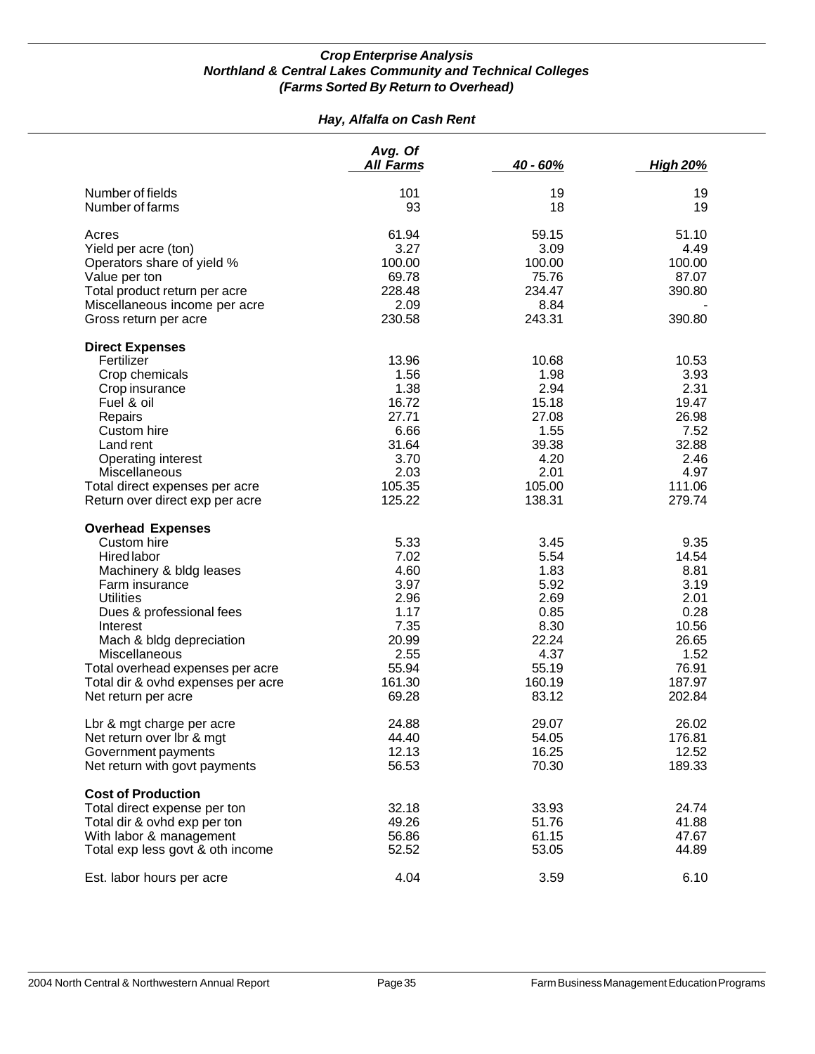***Crop Enterprise Analysis***
***Northland & Central Lakes Community and Technical Colleges***
***(Farms Sorted By Return to Overhead)***

***Hay, Alfalfa on Cash Rent***

| | *Avg. Of All Farms* | *40 - 60%* | *High 20%* |
|---|---|---|---|
| Number of fields | 101 | 19 | 19 |
| Number of farms | 93 | 18 | 19 |
| Acres | 61.94 | 59.15 | 51.10 |
| Yield per acre (ton) | 3.27 | 3.09 | 4.49 |
| Operators share of yield % | 100.00 | 100.00 | 100.00 |
| Value per ton | 69.78 | 75.76 | 87.07 |
| Total product return per acre | 228.48 | 234.47 | 390.80 |
| Miscellaneous income per acre | 2.09 | 8.84 | - |
| Gross return per acre | 230.58 | 243.31 | 390.80 |
| **Direct Expenses** | | | |
| Fertilizer | 13.96 | 10.68 | 10.53 |
| Crop chemicals | 1.56 | 1.98 | 3.93 |
| Crop insurance | 1.38 | 2.94 | 2.31 |
| Fuel & oil | 16.72 | 15.18 | 19.47 |
| Repairs | 27.71 | 27.08 | 26.98 |
| Custom hire | 6.66 | 1.55 | 7.52 |
| Land rent | 31.64 | 39.38 | 32.88 |
| Operating interest | 3.70 | 4.20 | 2.46 |
| Miscellaneous | 2.03 | 2.01 | 4.97 |
| Total direct expenses per acre | 105.35 | 105.00 | 111.06 |
| Return over direct exp per acre | 125.22 | 138.31 | 279.74 |
| **Overhead Expenses** | | | |
| Custom hire | 5.33 | 3.45 | 9.35 |
| Hired labor | 7.02 | 5.54 | 14.54 |
| Machinery & bldg leases | 4.60 | 1.83 | 8.81 |
| Farm insurance | 3.97 | 5.92 | 3.19 |
| Utilities | 2.96 | 2.69 | 2.01 |
| Dues & professional fees | 1.17 | 0.85 | 0.28 |
| Interest | 7.35 | 8.30 | 10.56 |
| Mach & bldg depreciation | 20.99 | 22.24 | 26.65 |
| Miscellaneous | 2.55 | 4.37 | 1.52 |
| Total overhead expenses per acre | 55.94 | 55.19 | 76.91 |
| Total dir & ovhd expenses per acre | 161.30 | 160.19 | 187.97 |
| Net return per acre | 69.28 | 83.12 | 202.84 |
| Lbr & mgt charge per acre | 24.88 | 29.07 | 26.02 |
| Net return over lbr & mgt | 44.40 | 54.05 | 176.81 |
| Government payments | 12.13 | 16.25 | 12.52 |
| Net return with govt payments | 56.53 | 70.30 | 189.33 |
| **Cost of Production** | | | |
| Total direct expense per ton | 32.18 | 33.93 | 24.74 |
| Total dir & ovhd exp per ton | 49.26 | 51.76 | 41.88 |
| With labor & management | 56.86 | 61.15 | 47.67 |
| Total exp less govt & oth income | 52.52 | 53.05 | 44.89 |
| Est. labor hours per acre | 4.04 | 3.59 | 6.10 |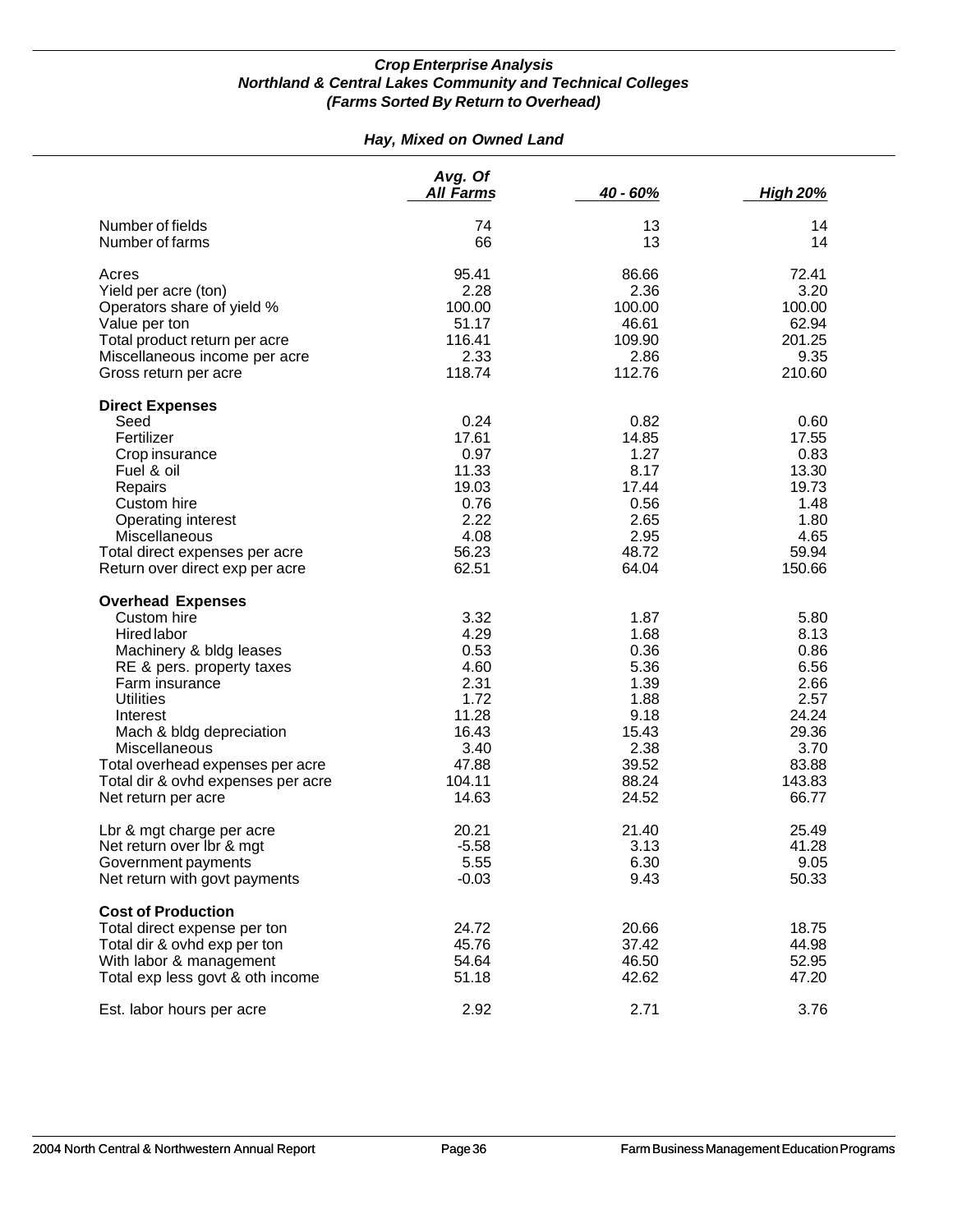### *Crop Enterprise Analysis*
### *Northland & Central Lakes Community and Technical Colleges*
### *(Farms Sorted By Return to Overhead)*

#### *Hay, Mixed on Owned Land*

| | Avg. Of All Farms | 40 - 60% | High 20% |
|---|---|---|---|
| Number of fields | 74 | 13 | 14 |
| Number of farms | 66 | 13 | 14 |
| Acres | 95.41 | 86.66 | 72.41 |
| Yield per acre (ton) | 2.28 | 2.36 | 3.20 |
| Operators share of yield % | 100.00 | 100.00 | 100.00 |
| Value per ton | 51.17 | 46.61 | 62.94 |
| Total product return per acre | 116.41 | 109.90 | 201.25 |
| Miscellaneous income per acre | 2.33 | 2.86 | 9.35 |
| Gross return per acre | 118.74 | 112.76 | 210.60 |
| **Direct Expenses** | | | |
| Seed | 0.24 | 0.82 | 0.60 |
| Fertilizer | 17.61 | 14.85 | 17.55 |
| Crop insurance | 0.97 | 1.27 | 0.83 |
| Fuel & oil | 11.33 | 8.17 | 13.30 |
| Repairs | 19.03 | 17.44 | 19.73 |
| Custom hire | 0.76 | 0.56 | 1.48 |
| Operating interest | 2.22 | 2.65 | 1.80 |
| Miscellaneous | 4.08 | 2.95 | 4.65 |
| Total direct expenses per acre | 56.23 | 48.72 | 59.94 |
| Return over direct exp per acre | 62.51 | 64.04 | 150.66 |
| **Overhead Expenses** | | | |
| Custom hire | 3.32 | 1.87 | 5.80 |
| Hired labor | 4.29 | 1.68 | 8.13 |
| Machinery & bldg leases | 0.53 | 0.36 | 0.86 |
| RE & pers. property taxes | 4.60 | 5.36 | 6.56 |
| Farm insurance | 2.31 | 1.39 | 2.66 |
| Utilities | 1.72 | 1.88 | 2.57 |
| Interest | 11.28 | 9.18 | 24.24 |
| Mach & bldg depreciation | 16.43 | 15.43 | 29.36 |
| Miscellaneous | 3.40 | 2.38 | 3.70 |
| Total overhead expenses per acre | 47.88 | 39.52 | 83.88 |
| Total dir & ovhd expenses per acre | 104.11 | 88.24 | 143.83 |
| Net return per acre | 14.63 | 24.52 | 66.77 |
| Lbr & mgt charge per acre | 20.21 | 21.40 | 25.49 |
| Net return over lbr & mgt | -5.58 | 3.13 | 41.28 |
| Government payments | 5.55 | 6.30 | 9.05 |
| Net return with govt payments | -0.03 | 9.43 | 50.33 |
| **Cost of Production** | | | |
| Total direct expense per ton | 24.72 | 20.66 | 18.75 |
| Total dir & ovhd exp per ton | 45.76 | 37.42 | 44.98 |
| With labor & management | 54.64 | 46.50 | 52.95 |
| Total exp less govt & oth income | 51.18 | 42.62 | 47.20 |
| Est. labor hours per acre | 2.92 | 2.71 | 3.76 |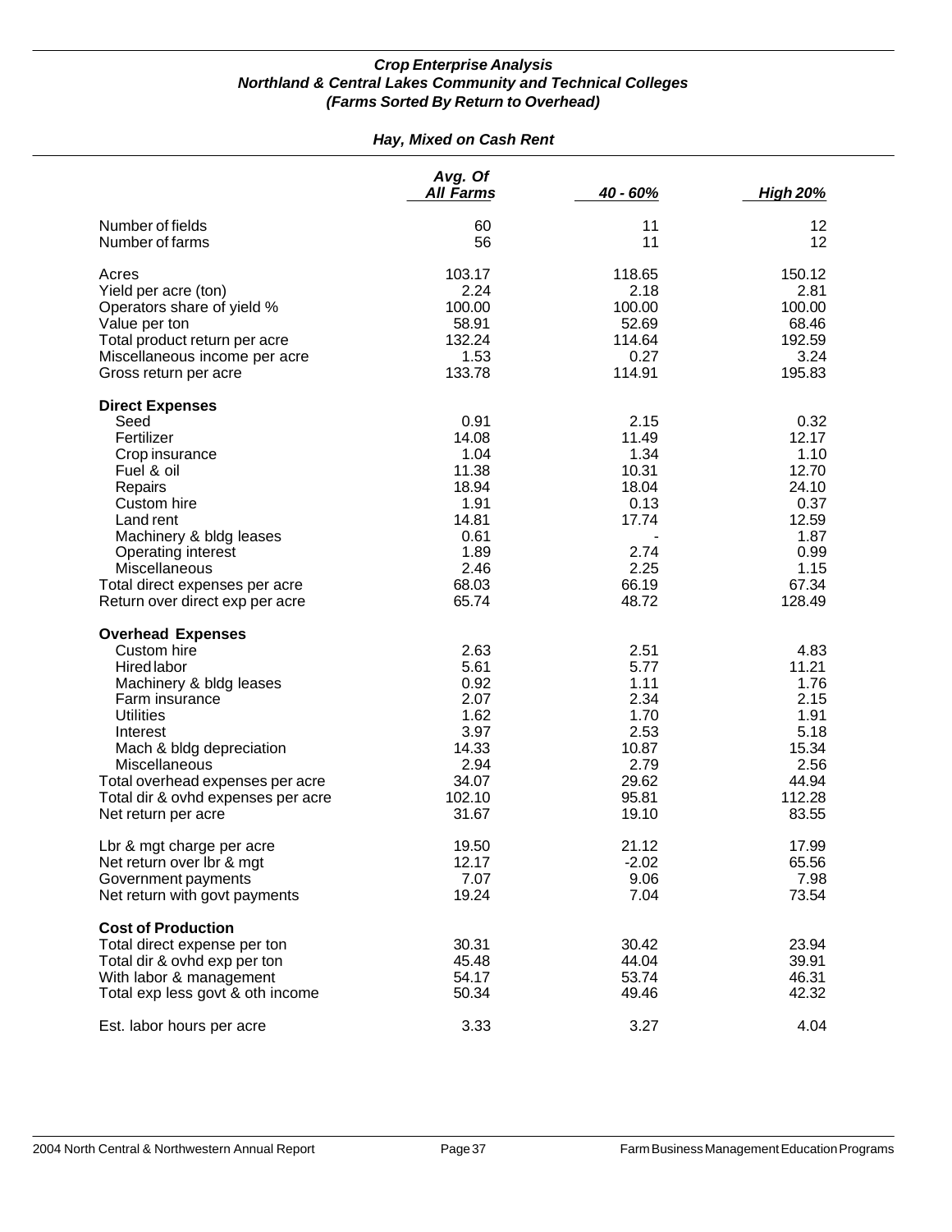# Crop Enterprise Analysis
## Northland & Central Lakes Community and Technical Colleges
### (Farms Sorted By Return to Overhead)

### Hay, Mixed on Cash Rent

| | Avg. Of All Farms | 40 - 60% | High 20% |
|---|---|---|---|
| Number of fields | 60 | 11 | 12 |
| Number of farms | 56 | 11 | 12 |
| Acres | 103.17 | 118.65 | 150.12 |
| Yield per acre (ton) | 2.24 | 2.18 | 2.81 |
| Operators share of yield % | 100.00 | 100.00 | 100.00 |
| Value per ton | 58.91 | 52.69 | 68.46 |
| Total product return per acre | 132.24 | 114.64 | 192.59 |
| Miscellaneous income per acre | 1.53 | 0.27 | 3.24 |
| Gross return per acre | 133.78 | 114.91 | 195.83 |
| **Direct Expenses** | | | |
| Seed | 0.91 | 2.15 | 0.32 |
| Fertilizer | 14.08 | 11.49 | 12.17 |
| Crop insurance | 1.04 | 1.34 | 1.10 |
| Fuel & oil | 11.38 | 10.31 | 12.70 |
| Repairs | 18.94 | 18.04 | 24.10 |
| Custom hire | 1.91 | 0.13 | 0.37 |
| Land rent | 14.81 | 17.74 | 12.59 |
| Machinery & bldg leases | 0.61 | - | 1.87 |
| Operating interest | 1.89 | 2.74 | 0.99 |
| Miscellaneous | 2.46 | 2.25 | 1.15 |
| Total direct expenses per acre | 68.03 | 66.19 | 67.34 |
| Return over direct exp per acre | 65.74 | 48.72 | 128.49 |
| **Overhead Expenses** | | | |
| Custom hire | 2.63 | 2.51 | 4.83 |
| Hired labor | 5.61 | 5.77 | 11.21 |
| Machinery & bldg leases | 0.92 | 1.11 | 1.76 |
| Farm insurance | 2.07 | 2.34 | 2.15 |
| Utilities | 1.62 | 1.70 | 1.91 |
| Interest | 3.97 | 2.53 | 5.18 |
| Mach & bldg depreciation | 14.33 | 10.87 | 15.34 |
| Miscellaneous | 2.94 | 2.79 | 2.56 |
| Total overhead expenses per acre | 34.07 | 29.62 | 44.94 |
| Total dir & ovhd expenses per acre | 102.10 | 95.81 | 112.28 |
| Net return per acre | 31.67 | 19.10 | 83.55 |
| Lbr & mgt charge per acre | 19.50 | 21.12 | 17.99 |
| Net return over lbr & mgt | 12.17 | -2.02 | 65.56 |
| Government payments | 7.07 | 9.06 | 7.98 |
| Net return with govt payments | 19.24 | 7.04 | 73.54 |
| **Cost of Production** | | | |
| Total direct expense per ton | 30.31 | 30.42 | 23.94 |
| Total dir & ovhd exp per ton | 45.48 | 44.04 | 39.91 |
| With labor & management | 54.17 | 53.74 | 46.31 |
| Total exp less govt & oth income | 50.34 | 49.46 | 42.32 |
| Est. labor hours per acre | 3.33 | 3.27 | 4.04 |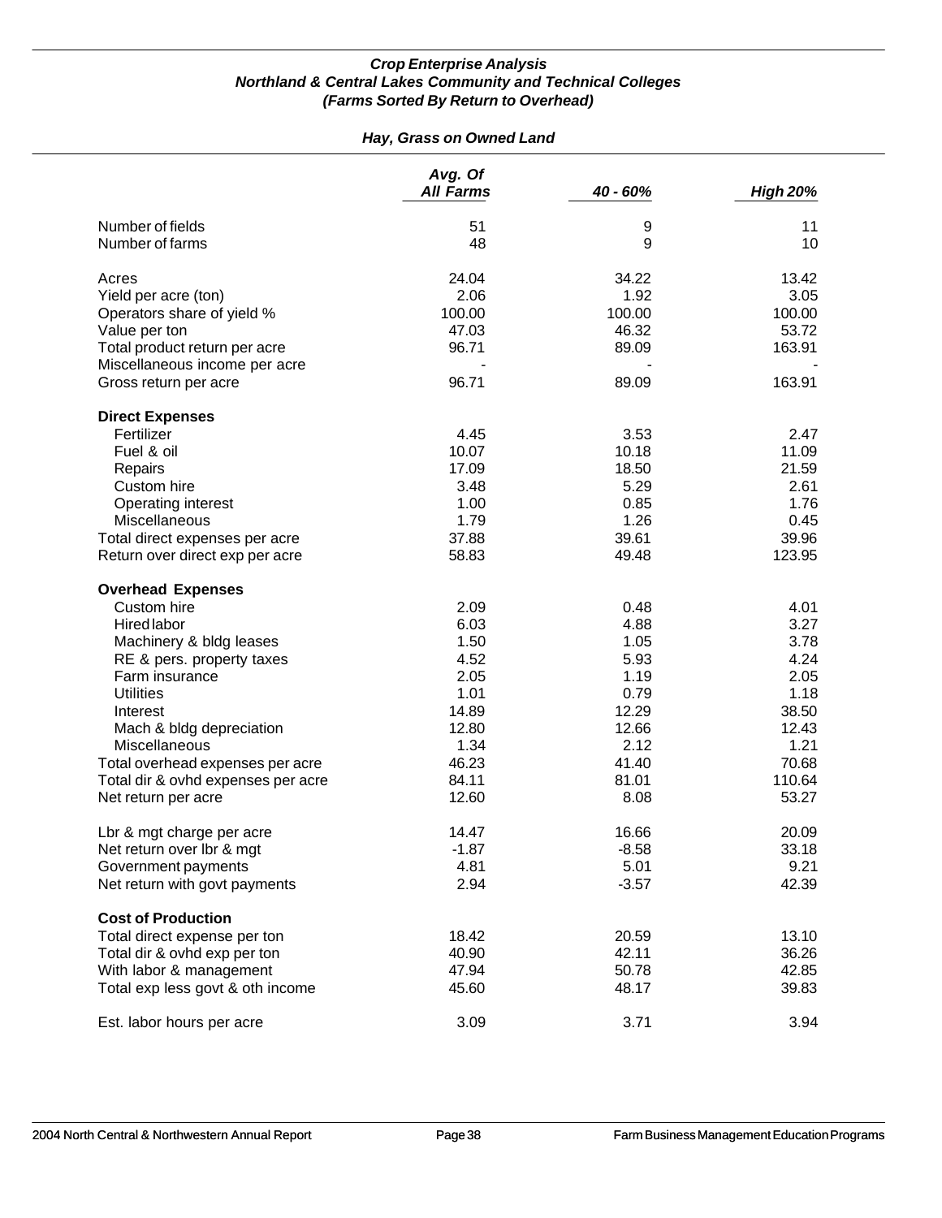*Crop Enterprise Analysis*
*Northland & Central Lakes Community and Technical Colleges*
*(Farms Sorted By Return to Overhead)*

*Hay, Grass on Owned Land*

| | *Avg. Of All Farms* | *40 - 60%* | *High 20%* |
|---|---|---|---|
| Number of fields | 51 | 9 | 11 |
| Number of farms | 48 | 9 | 10 |
| | | | |
| Acres | 24.04 | 34.22 | 13.42 |
| Yield per acre (ton) | 2.06 | 1.92 | 3.05 |
| Operators share of yield % | 100.00 | 100.00 | 100.00 |
| Value per ton | 47.03 | 46.32 | 53.72 |
| Total product return per acre | 96.71 | 89.09 | 163.91 |
| Miscellaneous income per acre | - | - | - |
| Gross return per acre | 96.71 | 89.09 | 163.91 |
| | | | |
| **Direct Expenses** | | | |
| Fertilizer | 4.45 | 3.53 | 2.47 |
| Fuel & oil | 10.07 | 10.18 | 11.09 |
| Repairs | 17.09 | 18.50 | 21.59 |
| Custom hire | 3.48 | 5.29 | 2.61 |
| Operating interest | 1.00 | 0.85 | 1.76 |
| Miscellaneous | 1.79 | 1.26 | 0.45 |
| Total direct expenses per acre | 37.88 | 39.61 | 39.96 |
| Return over direct exp per acre | 58.83 | 49.48 | 123.95 |
| | | | |
| **Overhead Expenses** | | | |
| Custom hire | 2.09 | 0.48 | 4.01 |
| Hired labor | 6.03 | 4.88 | 3.27 |
| Machinery & bldg leases | 1.50 | 1.05 | 3.78 |
| RE & pers. property taxes | 4.52 | 5.93 | 4.24 |
| Farm insurance | 2.05 | 1.19 | 2.05 |
| Utilities | 1.01 | 0.79 | 1.18 |
| Interest | 14.89 | 12.29 | 38.50 |
| Mach & bldg depreciation | 12.80 | 12.66 | 12.43 |
| Miscellaneous | 1.34 | 2.12 | 1.21 |
| Total overhead expenses per acre | 46.23 | 41.40 | 70.68 |
| Total dir & ovhd expenses per acre | 84.11 | 81.01 | 110.64 |
| Net return per acre | 12.60 | 8.08 | 53.27 |
| | | | |
| Lbr & mgt charge per acre | 14.47 | 16.66 | 20.09 |
| Net return over lbr & mgt | -1.87 | -8.58 | 33.18 |
| Government payments | 4.81 | 5.01 | 9.21 |
| Net return with govt payments | 2.94 | -3.57 | 42.39 |
| | | | |
| **Cost of Production** | | | |
| Total direct expense per ton | 18.42 | 20.59 | 13.10 |
| Total dir & ovhd exp per ton | 40.90 | 42.11 | 36.26 |
| With labor & management | 47.94 | 50.78 | 42.85 |
| Total exp less govt & oth income | 45.60 | 48.17 | 39.83 |
| | | | |
| Est. labor hours per acre | 3.09 | 3.71 | 3.94 |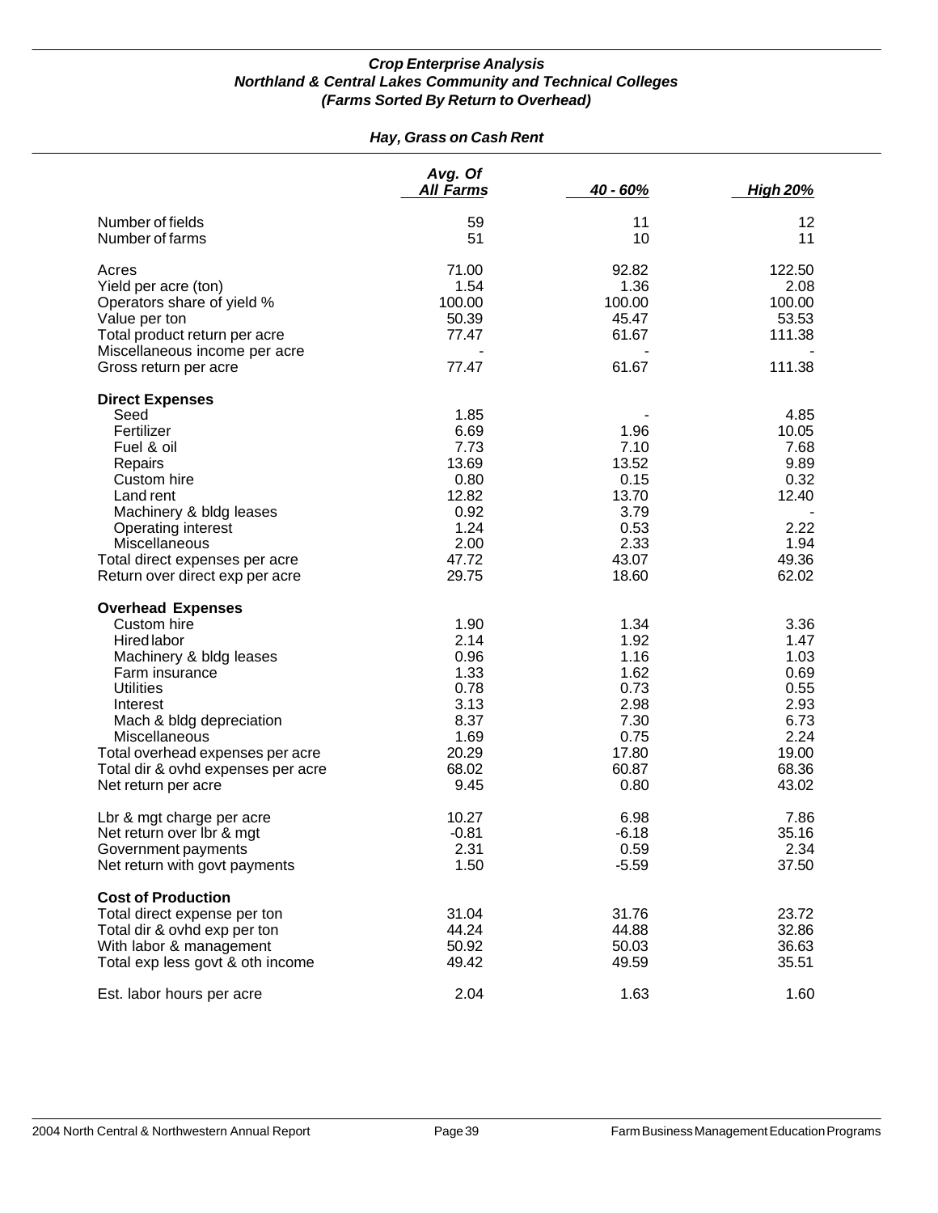***Crop Enterprise Analysis***
***Northland & Central Lakes Community and Technical Colleges***
***(Farms Sorted By Return to Overhead)***

***Hay, Grass on Cash Rent***

| | *Avg. Of All Farms* | *40 - 60%* | *High 20%* |
|---|---|---|---|
| Number of fields | 59 | 11 | 12 |
| Number of farms | 51 | 10 | 11 |
| Acres | 71.00 | 92.82 | 122.50 |
| Yield per acre (ton) | 1.54 | 1.36 | 2.08 |
| Operators share of yield % | 100.00 | 100.00 | 100.00 |
| Value per ton | 50.39 | 45.47 | 53.53 |
| Total product return per acre | 77.47 | 61.67 | 111.38 |
| Miscellaneous income per acre | - | - | - |
| Gross return per acre | 77.47 | 61.67 | 111.38 |
| **Direct Expenses** | | | |
| Seed | 1.85 | - | 4.85 |
| Fertilizer | 6.69 | 1.96 | 10.05 |
| Fuel & oil | 7.73 | 7.10 | 7.68 |
| Repairs | 13.69 | 13.52 | 9.89 |
| Custom hire | 0.80 | 0.15 | 0.32 |
| Land rent | 12.82 | 13.70 | 12.40 |
| Machinery & bldg leases | 0.92 | 3.79 | - |
| Operating interest | 1.24 | 0.53 | 2.22 |
| Miscellaneous | 2.00 | 2.33 | 1.94 |
| Total direct expenses per acre | 47.72 | 43.07 | 49.36 |
| Return over direct exp per acre | 29.75 | 18.60 | 62.02 |
| **Overhead Expenses** | | | |
| Custom hire | 1.90 | 1.34 | 3.36 |
| Hired labor | 2.14 | 1.92 | 1.47 |
| Machinery & bldg leases | 0.96 | 1.16 | 1.03 |
| Farm insurance | 1.33 | 1.62 | 0.69 |
| Utilities | 0.78 | 0.73 | 0.55 |
| Interest | 3.13 | 2.98 | 2.93 |
| Mach & bldg depreciation | 8.37 | 7.30 | 6.73 |
| Miscellaneous | 1.69 | 0.75 | 2.24 |
| Total overhead expenses per acre | 20.29 | 17.80 | 19.00 |
| Total dir & ovhd expenses per acre | 68.02 | 60.87 | 68.36 |
| Net return per acre | 9.45 | 0.80 | 43.02 |
| Lbr & mgt charge per acre | 10.27 | 6.98 | 7.86 |
| Net return over lbr & mgt | -0.81 | -6.18 | 35.16 |
| Government payments | 2.31 | 0.59 | 2.34 |
| Net return with govt payments | 1.50 | -5.59 | 37.50 |
| **Cost of Production** | | | |
| Total direct expense per ton | 31.04 | 31.76 | 23.72 |
| Total dir & ovhd exp per ton | 44.24 | 44.88 | 32.86 |
| With labor & management | 50.92 | 50.03 | 36.63 |
| Total exp less govt & oth income | 49.42 | 49.59 | 35.51 |
| Est. labor hours per acre | 2.04 | 1.63 | 1.60 |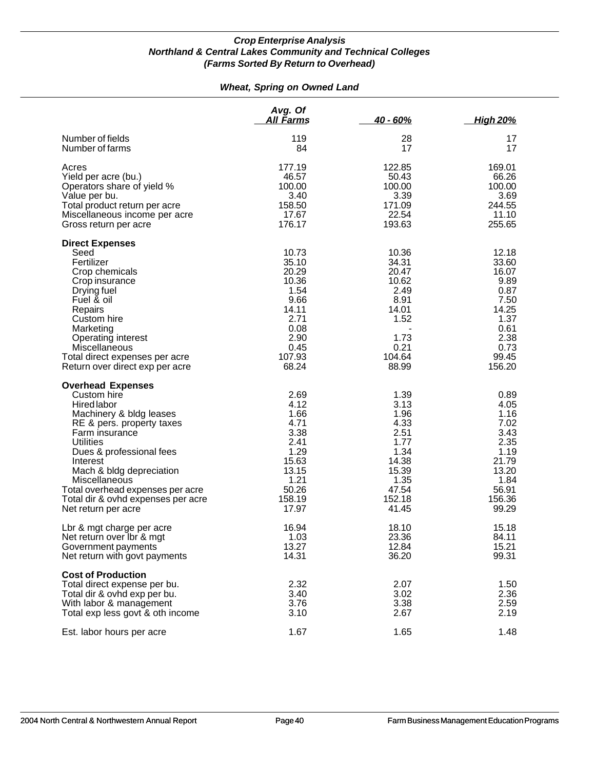*Crop Enterprise Analysis*
*Northland & Central Lakes Community and Technical Colleges*
*(Farms Sorted By Return to Overhead)*

## *Wheat, Spring on Owned Land*

| | Avg. Of All Farms | 40 - 60% | High 20% |
|---|---|---|---|
| Number of fields | 119 | 28 | 17 |
| Number of farms | 84 | 17 | 17 |
| Acres | 177.19 | 122.85 | 169.01 |
| Yield per acre (bu.) | 46.57 | 50.43 | 66.26 |
| Operators share of yield % | 100.00 | 100.00 | 100.00 |
| Value per bu. | 3.40 | 3.39 | 3.69 |
| Total product return per acre | 158.50 | 171.09 | 244.55 |
| Miscellaneous income per acre | 17.67 | 22.54 | 11.10 |
| Gross return per acre | 176.17 | 193.63 | 255.65 |
| **Direct Expenses** | | | |
| Seed | 10.73 | 10.36 | 12.18 |
| Fertilizer | 35.10 | 34.31 | 33.60 |
| Crop chemicals | 20.29 | 20.47 | 16.07 |
| Crop insurance | 10.36 | 10.62 | 9.89 |
| Drying fuel | 1.54 | 2.49 | 0.87 |
| Fuel & oil | 9.66 | 8.91 | 7.50 |
| Repairs | 14.11 | 14.01 | 14.25 |
| Custom hire | 2.71 | 1.52 | 1.37 |
| Marketing | 0.08 | - | 0.61 |
| Operating interest | 2.90 | 1.73 | 2.38 |
| Miscellaneous | 0.45 | 0.21 | 0.73 |
| Total direct expenses per acre | 107.93 | 104.64 | 99.45 |
| Return over direct exp per acre | 68.24 | 88.99 | 156.20 |
| **Overhead Expenses** | | | |
| Custom hire | 2.69 | 1.39 | 0.89 |
| Hired labor | 4.12 | 3.13 | 4.05 |
| Machinery & bldg leases | 1.66 | 1.96 | 1.16 |
| RE & pers. property taxes | 4.71 | 4.33 | 7.02 |
| Farm insurance | 3.38 | 2.51 | 3.43 |
| Utilities | 2.41 | 1.77 | 2.35 |
| Dues & professional fees | 1.29 | 1.34 | 1.19 |
| Interest | 15.63 | 14.38 | 21.79 |
| Mach & bldg depreciation | 13.15 | 15.39 | 13.20 |
| Miscellaneous | 1.21 | 1.35 | 1.84 |
| Total overhead expenses per acre | 50.26 | 47.54 | 56.91 |
| Total dir & ovhd expenses per acre | 158.19 | 152.18 | 156.36 |
| Net return per acre | 17.97 | 41.45 | 99.29 |
| Lbr & mgt charge per acre | 16.94 | 18.10 | 15.18 |
| Net return over lbr & mgt | 1.03 | 23.36 | 84.11 |
| Government payments | 13.27 | 12.84 | 15.21 |
| Net return with govt payments | 14.31 | 36.20 | 99.31 |
| **Cost of Production** | | | |
| Total direct expense per bu. | 2.32 | 2.07 | 1.50 |
| Total dir & ovhd exp per bu. | 3.40 | 3.02 | 2.36 |
| With labor & management | 3.76 | 3.38 | 2.59 |
| Total exp less govt & oth income | 3.10 | 2.67 | 2.19 |
| Est. labor hours per acre | 1.67 | 1.65 | 1.48 |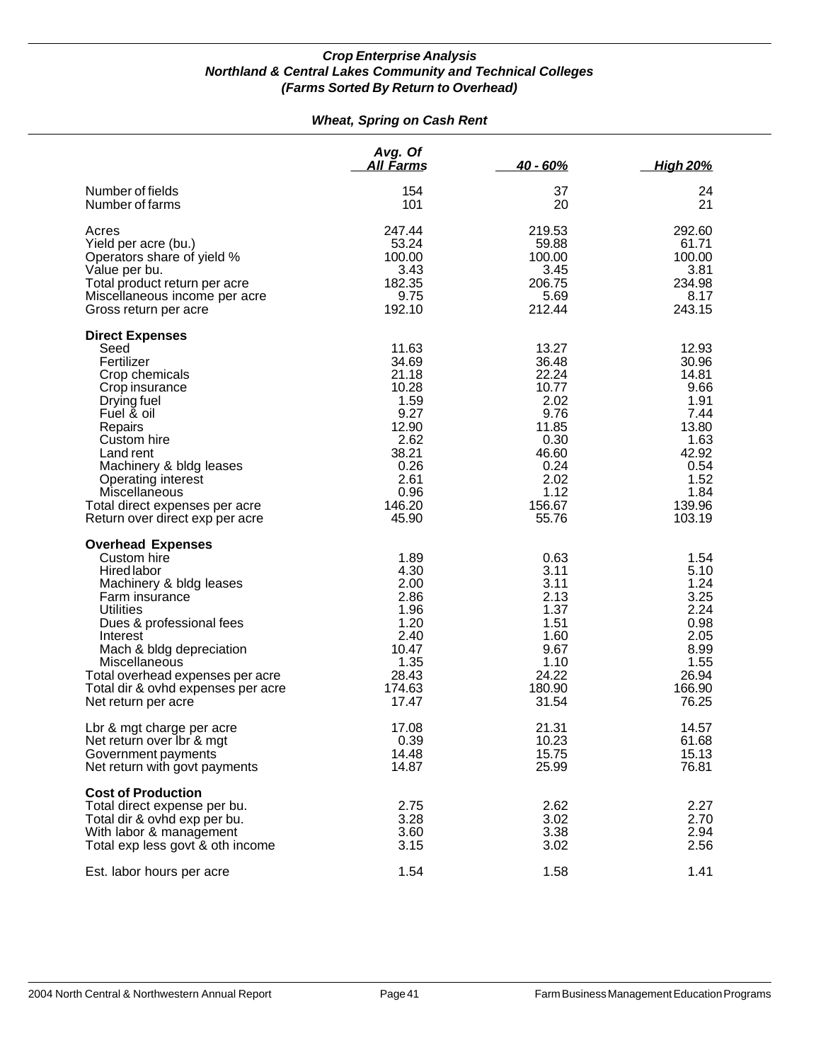***Crop Enterprise Analysis***
***Northland & Central Lakes Community and Technical Colleges***
***(Farms Sorted By Return to Overhead)***

***Wheat, Spring on Cash Rent***

| | *Avg. Of All Farms* | *40 - 60%* | *High 20%* |
|---|---|---|---|
| Number of fields | 154 | 37 | 24 |
| Number of farms | 101 | 20 | 21 |
| | | | |
| Acres | 247.44 | 219.53 | 292.60 |
| Yield per acre (bu.) | 53.24 | 59.88 | 61.71 |
| Operators share of yield % | 100.00 | 100.00 | 100.00 |
| Value per bu. | 3.43 | 3.45 | 3.81 |
| Total product return per acre | 182.35 | 206.75 | 234.98 |
| Miscellaneous income per acre | 9.75 | 5.69 | 8.17 |
| Gross return per acre | 192.10 | 212.44 | 243.15 |
| | | | |
| **Direct Expenses** | | | |
| Seed | 11.63 | 13.27 | 12.93 |
| Fertilizer | 34.69 | 36.48 | 30.96 |
| Crop chemicals | 21.18 | 22.24 | 14.81 |
| Crop insurance | 10.28 | 10.77 | 9.66 |
| Drying fuel | 1.59 | 2.02 | 1.91 |
| Fuel & oil | 9.27 | 9.76 | 7.44 |
| Repairs | 12.90 | 11.85 | 13.80 |
| Custom hire | 2.62 | 0.30 | 1.63 |
| Land rent | 38.21 | 46.60 | 42.92 |
| Machinery & bldg leases | 0.26 | 0.24 | 0.54 |
| Operating interest | 2.61 | 2.02 | 1.52 |
| Miscellaneous | 0.96 | 1.12 | 1.84 |
| Total direct expenses per acre | 146.20 | 156.67 | 139.96 |
| Return over direct exp per acre | 45.90 | 55.76 | 103.19 |
| | | | |
| **Overhead Expenses** | | | |
| Custom hire | 1.89 | 0.63 | 1.54 |
| Hired labor | 4.30 | 3.11 | 5.10 |
| Machinery & bldg leases | 2.00 | 3.11 | 1.24 |
| Farm insurance | 2.86 | 2.13 | 3.25 |
| Utilities | 1.96 | 1.37 | 2.24 |
| Dues & professional fees | 1.20 | 1.51 | 0.98 |
| Interest | 2.40 | 1.60 | 2.05 |
| Mach & bldg depreciation | 10.47 | 9.67 | 8.99 |
| Miscellaneous | 1.35 | 1.10 | 1.55 |
| Total overhead expenses per acre | 28.43 | 24.22 | 26.94 |
| Total dir & ovhd expenses per acre | 174.63 | 180.90 | 166.90 |
| Net return per acre | 17.47 | 31.54 | 76.25 |
| | | | |
| Lbr & mgt charge per acre | 17.08 | 21.31 | 14.57 |
| Net return over lbr & mgt | 0.39 | 10.23 | 61.68 |
| Government payments | 14.48 | 15.75 | 15.13 |
| Net return with govt payments | 14.87 | 25.99 | 76.81 |
| | | | |
| **Cost of Production** | | | |
| Total direct expense per bu. | 2.75 | 2.62 | 2.27 |
| Total dir & ovhd exp per bu. | 3.28 | 3.02 | 2.70 |
| With labor & management | 3.60 | 3.38 | 2.94 |
| Total exp less govt & oth income | 3.15 | 3.02 | 2.56 |
| | | | |
| Est. labor hours per acre | 1.54 | 1.58 | 1.41 |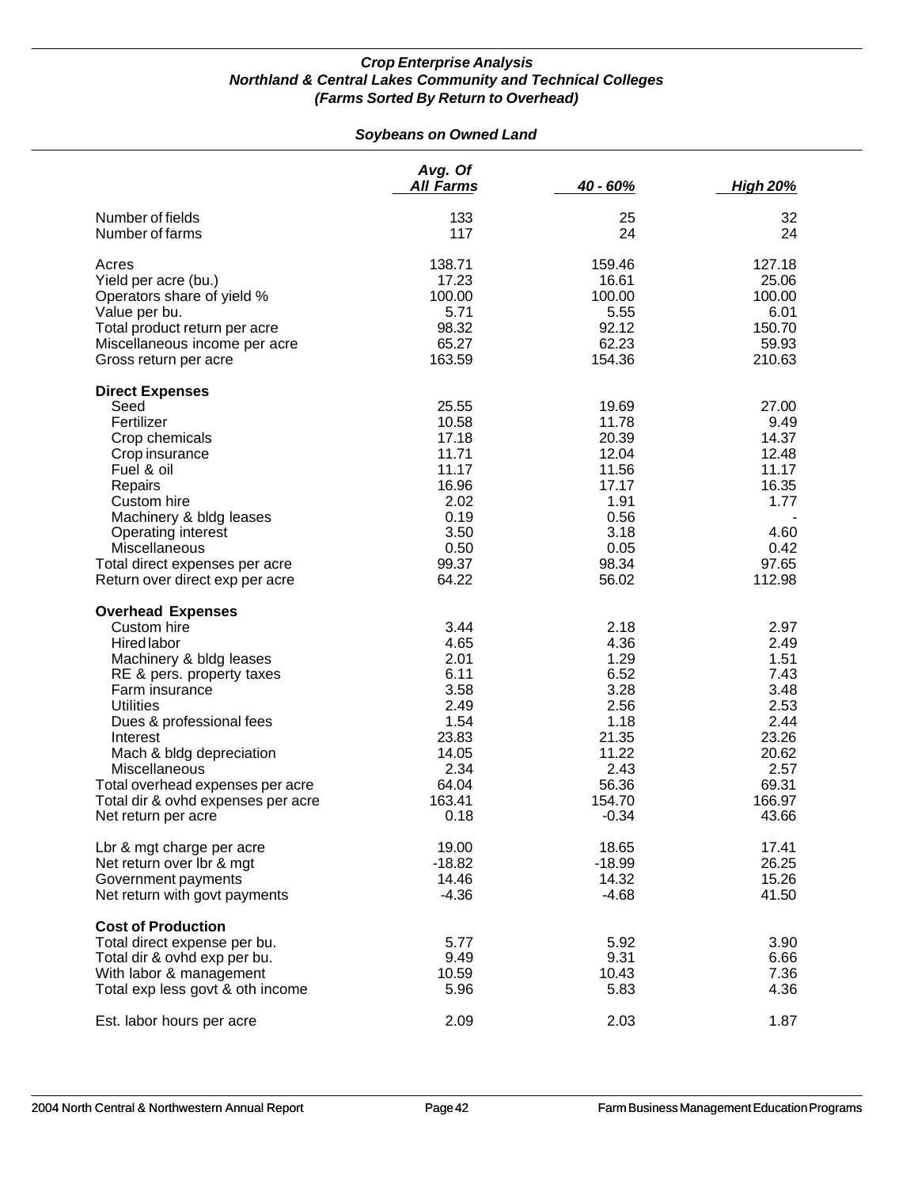***Crop Enterprise Analysis***
***Northland & Central Lakes Community and Technical Colleges***
***(Farms Sorted By Return to Overhead)***

***Soybeans on Owned Land***

| | *Avg. Of All Farms* | *40 - 60%* | *High 20%* |
|---|---|---|---|
| Number of fields | 133 | 25 | 32 |
| Number of farms | 117 | 24 | 24 |
| | | | |
| Acres | 138.71 | 159.46 | 127.18 |
| Yield per acre (bu.) | 17.23 | 16.61 | 25.06 |
| Operators share of yield % | 100.00 | 100.00 | 100.00 |
| Value per bu. | 5.71 | 5.55 | 6.01 |
| Total product return per acre | 98.32 | 92.12 | 150.70 |
| Miscellaneous income per acre | 65.27 | 62.23 | 59.93 |
| Gross return per acre | 163.59 | 154.36 | 210.63 |
| | | | |
| **Direct Expenses** | | | |
| Seed | 25.55 | 19.69 | 27.00 |
| Fertilizer | 10.58 | 11.78 | 9.49 |
| Crop chemicals | 17.18 | 20.39 | 14.37 |
| Crop insurance | 11.71 | 12.04 | 12.48 |
| Fuel & oil | 11.17 | 11.56 | 11.17 |
| Repairs | 16.96 | 17.17 | 16.35 |
| Custom hire | 2.02 | 1.91 | 1.77 |
| Machinery & bldg leases | 0.19 | 0.56 | - |
| Operating interest | 3.50 | 3.18 | 4.60 |
| Miscellaneous | 0.50 | 0.05 | 0.42 |
| Total direct expenses per acre | 99.37 | 98.34 | 97.65 |
| Return over direct exp per acre | 64.22 | 56.02 | 112.98 |
| | | | |
| **Overhead Expenses** | | | |
| Custom hire | 3.44 | 2.18 | 2.97 |
| Hired labor | 4.65 | 4.36 | 2.49 |
| Machinery & bldg leases | 2.01 | 1.29 | 1.51 |
| RE & pers. property taxes | 6.11 | 6.52 | 7.43 |
| Farm insurance | 3.58 | 3.28 | 3.48 |
| Utilities | 2.49 | 2.56 | 2.53 |
| Dues & professional fees | 1.54 | 1.18 | 2.44 |
| Interest | 23.83 | 21.35 | 23.26 |
| Mach & bldg depreciation | 14.05 | 11.22 | 20.62 |
| Miscellaneous | 2.34 | 2.43 | 2.57 |
| Total overhead expenses per acre | 64.04 | 56.36 | 69.31 |
| Total dir & ovhd expenses per acre | 163.41 | 154.70 | 166.97 |
| Net return per acre | 0.18 | -0.34 | 43.66 |
| | | | |
| Lbr & mgt charge per acre | 19.00 | 18.65 | 17.41 |
| Net return over lbr & mgt | -18.82 | -18.99 | 26.25 |
| Government payments | 14.46 | 14.32 | 15.26 |
| Net return with govt payments | -4.36 | -4.68 | 41.50 |
| | | | |
| **Cost of Production** | | | |
| Total direct expense per bu. | 5.77 | 5.92 | 3.90 |
| Total dir & ovhd exp per bu. | 9.49 | 9.31 | 6.66 |
| With labor & management | 10.59 | 10.43 | 7.36 |
| Total exp less govt & oth income | 5.96 | 5.83 | 4.36 |
| | | | |
| Est. labor hours per acre | 2.09 | 2.03 | 1.87 |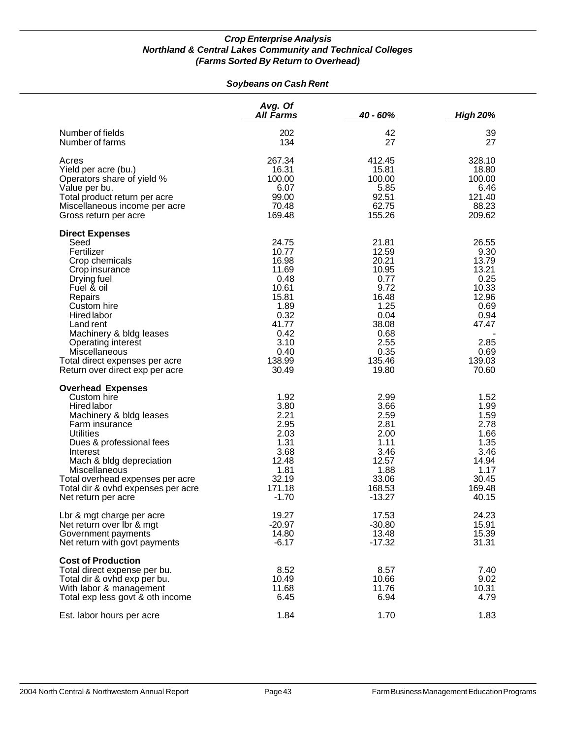***Crop Enterprise Analysis***
***Northland & Central Lakes Community and Technical Colleges***
***(Farms Sorted By Return to Overhead)***

***Soybeans on Cash Rent***

| | *Avg. Of All Farms* | *40 - 60%* | *High 20%* |
|---|---|---|---|
| Number of fields | 202 | 42 | 39 |
| Number of farms | 134 | 27 | 27 |
| Acres | 267.34 | 412.45 | 328.10 |
| Yield per acre (bu.) | 16.31 | 15.81 | 18.80 |
| Operators share of yield % | 100.00 | 100.00 | 100.00 |
| Value per bu. | 6.07 | 5.85 | 6.46 |
| Total product return per acre | 99.00 | 92.51 | 121.40 |
| Miscellaneous income per acre | 70.48 | 62.75 | 88.23 |
| Gross return per acre | 169.48 | 155.26 | 209.62 |
| **Direct Expenses** | | | |
| Seed | 24.75 | 21.81 | 26.55 |
| Fertilizer | 10.77 | 12.59 | 9.30 |
| Crop chemicals | 16.98 | 20.21 | 13.79 |
| Crop insurance | 11.69 | 10.95 | 13.21 |
| Drying fuel | 0.48 | 0.77 | 0.25 |
| Fuel & oil | 10.61 | 9.72 | 10.33 |
| Repairs | 15.81 | 16.48 | 12.96 |
| Custom hire | 1.89 | 1.25 | 0.69 |
| Hired labor | 0.32 | 0.04 | 0.94 |
| Land rent | 41.77 | 38.08 | 47.47 |
| Machinery & bldg leases | 0.42 | 0.68 | - |
| Operating interest | 3.10 | 2.55 | 2.85 |
| Miscellaneous | 0.40 | 0.35 | 0.69 |
| Total direct expenses per acre | 138.99 | 135.46 | 139.03 |
| Return over direct exp per acre | 30.49 | 19.80 | 70.60 |
| **Overhead Expenses** | | | |
| Custom hire | 1.92 | 2.99 | 1.52 |
| Hired labor | 3.80 | 3.66 | 1.99 |
| Machinery & bldg leases | 2.21 | 2.59 | 1.59 |
| Farm insurance | 2.95 | 2.81 | 2.78 |
| Utilities | 2.03 | 2.00 | 1.66 |
| Dues & professional fees | 1.31 | 1.11 | 1.35 |
| Interest | 3.68 | 3.46 | 3.46 |
| Mach & bldg depreciation | 12.48 | 12.57 | 14.94 |
| Miscellaneous | 1.81 | 1.88 | 1.17 |
| Total overhead expenses per acre | 32.19 | 33.06 | 30.45 |
| Total dir & ovhd expenses per acre | 171.18 | 168.53 | 169.48 |
| Net return per acre | -1.70 | -13.27 | 40.15 |
| Lbr & mgt charge per acre | 19.27 | 17.53 | 24.23 |
| Net return over lbr & mgt | -20.97 | -30.80 | 15.91 |
| Government payments | 14.80 | 13.48 | 15.39 |
| Net return with govt payments | -6.17 | -17.32 | 31.31 |
| **Cost of Production** | | | |
| Total direct expense per bu. | 8.52 | 8.57 | 7.40 |
| Total dir & ovhd exp per bu. | 10.49 | 10.66 | 9.02 |
| With labor & management | 11.68 | 11.76 | 10.31 |
| Total exp less govt & oth income | 6.45 | 6.94 | 4.79 |
| Est. labor hours per acre | 1.84 | 1.70 | 1.83 |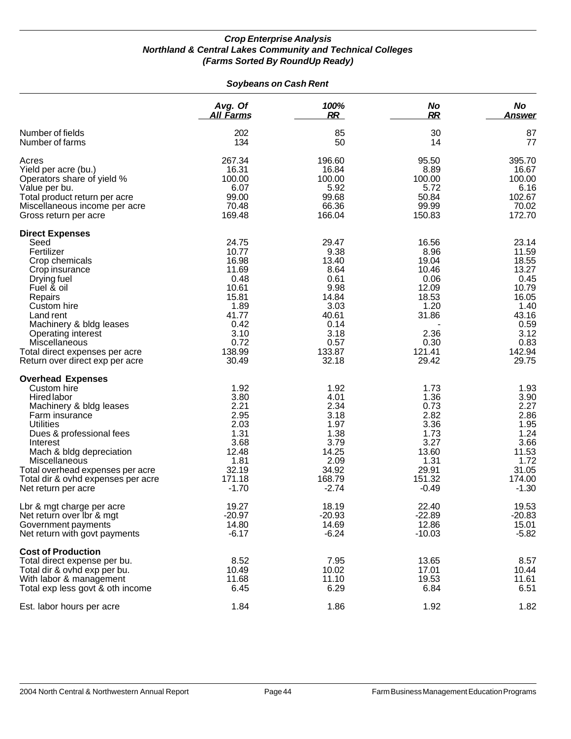# *Crop Enterprise Analysis*
## *Northland & Central Lakes Community and Technical Colleges*
### *(Farms Sorted By RoundUp Ready)*

*Soybeans on Cash Rent*

| | Avg. Of All Farms | 100% RR | No RR | No Answer |
|---|---|---|---|---|
| Number of fields | 202 | 85 | 30 | 87 |
| Number of farms | 134 | 50 | 14 | 77 |
| Acres | 267.34 | 196.60 | 95.50 | 395.70 |
| Yield per acre (bu.) | 16.31 | 16.84 | 8.89 | 16.67 |
| Operators share of yield % | 100.00 | 100.00 | 100.00 | 100.00 |
| Value per bu. | 6.07 | 5.92 | 5.72 | 6.16 |
| Total product return per acre | 99.00 | 99.68 | 50.84 | 102.67 |
| Miscellaneous income per acre | 70.48 | 66.36 | 99.99 | 70.02 |
| Gross return per acre | 169.48 | 166.04 | 150.83 | 172.70 |
| **Direct Expenses** | | | | |
| Seed | 24.75 | 29.47 | 16.56 | 23.14 |
| Fertilizer | 10.77 | 9.38 | 8.96 | 11.59 |
| Crop chemicals | 16.98 | 13.40 | 19.04 | 18.55 |
| Crop insurance | 11.69 | 8.64 | 10.46 | 13.27 |
| Drying fuel | 0.48 | 0.61 | 0.06 | 0.45 |
| Fuel & oil | 10.61 | 9.98 | 12.09 | 10.79 |
| Repairs | 15.81 | 14.84 | 18.53 | 16.05 |
| Custom hire | 1.89 | 3.03 | 1.20 | 1.40 |
| Land rent | 41.77 | 40.61 | 31.86 | 43.16 |
| Machinery & bldg leases | 0.42 | 0.14 | - | 0.59 |
| Operating interest | 3.10 | 3.18 | 2.36 | 3.12 |
| Miscellaneous | 0.72 | 0.57 | 0.30 | 0.83 |
| Total direct expenses per acre | 138.99 | 133.87 | 121.41 | 142.94 |
| Return over direct exp per acre | 30.49 | 32.18 | 29.42 | 29.75 |
| **Overhead Expenses** | | | | |
| Custom hire | 1.92 | 1.92 | 1.73 | 1.93 |
| Hired labor | 3.80 | 4.01 | 1.36 | 3.90 |
| Machinery & bldg leases | 2.21 | 2.34 | 0.73 | 2.27 |
| Farm insurance | 2.95 | 3.18 | 2.82 | 2.86 |
| Utilities | 2.03 | 1.97 | 3.36 | 1.95 |
| Dues & professional fees | 1.31 | 1.38 | 1.73 | 1.24 |
| Interest | 3.68 | 3.79 | 3.27 | 3.66 |
| Mach & bldg depreciation | 12.48 | 14.25 | 13.60 | 11.53 |
| Miscellaneous | 1.81 | 2.09 | 1.31 | 1.72 |
| Total overhead expenses per acre | 32.19 | 34.92 | 29.91 | 31.05 |
| Total dir & ovhd expenses per acre | 171.18 | 168.79 | 151.32 | 174.00 |
| Net return per acre | -1.70 | -2.74 | -0.49 | -1.30 |
| Lbr & mgt charge per acre | 19.27 | 18.19 | 22.40 | 19.53 |
| Net return over lbr & mgt | -20.97 | -20.93 | -22.89 | -20.83 |
| Government payments | 14.80 | 14.69 | 12.86 | 15.01 |
| Net return with govt payments | -6.17 | -6.24 | -10.03 | -5.82 |
| **Cost of Production** | | | | |
| Total direct expense per bu. | 8.52 | 7.95 | 13.65 | 8.57 |
| Total dir & ovhd exp per bu. | 10.49 | 10.02 | 17.01 | 10.44 |
| With labor & management | 11.68 | 11.10 | 19.53 | 11.61 |
| Total exp less govt & oth income | 6.45 | 6.29 | 6.84 | 6.51 |
| Est. labor hours per acre | 1.84 | 1.86 | 1.92 | 1.82 |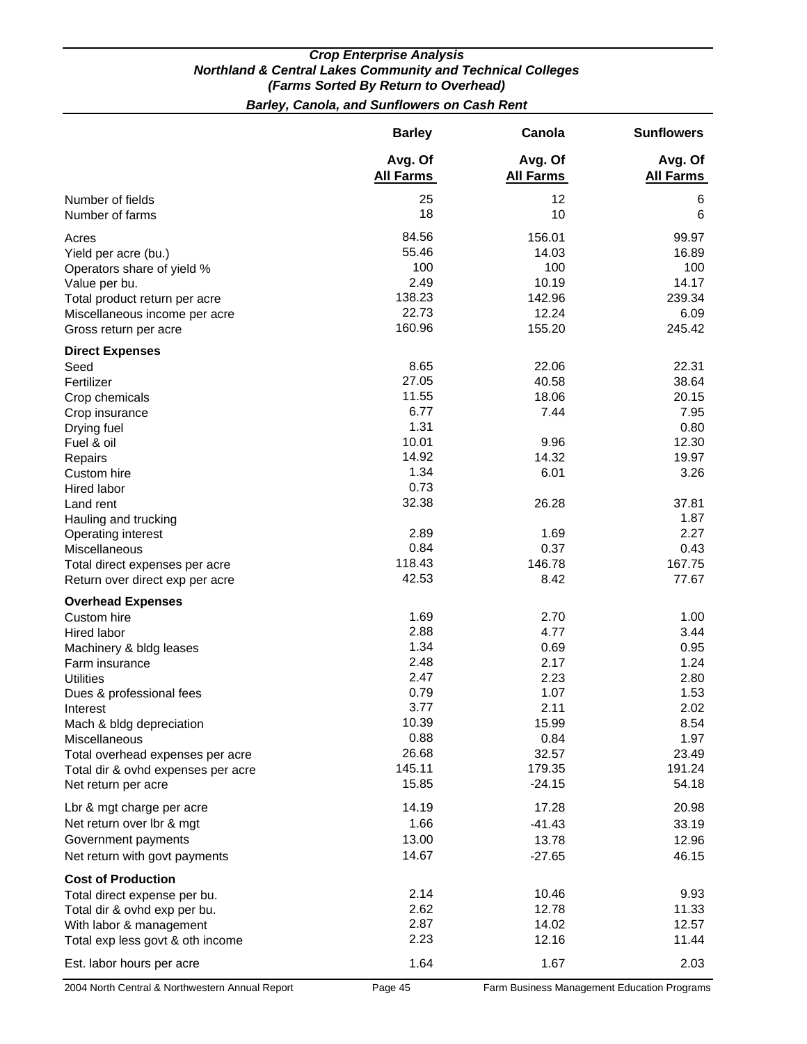## Crop Enterprise Analysis
## Northland & Central Lakes Community and Technical Colleges
### (Farms Sorted By Return to Overhead)
### Barley, Canola, and Sunflowers on Cash Rent

| | Barley | Canola | Sunflowers |
|---|---|---|---|
| | Avg. Of All Farms | Avg. Of All Farms | Avg. Of All Farms |
| Number of fields | 25 | 12 | 6 |
| Number of farms | 18 | 10 | 6 |
| Acres | 84.56 | 156.01 | 99.97 |
| Yield per acre (bu.) | 55.46 | 14.03 | 16.89 |
| Operators share of yield % | 100 | 100 | 100 |
| Value per bu. | 2.49 | 10.19 | 14.17 |
| Total product return per acre | 138.23 | 142.96 | 239.34 |
| Miscellaneous income per acre | 22.73 | 12.24 | 6.09 |
| Gross return per acre | 160.96 | 155.20 | 245.42 |
| **Direct Expenses** | | | |
| Seed | 8.65 | 22.06 | 22.31 |
| Fertilizer | 27.05 | 40.58 | 38.64 |
| Crop chemicals | 11.55 | 18.06 | 20.15 |
| Crop insurance | 6.77 | 7.44 | 7.95 |
| Drying fuel | 1.31 | | 0.80 |
| Fuel & oil | 10.01 | 9.96 | 12.30 |
| Repairs | 14.92 | 14.32 | 19.97 |
| Custom hire | 1.34 | 6.01 | 3.26 |
| Hired labor | 0.73 | | |
| Land rent | 32.38 | 26.28 | 37.81 |
| Hauling and trucking | | | 1.87 |
| Operating interest | 2.89 | 1.69 | 2.27 |
| Miscellaneous | 0.84 | 0.37 | 0.43 |
| Total direct expenses per acre | 118.43 | 146.78 | 167.75 |
| Return over direct exp per acre | 42.53 | 8.42 | 77.67 |
| **Overhead Expenses** | | | |
| Custom hire | 1.69 | 2.70 | 1.00 |
| Hired labor | 2.88 | 4.77 | 3.44 |
| Machinery & bldg leases | 1.34 | 0.69 | 0.95 |
| Farm insurance | 2.48 | 2.17 | 1.24 |
| Utilities | 2.47 | 2.23 | 2.80 |
| Dues & professional fees | 0.79 | 1.07 | 1.53 |
| Interest | 3.77 | 2.11 | 2.02 |
| Mach & bldg depreciation | 10.39 | 15.99 | 8.54 |
| Miscellaneous | 0.88 | 0.84 | 1.97 |
| Total overhead expenses per acre | 26.68 | 32.57 | 23.49 |
| Total dir & ovhd expenses per acre | 145.11 | 179.35 | 191.24 |
| Net return per acre | 15.85 | -24.15 | 54.18 |
| Lbr & mgt charge per acre | 14.19 | 17.28 | 20.98 |
| Net return over lbr & mgt | 1.66 | -41.43 | 33.19 |
| Government payments | 13.00 | 13.78 | 12.96 |
| Net return with govt payments | 14.67 | -27.65 | 46.15 |
| **Cost of Production** | | | |
| Total direct expense per bu. | 2.14 | 10.46 | 9.93 |
| Total dir & ovhd exp per bu. | 2.62 | 12.78 | 11.33 |
| With labor & management | 2.87 | 14.02 | 12.57 |
| Total exp less govt & oth income | 2.23 | 12.16 | 11.44 |
| Est. labor hours per acre | 1.64 | 1.67 | 2.03 |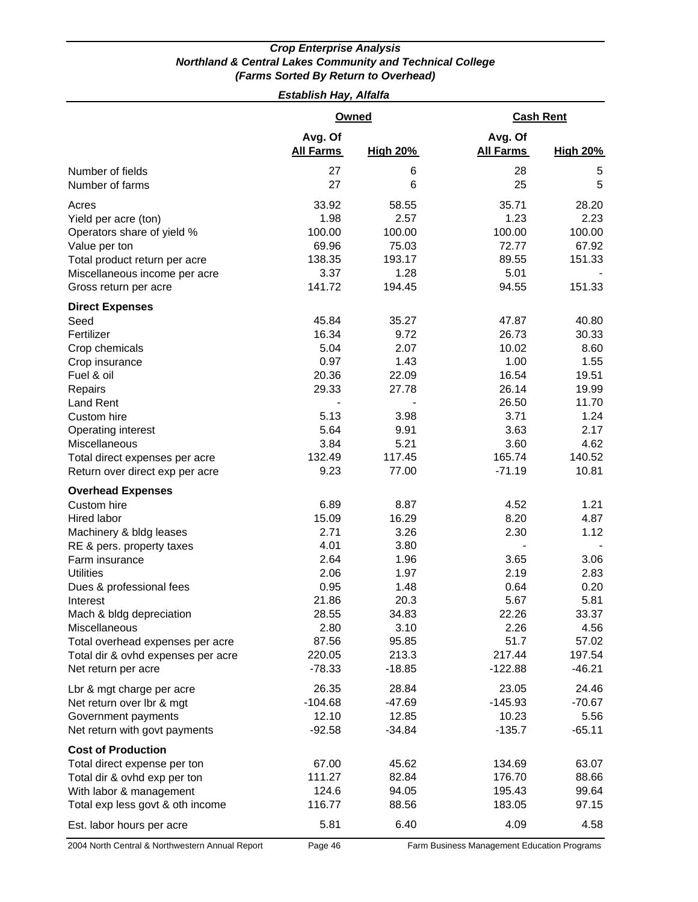### Crop Enterprise Analysis
### Northland & Central Lakes Community and Technical College
### (Farms Sorted By Return to Overhead)

#### Establish Hay, Alfalfa

| | Owned | | Cash Rent | |
|---|---|---|---|---|
| | Avg. Of All Farms | High 20% | Avg. Of All Farms | High 20% |
| Number of fields | 27 | 6 | 28 | 5 |
| Number of farms | 27 | 6 | 25 | 5 |
| Acres | 33.92 | 58.55 | 35.71 | 28.20 |
| Yield per acre (ton) | 1.98 | 2.57 | 1.23 | 2.23 |
| Operators share of yield % | 100.00 | 100.00 | 100.00 | 100.00 |
| Value per ton | 69.96 | 75.03 | 72.77 | 67.92 |
| Total product return per acre | 138.35 | 193.17 | 89.55 | 151.33 |
| Miscellaneous income per acre | 3.37 | 1.28 | 5.01 | - |
| Gross return per acre | 141.72 | 194.45 | 94.55 | 151.33 |
| **Direct Expenses** | | | | |
| Seed | 45.84 | 35.27 | 47.87 | 40.80 |
| Fertilizer | 16.34 | 9.72 | 26.73 | 30.33 |
| Crop chemicals | 5.04 | 2.07 | 10.02 | 8.60 |
| Crop insurance | 0.97 | 1.43 | 1.00 | 1.55 |
| Fuel & oil | 20.36 | 22.09 | 16.54 | 19.51 |
| Repairs | 29.33 | 27.78 | 26.14 | 19.99 |
| Land Rent | - | - | 26.50 | 11.70 |
| Custom hire | 5.13 | 3.98 | 3.71 | 1.24 |
| Operating interest | 5.64 | 9.91 | 3.63 | 2.17 |
| Miscellaneous | 3.84 | 5.21 | 3.60 | 4.62 |
| Total direct expenses per acre | 132.49 | 117.45 | 165.74 | 140.52 |
| Return over direct exp per acre | 9.23 | 77.00 | -71.19 | 10.81 |
| **Overhead Expenses** | | | | |
| Custom hire | 6.89 | 8.87 | 4.52 | 1.21 |
| Hired labor | 15.09 | 16.29 | 8.20 | 4.87 |
| Machinery & bldg leases | 2.71 | 3.26 | 2.30 | 1.12 |
| RE & pers. property taxes | 4.01 | 3.80 | - | - |
| Farm insurance | 2.64 | 1.96 | 3.65 | 3.06 |
| Utilities | 2.06 | 1.97 | 2.19 | 2.83 |
| Dues & professional fees | 0.95 | 1.48 | 0.64 | 0.20 |
| Interest | 21.86 | 20.3 | 5.67 | 5.81 |
| Mach & bldg depreciation | 28.55 | 34.83 | 22.26 | 33.37 |
| Miscellaneous | 2.80 | 3.10 | 2.26 | 4.56 |
| Total overhead expenses per acre | 87.56 | 95.85 | 51.7 | 57.02 |
| Total dir & ovhd expenses per acre | 220.05 | 213.3 | 217.44 | 197.54 |
| Net return per acre | -78.33 | -18.85 | -122.88 | -46.21 |
| Lbr & mgt charge per acre | 26.35 | 28.84 | 23.05 | 24.46 |
| Net return over lbr & mgt | -104.68 | -47.69 | -145.93 | -70.67 |
| Government payments | 12.10 | 12.85 | 10.23 | 5.56 |
| Net return with govt payments | -92.58 | -34.84 | -135.7 | -65.11 |
| **Cost of Production** | | | | |
| Total direct expense per ton | 67.00 | 45.62 | 134.69 | 63.07 |
| Total dir & ovhd exp per ton | 111.27 | 82.84 | 176.70 | 88.66 |
| With labor & management | 124.6 | 94.05 | 195.43 | 99.64 |
| Total exp less govt & oth income | 116.77 | 88.56 | 183.05 | 97.15 |
| Est. labor hours per acre | 5.81 | 6.40 | 4.09 | 4.58 |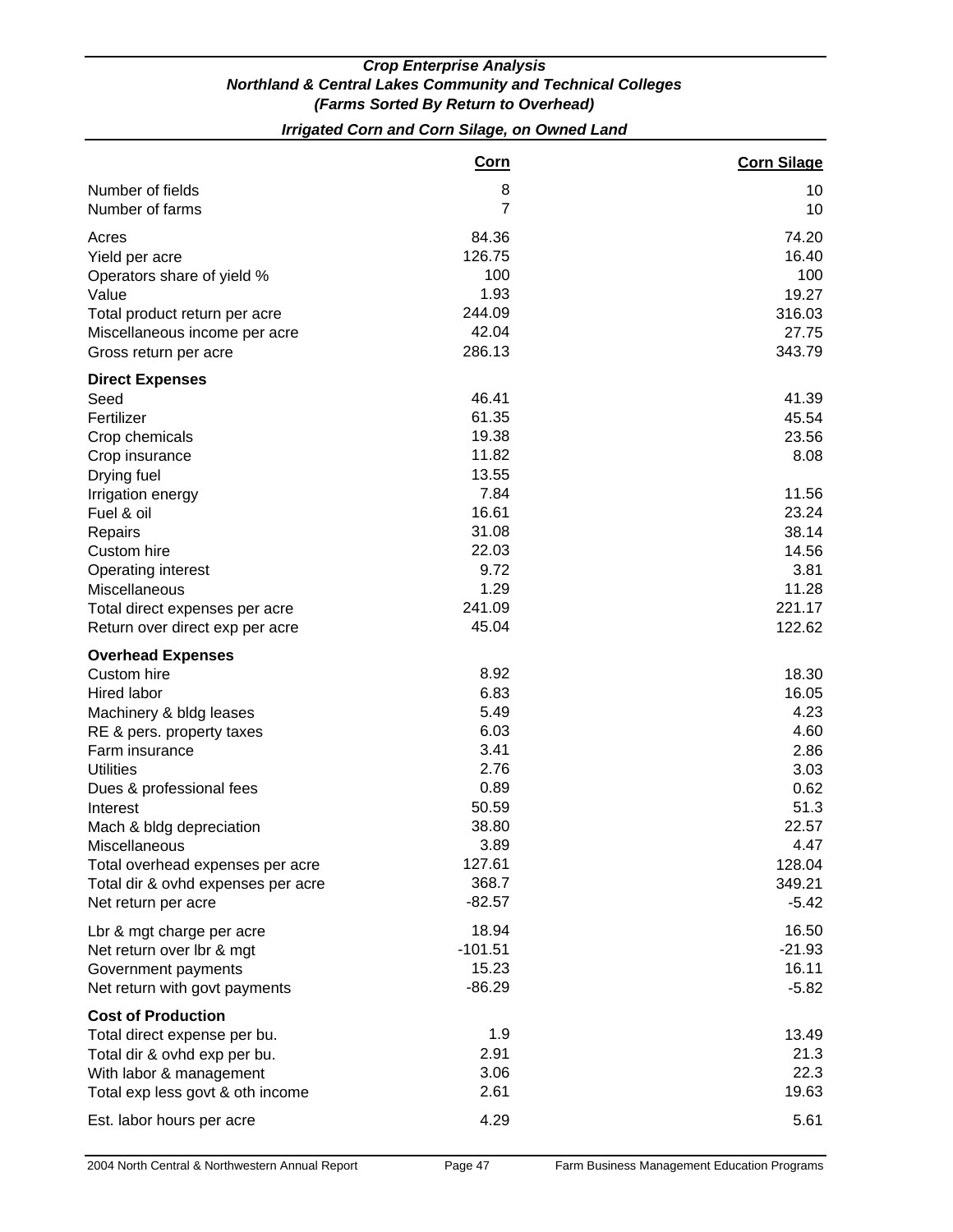### *Crop Enterprise Analysis*
### *Northland & Central Lakes Community and Technical Colleges*
### *(Farms Sorted By Return to Overhead)*

#### *Irrigated Corn and Corn Silage, on Owned Land*

| | Corn | Corn Silage |
|---|---:|---:|
| Number of fields | 8 | 10 |
| Number of farms | 7 | 10 |
| Acres | 84.36 | 74.20 |
| Yield per acre | 126.75 | 16.40 |
| Operators share of yield % | 100 | 100 |
| Value | 1.93 | 19.27 |
| Total product return per acre | 244.09 | 316.03 |
| Miscellaneous income per acre | 42.04 | 27.75 |
| Gross return per acre | 286.13 | 343.79 |
| **Direct Expenses** | | |
| Seed | 46.41 | 41.39 |
| Fertilizer | 61.35 | 45.54 |
| Crop chemicals | 19.38 | 23.56 |
| Crop insurance | 11.82 | 8.08 |
| Drying fuel | 13.55 | |
| Irrigation energy | 7.84 | 11.56 |
| Fuel & oil | 16.61 | 23.24 |
| Repairs | 31.08 | 38.14 |
| Custom hire | 22.03 | 14.56 |
| Operating interest | 9.72 | 3.81 |
| Miscellaneous | 1.29 | 11.28 |
| Total direct expenses per acre | 241.09 | 221.17 |
| Return over direct exp per acre | 45.04 | 122.62 |
| **Overhead Expenses** | | |
| Custom hire | 8.92 | 18.30 |
| Hired labor | 6.83 | 16.05 |
| Machinery & bldg leases | 5.49 | 4.23 |
| RE & pers. property taxes | 6.03 | 4.60 |
| Farm insurance | 3.41 | 2.86 |
| Utilities | 2.76 | 3.03 |
| Dues & professional fees | 0.89 | 0.62 |
| Interest | 50.59 | 51.3 |
| Mach & bldg depreciation | 38.80 | 22.57 |
| Miscellaneous | 3.89 | 4.47 |
| Total overhead expenses per acre | 127.61 | 128.04 |
| Total dir & ovhd expenses per acre | 368.7 | 349.21 |
| Net return per acre | -82.57 | -5.42 |
| Lbr & mgt charge per acre | 18.94 | 16.50 |
| Net return over lbr & mgt | -101.51 | -21.93 |
| Government payments | 15.23 | 16.11 |
| Net return with govt payments | -86.29 | -5.82 |
| **Cost of Production** | | |
| Total direct expense per bu. | 1.9 | 13.49 |
| Total dir & ovhd exp per bu. | 2.91 | 21.3 |
| With labor & management | 3.06 | 22.3 |
| Total exp less govt & oth income | 2.61 | 19.63 |
| Est. labor hours per acre | 4.29 | 5.61 |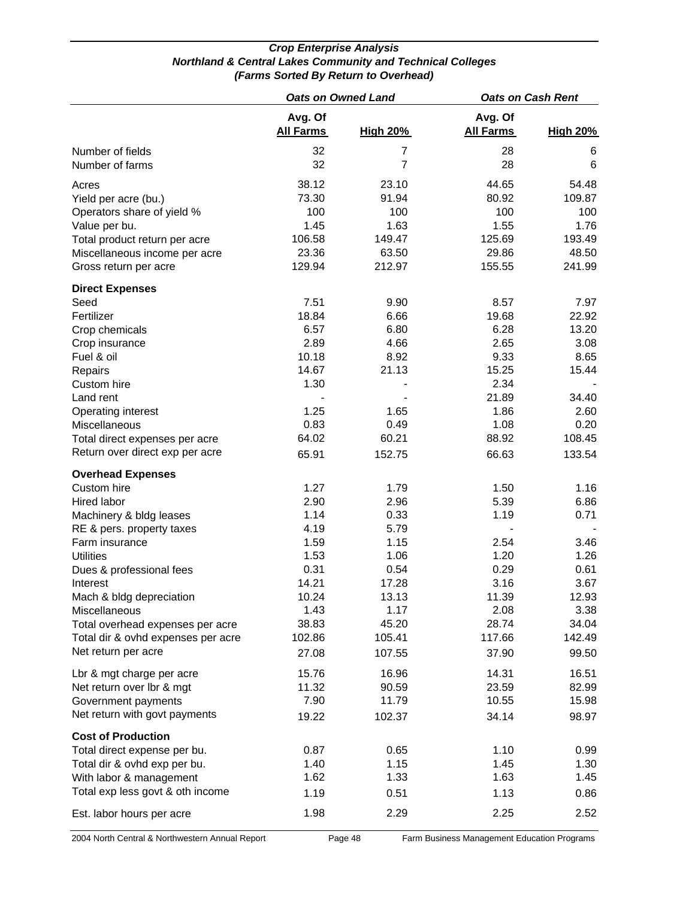### Crop Enterprise Analysis
### Northland & Central Lakes Community and Technical Colleges
### (Farms Sorted By Return to Overhead)

| | Oats on Owned Land | | Oats on Cash Rent | |
|---|---|---|---|---|
| | Avg. Of All Farms | High 20% | Avg. Of All Farms | High 20% |
| Number of fields | 32 | 7 | 28 | 6 |
| Number of farms | 32 | 7 | 28 | 6 |
| Acres | 38.12 | 23.10 | 44.65 | 54.48 |
| Yield per acre (bu.) | 73.30 | 91.94 | 80.92 | 109.87 |
| Operators share of yield % | 100 | 100 | 100 | 100 |
| Value per bu. | 1.45 | 1.63 | 1.55 | 1.76 |
| Total product return per acre | 106.58 | 149.47 | 125.69 | 193.49 |
| Miscellaneous income per acre | 23.36 | 63.50 | 29.86 | 48.50 |
| Gross return per acre | 129.94 | 212.97 | 155.55 | 241.99 |
| **Direct Expenses** | | | | |
| Seed | 7.51 | 9.90 | 8.57 | 7.97 |
| Fertilizer | 18.84 | 6.66 | 19.68 | 22.92 |
| Crop chemicals | 6.57 | 6.80 | 6.28 | 13.20 |
| Crop insurance | 2.89 | 4.66 | 2.65 | 3.08 |
| Fuel & oil | 10.18 | 8.92 | 9.33 | 8.65 |
| Repairs | 14.67 | 21.13 | 15.25 | 15.44 |
| Custom hire | 1.30 | - | 2.34 | - |
| Land rent | - | - | 21.89 | 34.40 |
| Operating interest | 1.25 | 1.65 | 1.86 | 2.60 |
| Miscellaneous | 0.83 | 0.49 | 1.08 | 0.20 |
| Total direct expenses per acre | 64.02 | 60.21 | 88.92 | 108.45 |
| Return over direct exp per acre | 65.91 | 152.75 | 66.63 | 133.54 |
| **Overhead Expenses** | | | | |
| Custom hire | 1.27 | 1.79 | 1.50 | 1.16 |
| Hired labor | 2.90 | 2.96 | 5.39 | 6.86 |
| Machinery & bldg leases | 1.14 | 0.33 | 1.19 | 0.71 |
| RE & pers. property taxes | 4.19 | 5.79 | - | - |
| Farm insurance | 1.59 | 1.15 | 2.54 | 3.46 |
| Utilities | 1.53 | 1.06 | 1.20 | 1.26 |
| Dues & professional fees | 0.31 | 0.54 | 0.29 | 0.61 |
| Interest | 14.21 | 17.28 | 3.16 | 3.67 |
| Mach & bldg depreciation | 10.24 | 13.13 | 11.39 | 12.93 |
| Miscellaneous | 1.43 | 1.17 | 2.08 | 3.38 |
| Total overhead expenses per acre | 38.83 | 45.20 | 28.74 | 34.04 |
| Total dir & ovhd expenses per acre | 102.86 | 105.41 | 117.66 | 142.49 |
| Net return per acre | 27.08 | 107.55 | 37.90 | 99.50 |
| Lbr & mgt charge per acre | 15.76 | 16.96 | 14.31 | 16.51 |
| Net return over lbr & mgt | 11.32 | 90.59 | 23.59 | 82.99 |
| Government payments | 7.90 | 11.79 | 10.55 | 15.98 |
| Net return with govt payments | 19.22 | 102.37 | 34.14 | 98.97 |
| **Cost of Production** | | | | |
| Total direct expense per bu. | 0.87 | 0.65 | 1.10 | 0.99 |
| Total dir & ovhd exp per bu. | 1.40 | 1.15 | 1.45 | 1.30 |
| With labor & management | 1.62 | 1.33 | 1.63 | 1.45 |
| Total exp less govt & oth income | 1.19 | 0.51 | 1.13 | 0.86 |
| Est. labor hours per acre | 1.98 | 2.29 | 2.25 | 2.52 |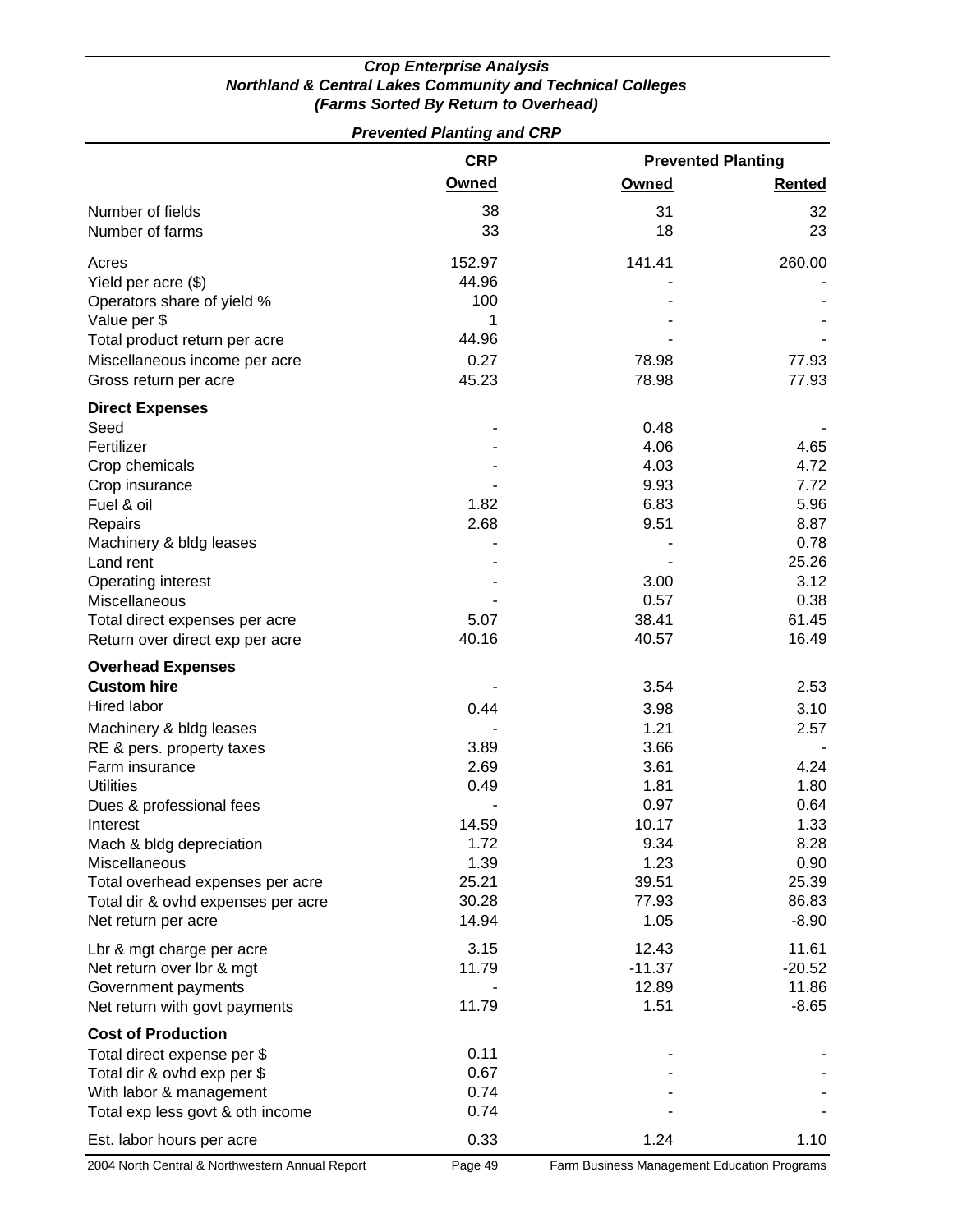### *Crop Enterprise Analysis*
### *Northland & Central Lakes Community and Technical Colleges*
### *(Farms Sorted By Return to Overhead)*

#### *Prevented Planting and CRP*

| | CRP | Prevented Planting | |
|---|---|---|---|
| | **Owned** | **Owned** | **Rented** |
| Number of fields | 38 | 31 | 32 |
| Number of farms | 33 | 18 | 23 |
| Acres | 152.97 | 141.41 | 260.00 |
| Yield per acre ($) | 44.96 | - | - |
| Operators share of yield % | 100 | - | - |
| Value per $ | 1 | - | - |
| Total product return per acre | 44.96 | - | - |
| Miscellaneous income per acre | 0.27 | 78.98 | 77.93 |
| Gross return per acre | 45.23 | 78.98 | 77.93 |
| **Direct Expenses** | | | |
| Seed | - | 0.48 | - |
| Fertilizer | - | 4.06 | 4.65 |
| Crop chemicals | - | 4.03 | 4.72 |
| Crop insurance | - | 9.93 | 7.72 |
| Fuel & oil | 1.82 | 6.83 | 5.96 |
| Repairs | 2.68 | 9.51 | 8.87 |
| Machinery & bldg leases | - | - | 0.78 |
| Land rent | - | - | 25.26 |
| Operating interest | - | 3.00 | 3.12 |
| Miscellaneous | - | 0.57 | 0.38 |
| Total direct expenses per acre | 5.07 | 38.41 | 61.45 |
| Return over direct exp per acre | 40.16 | 40.57 | 16.49 |
| **Overhead Expenses** | | | |
| **Custom hire** | - | 3.54 | 2.53 |
| Hired labor | 0.44 | 3.98 | 3.10 |
| Machinery & bldg leases | - | 1.21 | 2.57 |
| RE & pers. property taxes | 3.89 | 3.66 | - |
| Farm insurance | 2.69 | 3.61 | 4.24 |
| Utilities | 0.49 | 1.81 | 1.80 |
| Dues & professional fees | - | 0.97 | 0.64 |
| Interest | 14.59 | 10.17 | 1.33 |
| Mach & bldg depreciation | 1.72 | 9.34 | 8.28 |
| Miscellaneous | 1.39 | 1.23 | 0.90 |
| Total overhead expenses per acre | 25.21 | 39.51 | 25.39 |
| Total dir & ovhd expenses per acre | 30.28 | 77.93 | 86.83 |
| Net return per acre | 14.94 | 1.05 | -8.90 |
| Lbr & mgt charge per acre | 3.15 | 12.43 | 11.61 |
| Net return over lbr & mgt | 11.79 | -11.37 | -20.52 |
| Government payments | - | 12.89 | 11.86 |
| Net return with govt payments | 11.79 | 1.51 | -8.65 |
| **Cost of Production** | | | |
| Total direct expense per $ | 0.11 | - | - |
| Total dir & ovhd exp per $ | 0.67 | - | - |
| With labor & management | 0.74 | - | - |
| Total exp less govt & oth income | 0.74 | - | - |
| Est. labor hours per acre | 0.33 | 1.24 | 1.10 |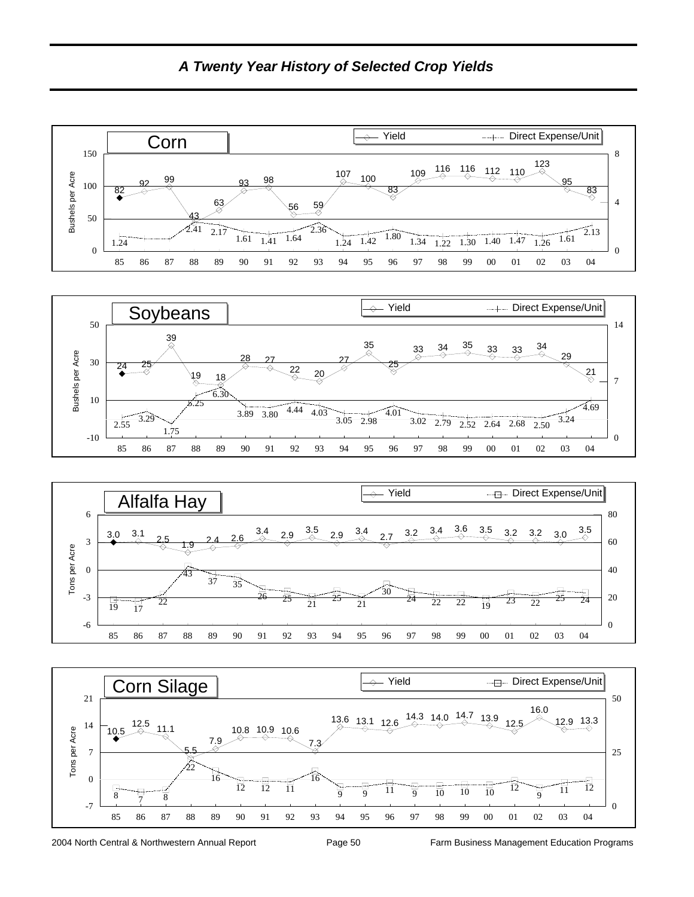# *A Twenty Year History of Selected Crop Yields*

## Corn

| Year | 85 | 86 | 87 | 88 | 89 | 90 | 91 | 92 | 93 | 94 | 95 | 96 | 97 | 98 | 99 | 00 | 01 | 02 | 03 | 04 |
|---|---|---|---|---|---|---|---|---|---|---|---|---|---|---|---|---|---|---|---|---|
| Yield (Bushels per Acre) | 82 | 92 | 99 | 43 | 63 | 93 | 98 | 56 | 59 | 107 | 100 | 83 | 109 | 116 | 116 | 112 | 110 | 123 | 95 | 83 |
| Direct Expense/Unit | 1.24 | | | 2.41 | 2.17 | 1.61 | 1.41 | 1.64 | 2.36 | 1.24 | 1.42 | 1.80 | 1.34 | 1.22 | 1.30 | 1.40 | 1.47 | 1.26 | 1.61 | 2.13 |

## Soybeans

| Year | 85 | 86 | 87 | 88 | 89 | 90 | 91 | 92 | 93 | 94 | 95 | 96 | 97 | 98 | 99 | 00 | 01 | 02 | 03 | 04 |
|---|---|---|---|---|---|---|---|---|---|---|---|---|---|---|---|---|---|---|---|---|
| Yield (Bushels per Acre) | 24 | 25 | 39 | 19 | 18 | 28 | 27 | 22 | 20 | 27 | 35 | 25 | 33 | 34 | 35 | 33 | 33 | 34 | 29 | 21 |
| Direct Expense/Unit | 2.55 | 3.29 | 1.75 | 5.25 | 6.30 | 3.89 | 3.80 | 4.44 | 4.03 | 3.05 | 2.98 | 4.01 | 3.02 | 2.79 | 2.52 | 2.64 | 2.68 | 2.50 | 3.24 | 4.69 |

## Alfalfa Hay

| Year | 85 | 86 | 87 | 88 | 89 | 90 | 91 | 92 | 93 | 94 | 95 | 96 | 97 | 98 | 99 | 00 | 01 | 02 | 03 | 04 |
|---|---|---|---|---|---|---|---|---|---|---|---|---|---|---|---|---|---|---|---|---|
| Yield (Tons per Acre) | 3.0 | 3.1 | 2.5 | 1.9 | 2.4 | 2.6 | 3.4 | 2.9 | 3.5 | 2.9 | 3.4 | 2.7 | 3.2 | 3.4 | 3.6 | 3.5 | 3.2 | 3.2 | 3.0 | 3.5 |
| Direct Expense/Unit | 19 | 17 | 22 | 43 | 37 | 35 | 26 | 25 | 21 | 25 | 21 | 30 | 24 | 22 | 22 | 19 | 23 | 22 | 25 | 24 |

## Corn Silage

| Year | 85 | 86 | 87 | 88 | 89 | 90 | 91 | 92 | 93 | 94 | 95 | 96 | 97 | 98 | 99 | 00 | 01 | 02 | 03 | 04 |
|---|---|---|---|---|---|---|---|---|---|---|---|---|---|---|---|---|---|---|---|---|
| Yield (Tons per Acre) | 10.5 | 12.5 | 11.1 | 5.5 | 7.9 | 10.8 | 10.9 | 10.6 | 7.3 | 13.6 | 13.1 | 12.6 | 14.3 | 14.0 | 14.7 | 13.9 | 12.5 | 16.0 | 12.9 | 13.3 |
| Direct Expense/Unit | 8 | 7 | 8 | 22 | 16 | 12 | 12 | 11 | 16 | 9 | 9 | 11 | 9 | 10 | 10 | 10 | 12 | 9 | 11 | 12 |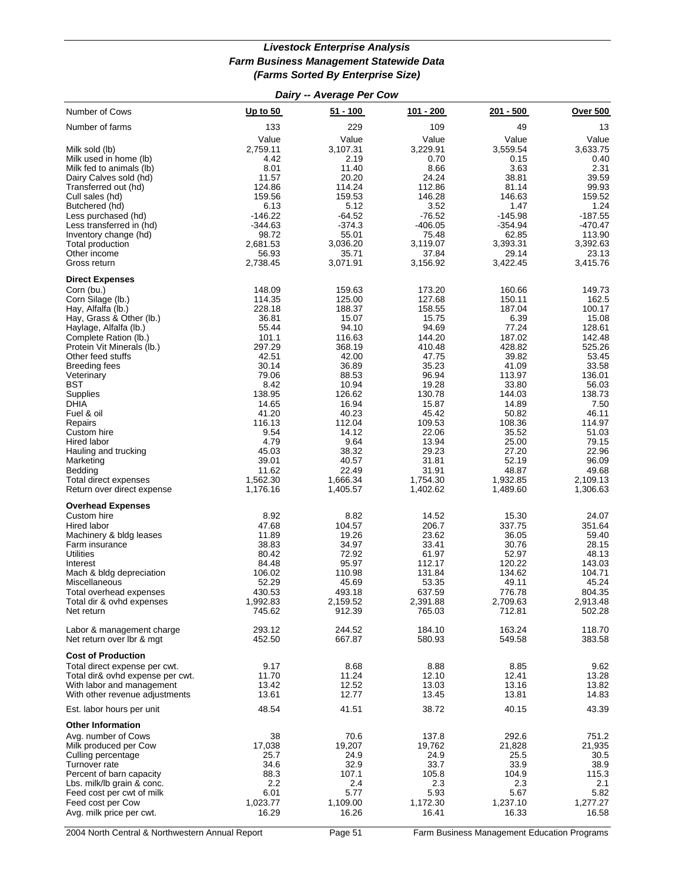### *Livestock Enterprise Analysis*
### *Farm Business Management Statewide Data*
### *(Farms Sorted By Enterprise Size)*

#### *Dairy -- Average Per Cow*

| Number of Cows | Up to 50 | 51 - 100 | 101 - 200 | 201 - 500 | Over 500 |
|---|---|---|---|---|---|
| Number of farms | 133 | 229 | 109 | 49 | 13 |
| | Value | Value | Value | Value | Value |
| Milk sold (lb) | 2,759.11 | 3,107.31 | 3,229.91 | 3,559.54 | 3,633.75 |
| Milk used in home (lb) | 4.42 | 2.19 | 0.70 | 0.15 | 0.40 |
| Milk fed to animals (lb) | 8.01 | 11.40 | 8.66 | 3.63 | 2.31 |
| Dairy Calves sold (hd) | 11.57 | 20.20 | 24.24 | 38.81 | 39.59 |
| Transferred out (hd) | 124.86 | 114.24 | 112.86 | 81.14 | 99.93 |
| Cull sales (hd) | 159.56 | 159.53 | 146.28 | 146.63 | 159.52 |
| Butchered (hd) | 6.13 | 5.12 | 3.52 | 1.47 | 1.24 |
| Less purchased (hd) | -146.22 | -64.52 | -76.52 | -145.98 | -187.55 |
| Less transferred in (hd) | -344.63 | -374.3 | -406.05 | -354.94 | -470.47 |
| Inventory change (hd) | 98.72 | 55.01 | 75.48 | 62.85 | 113.90 |
| Total production | 2,681.53 | 3,036.20 | 3,119.07 | 3,393.31 | 3,392.63 |
| Other income | 56.93 | 35.71 | 37.84 | 29.14 | 23.13 |
| Gross return | 2,738.45 | 3,071.91 | 3,156.92 | 3,422.45 | 3,415.76 |
| **Direct Expenses** | | | | | |
| Corn (bu.) | 148.09 | 159.63 | 173.20 | 160.66 | 149.73 |
| Corn Silage (lb.) | 114.35 | 125.00 | 127.68 | 150.11 | 162.5 |
| Hay, Alfalfa (lb.) | 228.18 | 188.37 | 158.55 | 187.04 | 100.17 |
| Hay, Grass & Other (lb.) | 36.81 | 15.07 | 15.75 | 6.39 | 15.08 |
| Haylage, Alfalfa (lb.) | 55.44 | 94.10 | 94.69 | 77.24 | 128.61 |
| Complete Ration (lb.) | 101.1 | 116.63 | 144.20 | 187.02 | 142.48 |
| Protein Vit Minerals (lb.) | 297.29 | 368.19 | 410.48 | 428.82 | 525.26 |
| Other feed stuffs | 42.51 | 42.00 | 47.75 | 39.82 | 53.45 |
| Breeding fees | 30.14 | 36.89 | 35.23 | 41.09 | 33.58 |
| Veterinary | 79.06 | 88.53 | 96.94 | 113.97 | 136.01 |
| BST | 8.42 | 10.94 | 19.28 | 33.80 | 56.03 |
| Supplies | 138.95 | 126.62 | 130.78 | 144.03 | 138.73 |
| DHIA | 14.65 | 16.94 | 15.87 | 14.89 | 7.50 |
| Fuel & oil | 41.20 | 40.23 | 45.42 | 50.82 | 46.11 |
| Repairs | 116.13 | 112.04 | 109.53 | 108.36 | 114.97 |
| Custom hire | 9.54 | 14.12 | 22.06 | 35.52 | 51.03 |
| Hired labor | 4.79 | 9.64 | 13.94 | 25.00 | 79.15 |
| Hauling and trucking | 45.03 | 38.32 | 29.23 | 27.20 | 22.96 |
| Marketing | 39.01 | 40.57 | 31.81 | 52.19 | 96.09 |
| Bedding | 11.62 | 22.49 | 31.91 | 48.87 | 49.68 |
| Total direct expenses | 1,562.30 | 1,666.34 | 1,754.30 | 1,932.85 | 2,109.13 |
| Return over direct expense | 1,176.16 | 1,405.57 | 1,402.62 | 1,489.60 | 1,306.63 |
| **Overhead Expenses** | | | | | |
| Custom hire | 8.92 | 8.82 | 14.52 | 15.30 | 24.07 |
| Hired labor | 47.68 | 104.57 | 206.7 | 337.75 | 351.64 |
| Machinery & bldg leases | 11.89 | 19.26 | 23.62 | 36.05 | 59.40 |
| Farm insurance | 38.83 | 34.97 | 33.41 | 30.76 | 28.15 |
| Utilities | 80.42 | 72.92 | 61.97 | 52.97 | 48.13 |
| Interest | 84.48 | 95.97 | 112.17 | 120.22 | 143.03 |
| Mach & bldg depreciation | 106.02 | 110.98 | 131.84 | 134.62 | 104.71 |
| Miscellaneous | 52.29 | 45.69 | 53.35 | 49.11 | 45.24 |
| Total overhead expenses | 430.53 | 493.18 | 637.59 | 776.78 | 804.35 |
| Total dir & ovhd expenses | 1,992.83 | 2,159.52 | 2,391.88 | 2,709.63 | 2,913.48 |
| Net return | 745.62 | 912.39 | 765.03 | 712.81 | 502.28 |
| Labor & management charge | 293.12 | 244.52 | 184.10 | 163.24 | 118.70 |
| Net return over lbr & mgt | 452.50 | 667.87 | 580.93 | 549.58 | 383.58 |
| **Cost of Production** | | | | | |
| Total direct expense per cwt. | 9.17 | 8.68 | 8.88 | 8.85 | 9.62 |
| Total dir& ovhd expense per cwt. | 11.70 | 11.24 | 12.10 | 12.41 | 13.28 |
| With labor and management | 13.42 | 12.52 | 13.03 | 13.16 | 13.82 |
| With other revenue adjustments | 13.61 | 12.77 | 13.45 | 13.81 | 14.83 |
| Est. labor hours per unit | 48.54 | 41.51 | 38.72 | 40.15 | 43.39 |
| **Other Information** | | | | | |
| Avg. number of Cows | 38 | 70.6 | 137.8 | 292.6 | 751.2 |
| Milk produced per Cow | 17,038 | 19,207 | 19,762 | 21,828 | 21,935 |
| Culling percentage | 25.7 | 24.9 | 24.9 | 25.5 | 30.5 |
| Turnover rate | 34.6 | 32.9 | 33.7 | 33.9 | 38.9 |
| Percent of barn capacity | 88.3 | 107.1 | 105.8 | 104.9 | 115.3 |
| Lbs. milk/lb grain & conc. | 2.2 | 2.4 | 2.3 | 2.3 | 2.1 |
| Feed cost per cwt of milk | 6.01 | 5.77 | 5.93 | 5.67 | 5.82 |
| Feed cost per Cow | 1,023.77 | 1,109.00 | 1,172.30 | 1,237.10 | 1,277.27 |
| Avg. milk price per cwt. | 16.29 | 16.26 | 16.41 | 16.33 | 16.58 |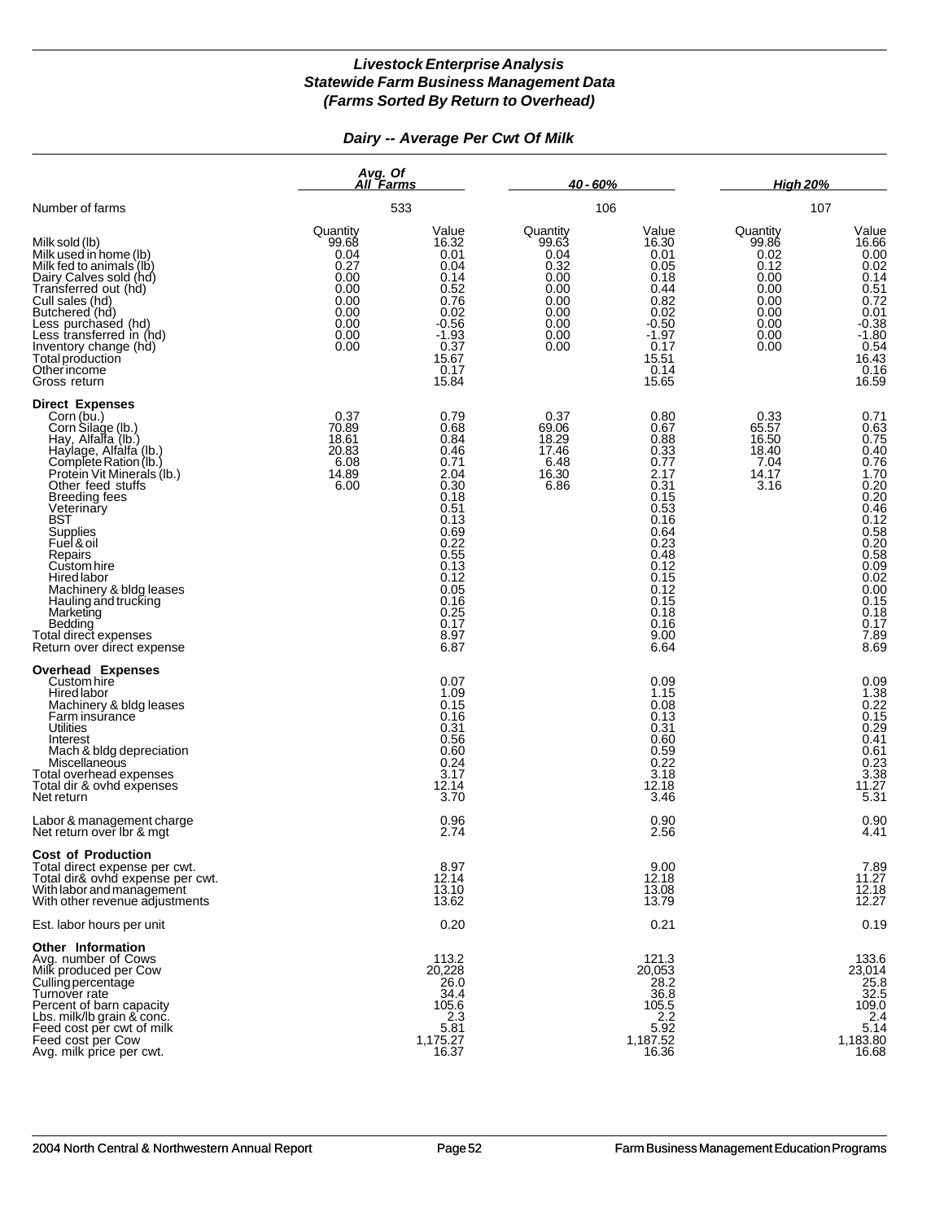# Livestock Enterprise Analysis
## Statewide Farm Business Management Data
### (Farms Sorted By Return to Overhead)

#### Dairy -- Average Per Cwt Of Milk

| | Avg. Of All Farms | | 40 - 60% | | High 20% | |
|---|---|---|---|---|---|---|
| Number of farms | 533 | | 106 | | 107 | |
| | Quantity | Value | Quantity | Value | Quantity | Value |
| Milk sold (lb) | 99.68 | 16.32 | 99.63 | 16.30 | 99.86 | 16.66 |
| Milk used in home (lb) | 0.04 | 0.01 | 0.04 | 0.01 | 0.02 | 0.00 |
| Milk fed to animals (lb) | 0.27 | 0.04 | 0.32 | 0.05 | 0.12 | 0.02 |
| Dairy Calves sold (hd) | 0.00 | 0.14 | 0.00 | 0.18 | 0.00 | 0.14 |
| Transferred out (hd) | 0.00 | 0.52 | 0.00 | 0.44 | 0.00 | 0.51 |
| Cull sales (hd) | 0.00 | 0.76 | 0.00 | 0.82 | 0.00 | 0.72 |
| Butchered (hd) | 0.00 | 0.02 | 0.00 | 0.02 | 0.00 | 0.01 |
| Less purchased (hd) | 0.00 | -0.56 | 0.00 | -0.50 | 0.00 | -0.38 |
| Less transferred in (hd) | 0.00 | -1.93 | 0.00 | -1.97 | 0.00 | -1.80 |
| Inventory change (hd) | 0.00 | 0.37 | 0.00 | 0.17 | 0.00 | 0.54 |
| Total production | | 15.67 | | 15.51 | | 16.43 |
| Other income | | 0.17 | | 0.14 | | 0.16 |
| Gross return | | 15.84 | | 15.65 | | 16.59 |
| **Direct Expenses** | | | | | | |
| Corn (bu.) | 0.37 | 0.79 | 0.37 | 0.80 | 0.33 | 0.71 |
| Corn Silage (lb.) | 70.89 | 0.68 | 69.06 | 0.67 | 65.57 | 0.63 |
| Hay, Alfalfa (lb.) | 18.61 | 0.84 | 18.29 | 0.88 | 16.50 | 0.75 |
| Haylage, Alfalfa (lb.) | 20.83 | 0.46 | 17.46 | 0.33 | 18.40 | 0.40 |
| Complete Ration (lb.) | 6.08 | 0.71 | 6.48 | 0.77 | 7.04 | 0.76 |
| Protein Vit Minerals (lb.) | 14.89 | 2.04 | 16.30 | 2.17 | 14.17 | 1.70 |
| Other feed stuffs | 6.00 | 0.30 | 6.86 | 0.31 | 3.16 | 0.20 |
| Breeding fees | | 0.18 | | 0.15 | | 0.20 |
| Veterinary | | 0.51 | | 0.53 | | 0.46 |
| BST | | 0.13 | | 0.16 | | 0.12 |
| Supplies | | 0.69 | | 0.64 | | 0.58 |
| Fuel & oil | | 0.22 | | 0.23 | | 0.20 |
| Repairs | | 0.55 | | 0.48 | | 0.58 |
| Custom hire | | 0.13 | | 0.12 | | 0.09 |
| Hired labor | | 0.12 | | 0.15 | | 0.02 |
| Machinery & bldg leases | | 0.05 | | 0.12 | | 0.00 |
| Hauling and trucking | | 0.16 | | 0.15 | | 0.15 |
| Marketing | | 0.25 | | 0.18 | | 0.18 |
| Bedding | | 0.17 | | 0.16 | | 0.17 |
| Total direct expenses | | 8.97 | | 9.00 | | 7.89 |
| Return over direct expense | | 6.87 | | 6.64 | | 8.69 |
| **Overhead Expenses** | | | | | | |
| Custom hire | | 0.07 | | 0.09 | | 0.09 |
| Hired labor | | 1.09 | | 1.15 | | 1.38 |
| Machinery & bldg leases | | 0.15 | | 0.08 | | 0.22 |
| Farm insurance | | 0.16 | | 0.13 | | 0.15 |
| Utilities | | 0.31 | | 0.31 | | 0.29 |
| Interest | | 0.56 | | 0.60 | | 0.41 |
| Mach & bldg depreciation | | 0.60 | | 0.59 | | 0.61 |
| Miscellaneous | | 0.24 | | 0.22 | | 0.23 |
| Total overhead expenses | | 3.17 | | 3.18 | | 3.38 |
| Total dir & ovhd expenses | | 12.14 | | 12.18 | | 11.27 |
| Net return | | 3.70 | | 3.46 | | 5.31 |
| Labor & management charge | | 0.96 | | 0.90 | | 0.90 |
| Net return over lbr & mgt | | 2.74 | | 2.56 | | 4.41 |
| **Cost of Production** | | | | | | |
| Total direct expense per cwt. | | 8.97 | | 9.00 | | 7.89 |
| Total dir& ovhd expense per cwt. | | 12.14 | | 12.18 | | 11.27 |
| With labor and management | | 13.10 | | 13.08 | | 12.18 |
| With other revenue adjustments | | 13.62 | | 13.79 | | 12.27 |
| Est. labor hours per unit | | 0.20 | | 0.21 | | 0.19 |
| **Other Information** | | | | | | |
| Avg. number of Cows | | 113.2 | | 121.3 | | 133.6 |
| Milk produced per Cow | | 20,228 | | 20,053 | | 23,014 |
| Culling percentage | | 26.0 | | 28.2 | | 25.8 |
| Turnover rate | | 34.4 | | 36.8 | | 32.5 |
| Percent of barn capacity | | 105.6 | | 105.5 | | 109.0 |
| Lbs. milk/lb grain & conc. | | 2.3 | | 2.2 | | 2.4 |
| Feed cost per cwt of milk | | 5.81 | | 5.92 | | 5.14 |
| Feed cost per Cow | | 1,175.27 | | 1,187.52 | | 1,183.80 |
| Avg. milk price per cwt. | | 16.37 | | 16.36 | | 16.68 |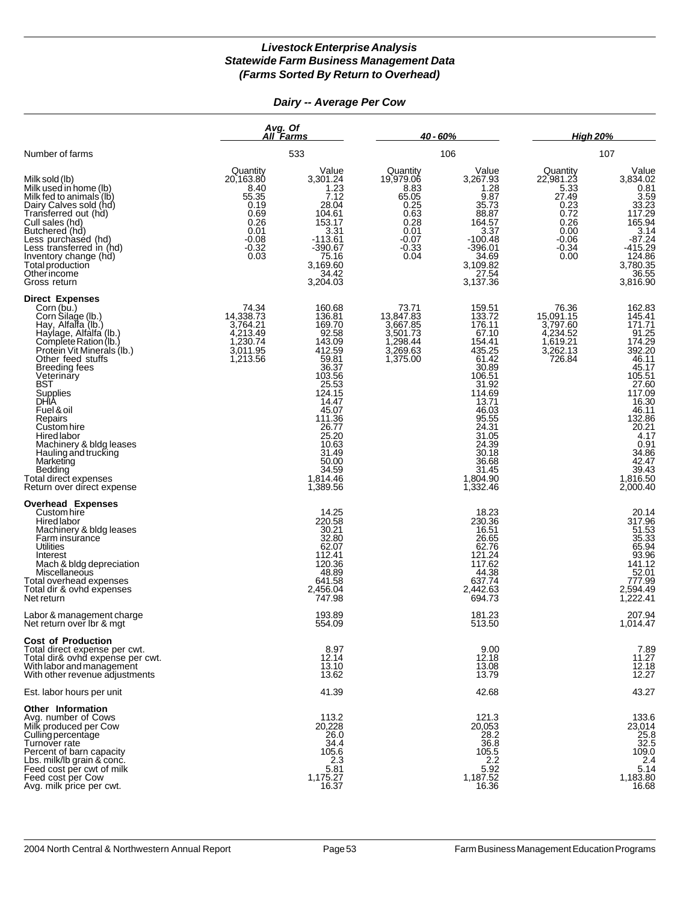### *Livestock Enterprise Analysis*
### *Statewide Farm Business Management Data*
### *(Farms Sorted By Return to Overhead)*

#### *Dairy -- Average Per Cow*

| | Avg. Of All Farms | | 40 - 60% | | High 20% | |
|---|---|---|---|---|---|---|
| Number of farms | 533 | | 106 | | 107 | |
| | Quantity | Value | Quantity | Value | Quantity | Value |
| Milk sold (lb) | 20,163.80 | 3,301.24 | 19,979.06 | 3,267.93 | 22,981.23 | 3,834.02 |
| Milk used in home (lb) | 8.40 | 1.23 | 8.83 | 1.28 | 5.33 | 0.81 |
| Milk fed to animals (lb) | 55.35 | 7.12 | 65.05 | 9.87 | 27.49 | 3.59 |
| Dairy Calves sold (hd) | 0.19 | 28.04 | 0.25 | 35.73 | 0.23 | 33.23 |
| Transferred out (hd) | 0.69 | 104.61 | 0.63 | 88.87 | 0.72 | 117.29 |
| Cull sales (hd) | 0.26 | 153.17 | 0.28 | 164.57 | 0.26 | 165.94 |
| Butchered (hd) | 0.01 | 3.31 | 0.01 | 3.37 | 0.00 | 3.14 |
| Less purchased (hd) | -0.08 | -113.61 | -0.07 | -100.48 | -0.06 | -87.24 |
| Less transferred in (hd) | -0.32 | -390.67 | -0.33 | -396.01 | -0.34 | -415.29 |
| Inventory change (hd) | 0.03 | 75.16 | 0.04 | 34.69 | 0.00 | 124.86 |
| Total production | | 3,169.60 | | 3,109.82 | | 3,780.35 |
| Other income | | 34.42 | | 27.54 | | 36.55 |
| Gross return | | 3,204.03 | | 3,137.36 | | 3,816.90 |
| **Direct Expenses** | | | | | | |
| Corn (bu.) | 74.34 | 160.68 | 73.71 | 159.51 | 76.36 | 162.83 |
| Corn Silage (lb.) | 14,338.73 | 136.81 | 13,847.83 | 133.72 | 15,091.15 | 145.41 |
| Hay, Alfalfa (lb.) | 3,764.21 | 169.70 | 3,667.85 | 176.11 | 3,797.60 | 171.71 |
| Haylage, Alfalfa (lb.) | 4,213.49 | 92.58 | 3,501.73 | 67.10 | 4,234.52 | 91.25 |
| Complete Ration (lb.) | 1,230.74 | 143.09 | 1,298.44 | 154.41 | 1,619.21 | 174.29 |
| Protein Vit Minerals (lb.) | 3,011.95 | 412.59 | 3,269.63 | 435.25 | 3,262.13 | 392.20 |
| Other feed stuffs | 1,213.56 | 59.81 | 1,375.00 | 61.42 | 726.84 | 46.11 |
| Breeding fees | | 36.37 | | 30.89 | | 45.17 |
| Veterinary | | 103.56 | | 106.51 | | 105.51 |
| BST | | 25.53 | | 31.92 | | 27.60 |
| Supplies | | 124.15 | | 114.69 | | 117.09 |
| DHIA | | 14.47 | | 13.71 | | 16.30 |
| Fuel & oil | | 45.07 | | 46.03 | | 46.11 |
| Repairs | | 111.36 | | 95.55 | | 132.86 |
| Custom hire | | 26.77 | | 24.31 | | 20.21 |
| Hired labor | | 25.20 | | 31.05 | | 4.17 |
| Machinery & bldg leases | | 10.63 | | 24.39 | | 0.91 |
| Hauling and trucking | | 31.49 | | 30.18 | | 34.86 |
| Marketing | | 50.00 | | 36.68 | | 42.47 |
| Bedding | | 34.59 | | 31.45 | | 39.43 |
| Total direct expenses | | 1,814.46 | | 1,804.90 | | 1,816.50 |
| Return over direct expense | | 1,389.56 | | 1,332.46 | | 2,000.40 |
| **Overhead Expenses** | | | | | | |
| Custom hire | | 14.25 | | 18.23 | | 20.14 |
| Hired labor | | 220.58 | | 230.36 | | 317.96 |
| Machinery & bldg leases | | 30.21 | | 16.51 | | 51.53 |
| Farm insurance | | 32.80 | | 26.65 | | 35.33 |
| Utilities | | 62.07 | | 62.76 | | 65.94 |
| Interest | | 112.41 | | 121.24 | | 93.96 |
| Mach & bldg depreciation | | 120.36 | | 117.62 | | 141.12 |
| Miscellaneous | | 48.89 | | 44.38 | | 52.01 |
| Total overhead expenses | | 641.58 | | 637.74 | | 777.99 |
| Total dir & ovhd expenses | | 2,456.04 | | 2,442.63 | | 2,594.49 |
| Net return | | 747.98 | | 694.73 | | 1,222.41 |
| Labor & management charge | | 193.89 | | 181.23 | | 207.94 |
| Net return over lbr & mgt | | 554.09 | | 513.50 | | 1,014.47 |
| **Cost of Production** | | | | | | |
| Total direct expense per cwt. | | 8.97 | | 9.00 | | 7.89 |
| Total dir& ovhd expense per cwt. | | 12.14 | | 12.18 | | 11.27 |
| With labor and management | | 13.10 | | 13.08 | | 12.18 |
| With other revenue adjustments | | 13.62 | | 13.79 | | 12.27 |
| Est. labor hours per unit | | 41.39 | | 42.68 | | 43.27 |
| **Other Information** | | | | | | |
| Avg. number of Cows | | 113.2 | | 121.3 | | 133.6 |
| Milk produced per Cow | | 20,228 | | 20,053 | | 23,014 |
| Culling percentage | | 26.0 | | 28.2 | | 25.8 |
| Turnover rate | | 34.4 | | 36.8 | | 32.5 |
| Percent of barn capacity | | 105.6 | | 105.5 | | 109.0 |
| Lbs. milk/lb grain & conc. | | 2.3 | | 2.2 | | 2.4 |
| Feed cost per cwt of milk | | 5.81 | | 5.92 | | 5.14 |
| Feed cost per Cow | | 1,175.27 | | 1,187.52 | | 1,183.80 |
| Avg. milk price per cwt. | | 16.37 | | 16.36 | | 16.68 |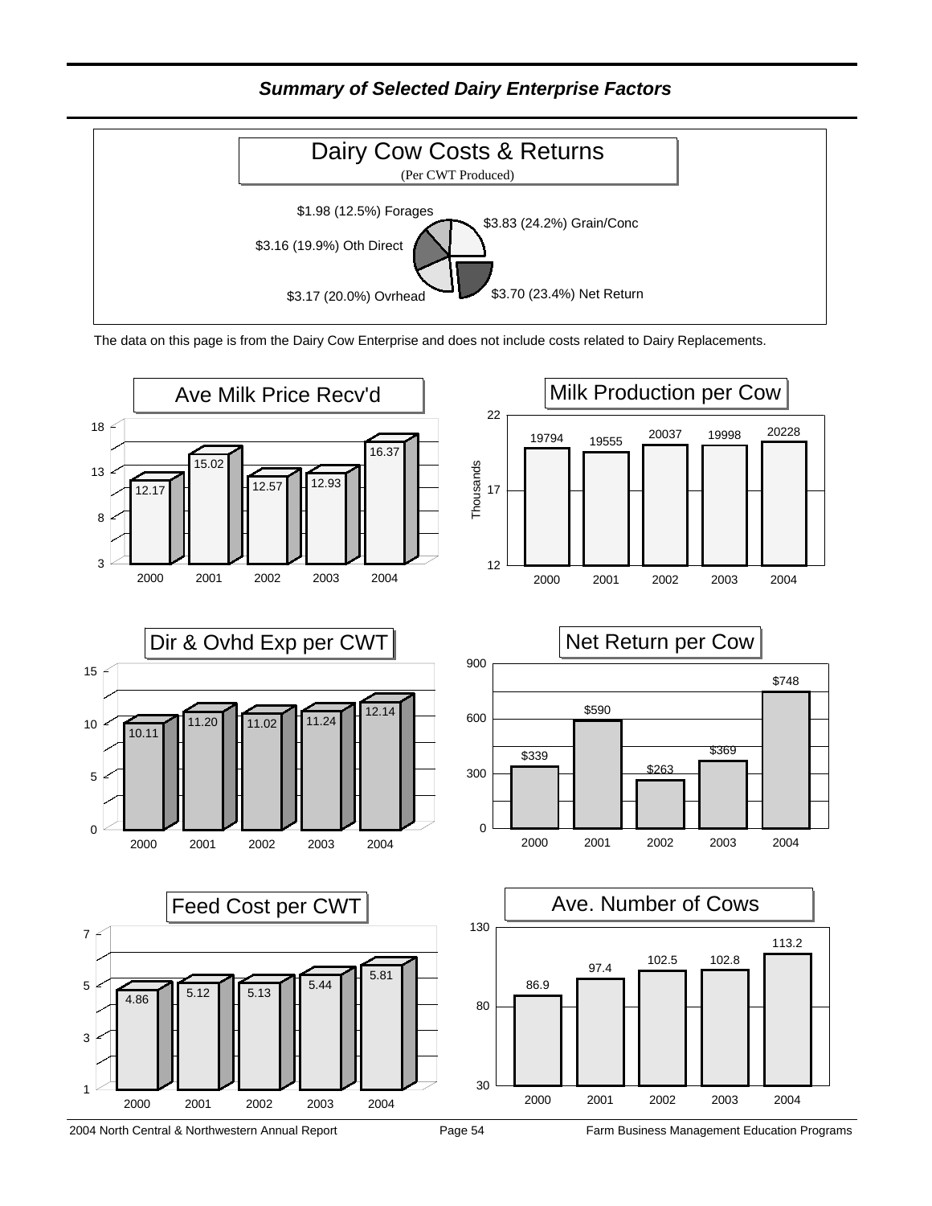## *Summary of Selected Dairy Enterprise Factors*

### Dairy Cow Costs & Returns

(Per CWT Produced)

- $1.98 (12.5%) Forages
- $3.83 (24.2%) Grain/Conc
- $3.16 (19.9%) Oth Direct
- $3.70 (23.4%) Net Return
- $3.17 (20.0%) Ovrhead

The data on this page is from the Dairy Cow Enterprise and does not include costs related to Dairy Replacements.

### Ave Milk Price Recv'd

| 2000 | 2001 | 2002 | 2003 | 2004 |
|---|---|---|---|---|
| 12.17 | 15.02 | 12.57 | 12.93 | 16.37 |

### Milk Production per Cow

| 2000 | 2001 | 2002 | 2003 | 2004 |
|---|---|---|---|---|
| 19794 | 19555 | 20037 | 19998 | 20228 |

### Dir & Ovhd Exp per CWT

| 2000 | 2001 | 2002 | 2003 | 2004 |
|---|---|---|---|---|
| 10.11 | 11.20 | 11.02 | 11.24 | 12.14 |

### Net Return per Cow

| 2000 | 2001 | 2002 | 2003 | 2004 |
|---|---|---|---|---|
| $339 | $590 | $263 | $369 | $748 |

### Feed Cost per CWT

| 2000 | 2001 | 2002 | 2003 | 2004 |
|---|---|---|---|---|
| 4.86 | 5.12 | 5.13 | 5.44 | 5.81 |

### Ave. Number of Cows

| 2000 | 2001 | 2002 | 2003 | 2004 |
|---|---|---|---|---|
| 86.9 | 97.4 | 102.5 | 102.8 | 113.2 |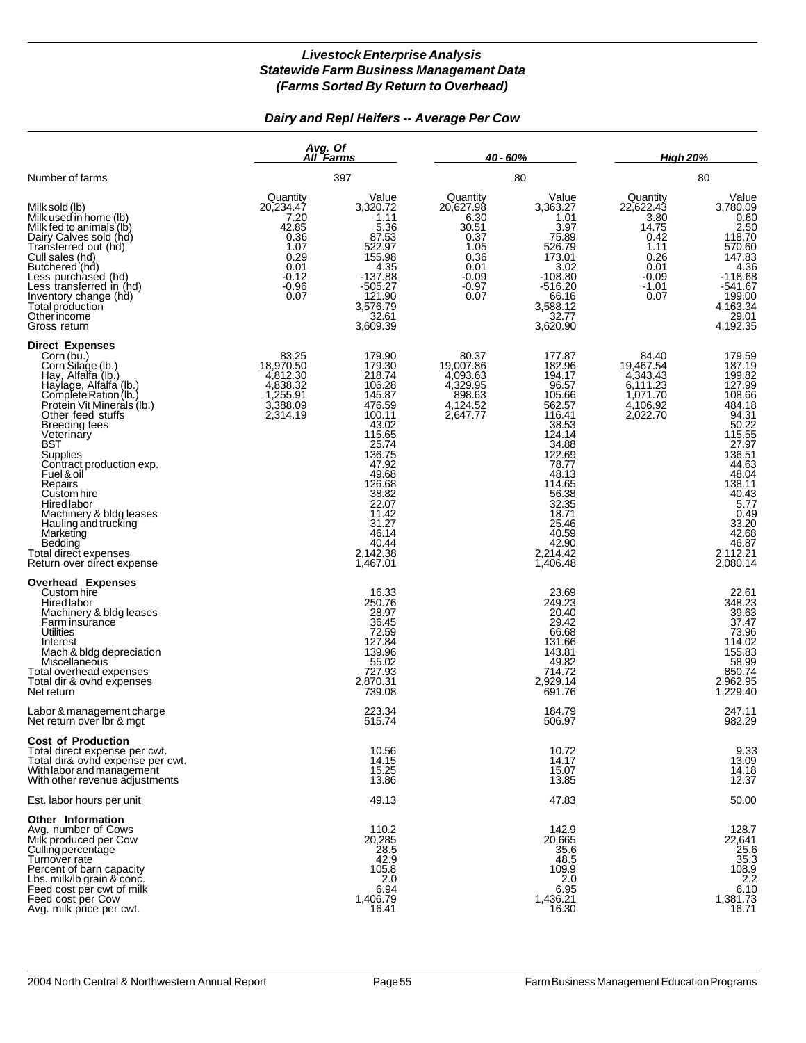# *Livestock Enterprise Analysis*
# *Statewide Farm Business Management Data*
# *(Farms Sorted By Return to Overhead)*

## *Dairy and Repl Heifers -- Average Per Cow*

| | *Avg. Of All Farms* | | *40 - 60%* | | *High 20%* | |
|---|---|---|---|---|---|---|
| Number of farms | 397 | | 80 | | 80 | |
| | Quantity | Value | Quantity | Value | Quantity | Value |
| Milk sold (lb) | 20,234.47 | 3,320.72 | 20,627.98 | 3,363.27 | 22,622.43 | 3,780.09 |
| Milk used in home (lb) | 7.20 | 1.11 | 6.30 | 1.01 | 3.80 | 0.60 |
| Milk fed to animals (lb) | 42.85 | 5.36 | 30.51 | 3.97 | 14.75 | 2.50 |
| Dairy Calves sold (hd) | 0.36 | 87.53 | 0.37 | 75.89 | 0.42 | 118.70 |
| Transferred out (hd) | 1.07 | 522.97 | 1.05 | 526.79 | 1.11 | 570.60 |
| Cull sales (hd) | 0.29 | 155.98 | 0.36 | 173.01 | 0.26 | 147.83 |
| Butchered (hd) | 0.01 | 4.35 | 0.01 | 3.02 | 0.01 | 4.36 |
| Less purchased (hd) | -0.12 | -137.88 | -0.09 | -108.80 | -0.09 | -118.68 |
| Less transferred in (hd) | -0.96 | -505.27 | -0.97 | -516.20 | -1.01 | -541.67 |
| Inventory change (hd) | 0.07 | 121.90 | 0.07 | 66.16 | 0.07 | 199.00 |
| Total production | | 3,576.79 | | 3,588.12 | | 4,163.34 |
| Other income | | 32.61 | | 32.77 | | 29.01 |
| Gross return | | 3,609.39 | | 3,620.90 | | 4,192.35 |
| **Direct Expenses** | | | | | | |
| Corn (bu.) | 83.25 | 179.90 | 80.37 | 177.87 | 84.40 | 179.59 |
| Corn Silage (lb.) | 18,970.50 | 179.30 | 19,007.86 | 182.96 | 19,467.54 | 187.19 |
| Hay, Alfalfa (lb.) | 4,812.30 | 218.74 | 4,093.63 | 194.17 | 4,343.43 | 199.82 |
| Haylage, Alfalfa (lb.) | 4,838.32 | 106.28 | 4,329.95 | 96.57 | 6,111.23 | 127.99 |
| Complete Ration (lb.) | 1,255.91 | 145.87 | 898.63 | 105.66 | 1,071.70 | 108.66 |
| Protein Vit Minerals (lb.) | 3,388.09 | 476.59 | 4,124.52 | 562.57 | 4,106.92 | 484.18 |
| Other feed stuffs | 2,314.19 | 100.11 | 2,647.77 | 116.41 | 2,022.70 | 94.31 |
| Breeding fees | | 43.02 | | 38.53 | | 50.22 |
| Veterinary | | 115.65 | | 124.14 | | 115.55 |
| BST | | 25.74 | | 34.88 | | 27.97 |
| Supplies | | 136.75 | | 122.69 | | 136.51 |
| Contract production exp. | | 47.92 | | 78.77 | | 44.63 |
| Fuel & oil | | 49.68 | | 48.13 | | 48.04 |
| Repairs | | 126.68 | | 114.65 | | 138.11 |
| Custom hire | | 38.82 | | 56.38 | | 40.43 |
| Hired labor | | 22.07 | | 32.35 | | 5.77 |
| Machinery & bldg leases | | 11.42 | | 18.71 | | 0.49 |
| Hauling and trucking | | 31.27 | | 25.46 | | 33.20 |
| Marketing | | 46.14 | | 40.59 | | 42.68 |
| Bedding | | 40.44 | | 42.90 | | 46.87 |
| Total direct expenses | | 2,142.38 | | 2,214.42 | | 2,112.21 |
| Return over direct expense | | 1,467.01 | | 1,406.48 | | 2,080.14 |
| **Overhead Expenses** | | | | | | |
| Custom hire | | 16.33 | | 23.69 | | 22.61 |
| Hired labor | | 250.76 | | 249.23 | | 348.23 |
| Machinery & bldg leases | | 28.97 | | 20.40 | | 39.63 |
| Farm insurance | | 36.45 | | 29.42 | | 37.47 |
| Utilities | | 72.59 | | 66.68 | | 73.96 |
| Interest | | 127.84 | | 131.66 | | 114.02 |
| Mach & bldg depreciation | | 139.96 | | 143.81 | | 155.83 |
| Miscellaneous | | 55.02 | | 49.82 | | 58.99 |
| Total overhead expenses | | 727.93 | | 714.72 | | 850.74 |
| Total dir & ovhd expenses | | 2,870.31 | | 2,929.14 | | 2,962.95 |
| Net return | | 739.08 | | 691.76 | | 1,229.40 |
| Labor & management charge | | 223.34 | | 184.79 | | 247.11 |
| Net return over lbr & mgt | | 515.74 | | 506.97 | | 982.29 |
| **Cost of Production** | | | | | | |
| Total direct expense per cwt. | | 10.56 | | 10.72 | | 9.33 |
| Total dir& ovhd expense per cwt. | | 14.15 | | 14.17 | | 13.09 |
| With labor and management | | 15.25 | | 15.07 | | 14.18 |
| With other revenue adjustments | | 13.86 | | 13.85 | | 12.37 |
| Est. labor hours per unit | | 49.13 | | 47.83 | | 50.00 |
| **Other Information** | | | | | | |
| Avg. number of Cows | | 110.2 | | 142.9 | | 128.7 |
| Milk produced per Cow | | 20,285 | | 20,665 | | 22,641 |
| Culling percentage | | 28.5 | | 35.6 | | 25.6 |
| Turnover rate | | 42.9 | | 48.5 | | 35.3 |
| Percent of barn capacity | | 105.8 | | 109.9 | | 108.9 |
| Lbs. milk/lb grain & conc. | | 2.0 | | 2.0 | | 2.2 |
| Feed cost per cwt of milk | | 6.94 | | 6.95 | | 6.10 |
| Feed cost per Cow | | 1,406.79 | | 1,436.21 | | 1,381.73 |
| Avg. milk price per cwt. | | 16.41 | | 16.30 | | 16.71 |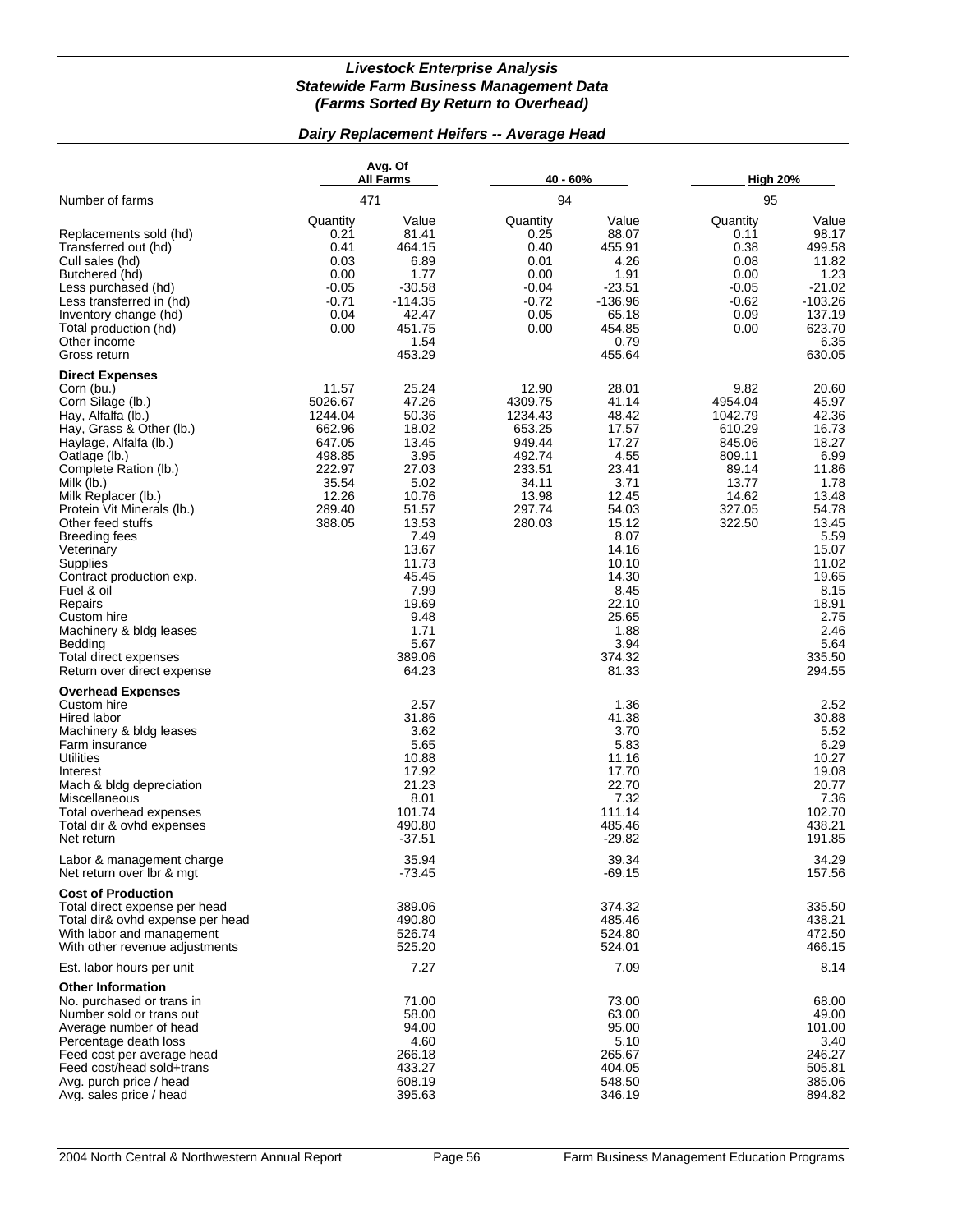# Livestock Enterprise Analysis
## Statewide Farm Business Management Data
### (Farms Sorted By Return to Overhead)

### Dairy Replacement Heifers -- Average Head

| | Avg. Of All Farms | | 40 - 60% | | High 20% | |
|---|---|---|---|---|---|---|
| Number of farms | 471 | | 94 | | 95 | |
| | Quantity | Value | Quantity | Value | Quantity | Value |
| Replacements sold (hd) | 0.21 | 81.41 | 0.25 | 88.07 | 0.11 | 98.17 |
| Transferred out (hd) | 0.41 | 464.15 | 0.40 | 455.91 | 0.38 | 499.58 |
| Cull sales (hd) | 0.03 | 6.89 | 0.01 | 4.26 | 0.08 | 11.82 |
| Butchered (hd) | 0.00 | 1.77 | 0.00 | 1.91 | 0.00 | 1.23 |
| Less purchased (hd) | -0.05 | -30.58 | -0.04 | -23.51 | -0.05 | -21.02 |
| Less transferred in (hd) | -0.71 | -114.35 | -0.72 | -136.96 | -0.62 | -103.26 |
| Inventory change (hd) | 0.04 | 42.47 | 0.05 | 65.18 | 0.09 | 137.19 |
| Total production (hd) | 0.00 | 451.75 | 0.00 | 454.85 | 0.00 | 623.70 |
| Other income | | 1.54 | | 0.79 | | 6.35 |
| Gross return | | 453.29 | | 455.64 | | 630.05 |
| **Direct Expenses** | | | | | | |
| Corn (bu.) | 11.57 | 25.24 | 12.90 | 28.01 | 9.82 | 20.60 |
| Corn Silage (lb.) | 5026.67 | 47.26 | 4309.75 | 41.14 | 4954.04 | 45.97 |
| Hay, Alfalfa (lb.) | 1244.04 | 50.36 | 1234.43 | 48.42 | 1042.79 | 42.36 |
| Hay, Grass & Other (lb.) | 662.96 | 18.02 | 653.25 | 17.57 | 610.29 | 16.73 |
| Haylage, Alfalfa (lb.) | 647.05 | 13.45 | 949.44 | 17.27 | 845.06 | 18.27 |
| Oatlage (lb.) | 498.85 | 3.95 | 492.74 | 4.55 | 809.11 | 6.99 |
| Complete Ration (lb.) | 222.97 | 27.03 | 233.51 | 23.41 | 89.14 | 11.86 |
| Milk (lb.) | 35.54 | 5.02 | 34.11 | 3.71 | 13.77 | 1.78 |
| Milk Replacer (lb.) | 12.26 | 10.76 | 13.98 | 12.45 | 14.62 | 13.48 |
| Protein Vit Minerals (lb.) | 289.40 | 51.57 | 297.74 | 54.03 | 327.05 | 54.78 |
| Other feed stuffs | 388.05 | 13.53 | 280.03 | 15.12 | 322.50 | 13.45 |
| Breeding fees | | 7.49 | | 8.07 | | 5.59 |
| Veterinary | | 13.67 | | 14.16 | | 15.07 |
| Supplies | | 11.73 | | 10.10 | | 11.02 |
| Contract production exp. | | 45.45 | | 14.30 | | 19.65 |
| Fuel & oil | | 7.99 | | 8.45 | | 8.15 |
| Repairs | | 19.69 | | 22.10 | | 18.91 |
| Custom hire | | 9.48 | | 25.65 | | 2.75 |
| Machinery & bldg leases | | 1.71 | | 1.88 | | 2.46 |
| Bedding | | 5.67 | | 3.94 | | 5.64 |
| Total direct expenses | | 389.06 | | 374.32 | | 335.50 |
| Return over direct expense | | 64.23 | | 81.33 | | 294.55 |
| **Overhead Expenses** | | | | | | |
| Custom hire | | 2.57 | | 1.36 | | 2.52 |
| Hired labor | | 31.86 | | 41.38 | | 30.88 |
| Machinery & bldg leases | | 3.62 | | 3.70 | | 5.52 |
| Farm insurance | | 5.65 | | 5.83 | | 6.29 |
| Utilities | | 10.88 | | 11.16 | | 10.27 |
| Interest | | 17.92 | | 17.70 | | 19.08 |
| Mach & bldg depreciation | | 21.23 | | 22.70 | | 20.77 |
| Miscellaneous | | 8.01 | | 7.32 | | 7.36 |
| Total overhead expenses | | 101.74 | | 111.14 | | 102.70 |
| Total dir & ovhd expenses | | 490.80 | | 485.46 | | 438.21 |
| Net return | | -37.51 | | -29.82 | | 191.85 |
| Labor & management charge | | 35.94 | | 39.34 | | 34.29 |
| Net return over lbr & mgt | | -73.45 | | -69.15 | | 157.56 |
| **Cost of Production** | | | | | | |
| Total direct expense per head | | 389.06 | | 374.32 | | 335.50 |
| Total dir& ovhd expense per head | | 490.80 | | 485.46 | | 438.21 |
| With labor and management | | 526.74 | | 524.80 | | 472.50 |
| With other revenue adjustments | | 525.20 | | 524.01 | | 466.15 |
| Est. labor hours per unit | | 7.27 | | 7.09 | | 8.14 |
| **Other Information** | | | | | | |
| No. purchased or trans in | | 71.00 | | 73.00 | | 68.00 |
| Number sold or trans out | | 58.00 | | 63.00 | | 49.00 |
| Average number of head | | 94.00 | | 95.00 | | 101.00 |
| Percentage death loss | | 4.60 | | 5.10 | | 3.40 |
| Feed cost per average head | | 266.18 | | 265.67 | | 246.27 |
| Feed cost/head sold+trans | | 433.27 | | 404.05 | | 505.81 |
| Avg. purch price / head | | 608.19 | | 548.50 | | 385.06 |
| Avg. sales price / head | | 395.63 | | 346.19 | | 894.82 |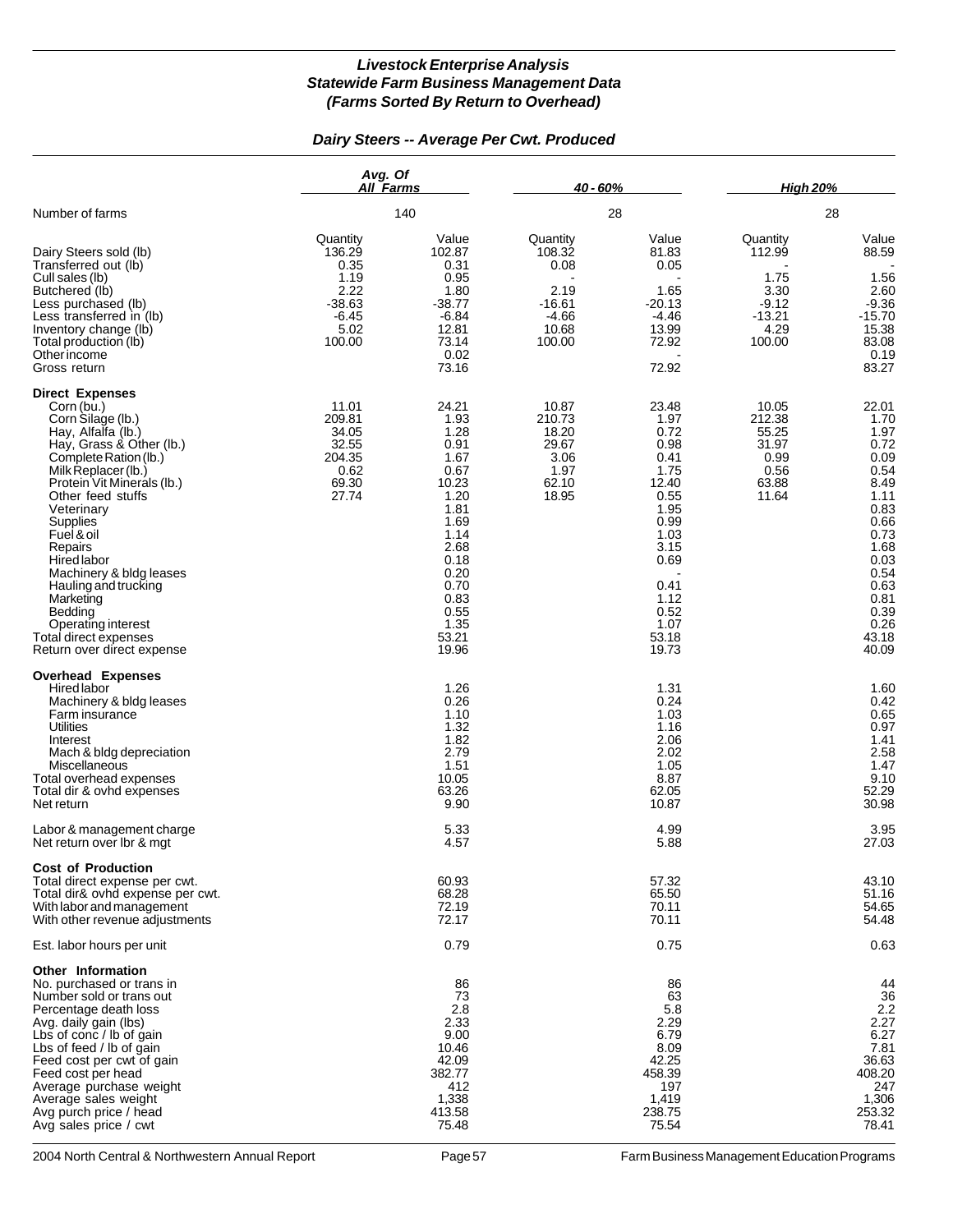# *Livestock Enterprise Analysis*
## *Statewide Farm Business Management Data*
### *(Farms Sorted By Return to Overhead)*

### *Dairy Steers -- Average Per Cwt. Produced*

| | Avg. Of All Farms | | 40 - 60% | | High 20% | |
|---|---|---|---|---|---|---|
| Number of farms | 140 | | 28 | | 28 | |
| | Quantity | Value | Quantity | Value | Quantity | Value |
| Dairy Steers sold (lb) | 136.29 | 102.87 | 108.32 | 81.83 | 112.99 | 88.59 |
| Transferred out (lb) | 0.35 | 0.31 | 0.08 | 0.05 | - | - |
| Cull sales (lb) | 1.19 | 0.95 | - | - | 1.75 | 1.56 |
| Butchered (lb) | 2.22 | 1.80 | 2.19 | 1.65 | 3.30 | 2.60 |
| Less purchased (lb) | -38.63 | -38.77 | -16.61 | -20.13 | -9.12 | -9.36 |
| Less transferred in (lb) | -6.45 | -6.84 | -4.66 | -4.46 | -13.21 | -15.70 |
| Inventory change (lb) | 5.02 | 12.81 | 10.68 | 13.99 | 4.29 | 15.38 |
| Total production (lb) | 100.00 | 73.14 | 100.00 | 72.92 | 100.00 | 83.08 |
| Other income | | 0.02 | | - | | 0.19 |
| Gross return | | 73.16 | | 72.92 | | 83.27 |
| **Direct Expenses** | | | | | | |
| Corn (bu.) | 11.01 | 24.21 | 10.87 | 23.48 | 10.05 | 22.01 |
| Corn Silage (lb.) | 209.81 | 1.93 | 210.73 | 1.97 | 212.38 | 1.70 |
| Hay, Alfalfa (lb.) | 34.05 | 1.28 | 18.20 | 0.72 | 55.25 | 1.97 |
| Hay, Grass & Other (lb.) | 32.55 | 0.91 | 29.67 | 0.98 | 31.97 | 0.72 |
| Complete Ration (lb.) | 204.35 | 1.67 | 3.06 | 0.41 | 0.99 | 0.09 |
| Milk Replacer (lb.) | 0.62 | 0.67 | 1.97 | 1.75 | 0.56 | 0.54 |
| Protein Vit Minerals (lb.) | 69.30 | 10.23 | 62.10 | 12.40 | 63.88 | 8.49 |
| Other feed stuffs | 27.74 | 1.20 | 18.95 | 0.55 | 11.64 | 1.11 |
| Veterinary | | 1.81 | | 1.95 | | 0.83 |
| Supplies | | 1.69 | | 0.99 | | 0.66 |
| Fuel & oil | | 1.14 | | 1.03 | | 0.73 |
| Repairs | | 2.68 | | 3.15 | | 1.68 |
| Hired labor | | 0.18 | | 0.69 | | 0.03 |
| Machinery & bldg leases | | 0.20 | | - | | 0.54 |
| Hauling and trucking | | 0.70 | | 0.41 | | 0.63 |
| Marketing | | 0.83 | | 1.12 | | 0.81 |
| Bedding | | 0.55 | | 0.52 | | 0.39 |
| Operating interest | | 1.35 | | 1.07 | | 0.26 |
| Total direct expenses | | 53.21 | | 53.18 | | 43.18 |
| Return over direct expense | | 19.96 | | 19.73 | | 40.09 |
| **Overhead Expenses** | | | | | | |
| Hired labor | | 1.26 | | 1.31 | | 1.60 |
| Machinery & bldg leases | | 0.26 | | 0.24 | | 0.42 |
| Farm insurance | | 1.10 | | 1.03 | | 0.65 |
| Utilities | | 1.32 | | 1.16 | | 0.97 |
| Interest | | 1.82 | | 2.06 | | 1.41 |
| Mach & bldg depreciation | | 2.79 | | 2.02 | | 2.58 |
| Miscellaneous | | 1.51 | | 1.05 | | 1.47 |
| Total overhead expenses | | 10.05 | | 8.87 | | 9.10 |
| Total dir & ovhd expenses | | 63.26 | | 62.05 | | 52.29 |
| Net return | | 9.90 | | 10.87 | | 30.98 |
| Labor & management charge | | 5.33 | | 4.99 | | 3.95 |
| Net return over lbr & mgt | | 4.57 | | 5.88 | | 27.03 |
| **Cost of Production** | | | | | | |
| Total direct expense per cwt. | | 60.93 | | 57.32 | | 43.10 |
| Total dir& ovhd expense per cwt. | | 68.28 | | 65.50 | | 51.16 |
| With labor and management | | 72.19 | | 70.11 | | 54.65 |
| With other revenue adjustments | | 72.17 | | 70.11 | | 54.48 |
| Est. labor hours per unit | | 0.79 | | 0.75 | | 0.63 |
| **Other Information** | | | | | | |
| No. purchased or trans in | | 86 | | 86 | | 44 |
| Number sold or trans out | | 73 | | 63 | | 36 |
| Percentage death loss | | 2.8 | | 5.8 | | 2.2 |
| Avg. daily gain (lbs) | | 2.33 | | 2.29 | | 2.27 |
| Lbs of conc / lb of gain | | 9.00 | | 6.79 | | 6.27 |
| Lbs of feed / lb of gain | | 10.46 | | 8.09 | | 7.81 |
| Feed cost per cwt of gain | | 42.09 | | 42.25 | | 36.63 |
| Feed cost per head | | 382.77 | | 458.39 | | 408.20 |
| Average purchase weight | | 412 | | 197 | | 247 |
| Average sales weight | | 1,338 | | 1,419 | | 1,306 |
| Avg purch price / head | | 413.58 | | 238.75 | | 253.32 |
| Avg sales price / cwt | | 75.48 | | 75.54 | | 78.41 |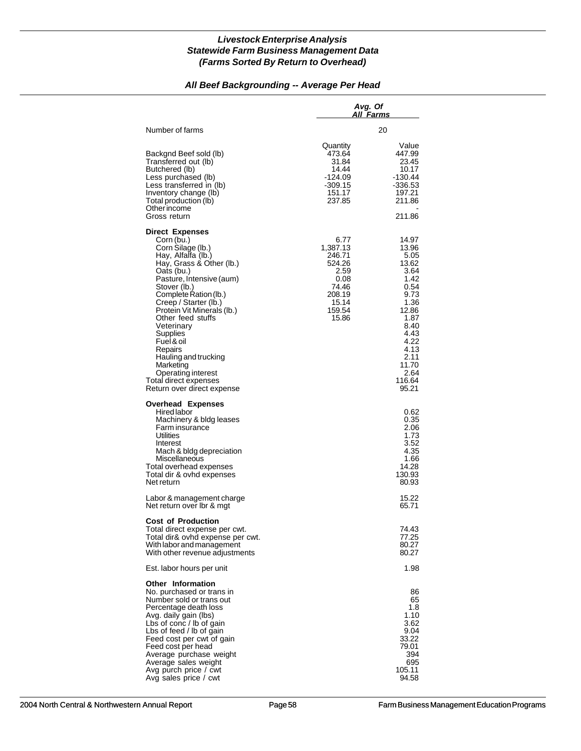# *Livestock Enterprise Analysis*
## *Statewide Farm Business Management Data*
## *(Farms Sorted By Return to Overhead)*

### *All Beef Backgrounding -- Average Per Head*

| | *Avg. Of All Farms* | |
|---|---|---|
| Number of farms | 20 | |
| | Quantity | Value |
| Backgnd Beef sold (lb) | 473.64 | 447.99 |
| Transferred out (lb) | 31.84 | 23.45 |
| Butchered (lb) | 14.44 | 10.17 |
| Less purchased (lb) | -124.09 | -130.44 |
| Less transferred in (lb) | -309.15 | -336.53 |
| Inventory change (lb) | 151.17 | 197.21 |
| Total production (lb) | 237.85 | 211.86 |
| Other income | | - |
| Gross return | | 211.86 |
| **Direct Expenses** | | |
| Corn (bu.) | 6.77 | 14.97 |
| Corn Silage (lb.) | 1,387.13 | 13.96 |
| Hay, Alfalfa (lb.) | 246.71 | 5.05 |
| Hay, Grass & Other (lb.) | 524.26 | 13.62 |
| Oats (bu.) | 2.59 | 3.64 |
| Pasture, Intensive (aum) | 0.08 | 1.42 |
| Stover (lb.) | 74.46 | 0.54 |
| Complete Ration (lb.) | 208.19 | 9.73 |
| Creep / Starter (lb.) | 15.14 | 1.36 |
| Protein Vit Minerals (lb.) | 159.54 | 12.86 |
| Other feed stuffs | 15.86 | 1.87 |
| Veterinary | | 8.40 |
| Supplies | | 4.43 |
| Fuel & oil | | 4.22 |
| Repairs | | 4.13 |
| Hauling and trucking | | 2.11 |
| Marketing | | 11.70 |
| Operating interest | | 2.64 |
| Total direct expenses | | 116.64 |
| Return over direct expense | | 95.21 |
| **Overhead Expenses** | | |
| Hired labor | | 0.62 |
| Machinery & bldg leases | | 0.35 |
| Farm insurance | | 2.06 |
| Utilities | | 1.73 |
| Interest | | 3.52 |
| Mach & bldg depreciation | | 4.35 |
| Miscellaneous | | 1.66 |
| Total overhead expenses | | 14.28 |
| Total dir & ovhd expenses | | 130.93 |
| Net return | | 80.93 |
| Labor & management charge | | 15.22 |
| Net return over lbr & mgt | | 65.71 |
| **Cost of Production** | | |
| Total direct expense per cwt. | | 74.43 |
| Total dir& ovhd expense per cwt. | | 77.25 |
| With labor and management | | 80.27 |
| With other revenue adjustments | | 80.27 |
| Est. labor hours per unit | | 1.98 |
| **Other Information** | | |
| No. purchased or trans in | | 86 |
| Number sold or trans out | | 65 |
| Percentage death loss | | 1.8 |
| Avg. daily gain (lbs) | | 1.10 |
| Lbs of conc / lb of gain | | 3.62 |
| Lbs of feed / lb of gain | | 9.04 |
| Feed cost per cwt of gain | | 33.22 |
| Feed cost per head | | 79.01 |
| Average purchase weight | | 394 |
| Average sales weight | | 695 |
| Avg purch price / cwt | | 105.11 |
| Avg sales price / cwt | | 94.58 |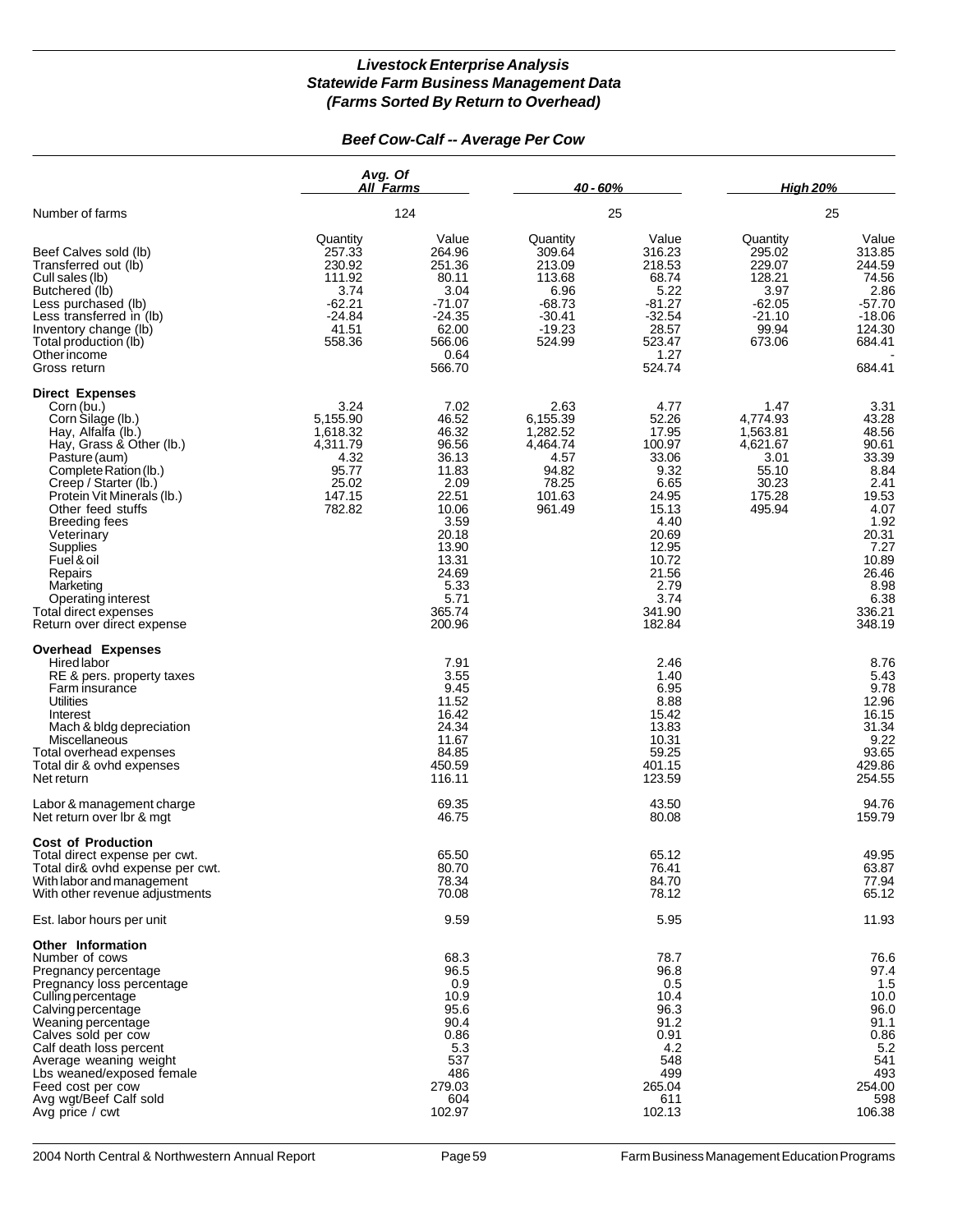***Livestock Enterprise Analysis***
***Statewide Farm Business Management Data***
***(Farms Sorted By Return to Overhead)***

***Beef Cow-Calf -- Average Per Cow***

| | *Avg. Of All Farms* | | *40 - 60%* | | *High 20%* | |
|---|---|---|---|---|---|---|
| Number of farms | 124 | | 25 | | 25 | |
| | Quantity | Value | Quantity | Value | Quantity | Value |
| Beef Calves sold (lb) | 257.33 | 264.96 | 309.64 | 316.23 | 295.02 | 313.85 |
| Transferred out (lb) | 230.92 | 251.36 | 213.09 | 218.53 | 229.07 | 244.59 |
| Cull sales (lb) | 111.92 | 80.11 | 113.68 | 68.74 | 128.21 | 74.56 |
| Butchered (lb) | 3.74 | 3.04 | 6.96 | 5.22 | 3.97 | 2.86 |
| Less purchased (lb) | -62.21 | -71.07 | -68.73 | -81.27 | -62.05 | -57.70 |
| Less transferred in (lb) | -24.84 | -24.35 | -30.41 | -32.54 | -21.10 | -18.06 |
| Inventory change (lb) | 41.51 | 62.00 | -19.23 | 28.57 | 99.94 | 124.30 |
| Total production (lb) | 558.36 | 566.06 | 524.99 | 523.47 | 673.06 | 684.41 |
| Other income | | 0.64 | | 1.27 | | - |
| Gross return | | 566.70 | | 524.74 | | 684.41 |
| **Direct Expenses** | | | | | | |
| Corn (bu.) | 3.24 | 7.02 | 2.63 | 4.77 | 1.47 | 3.31 |
| Corn Silage (lb.) | 5,155.90 | 46.52 | 6,155.39 | 52.26 | 4,774.93 | 43.28 |
| Hay, Alfalfa (lb.) | 1,618.32 | 46.32 | 1,282.52 | 17.95 | 1,563.81 | 48.56 |
| Hay, Grass & Other (lb.) | 4,311.79 | 96.56 | 4,464.74 | 100.97 | 4,621.67 | 90.61 |
| Pasture (aum) | 4.32 | 36.13 | 4.57 | 33.06 | 3.01 | 33.39 |
| Complete Ration (lb.) | 95.77 | 11.83 | 94.82 | 9.32 | 55.10 | 8.84 |
| Creep / Starter (lb.) | 25.02 | 2.09 | 78.25 | 6.65 | 30.23 | 2.41 |
| Protein Vit Minerals (lb.) | 147.15 | 22.51 | 101.63 | 24.95 | 175.28 | 19.53 |
| Other feed stuffs | 782.82 | 10.06 | 961.49 | 15.13 | 495.94 | 4.07 |
| Breeding fees | | 3.59 | | 4.40 | | 1.92 |
| Veterinary | | 20.18 | | 20.69 | | 20.31 |
| Supplies | | 13.90 | | 12.95 | | 7.27 |
| Fuel & oil | | 13.31 | | 10.72 | | 10.89 |
| Repairs | | 24.69 | | 21.56 | | 26.46 |
| Marketing | | 5.33 | | 2.79 | | 8.98 |
| Operating interest | | 5.71 | | 3.74 | | 6.38 |
| Total direct expenses | | 365.74 | | 341.90 | | 336.21 |
| Return over direct expense | | 200.96 | | 182.84 | | 348.19 |
| **Overhead Expenses** | | | | | | |
| Hired labor | | 7.91 | | 2.46 | | 8.76 |
| RE & pers. property taxes | | 3.55 | | 1.40 | | 5.43 |
| Farm insurance | | 9.45 | | 6.95 | | 9.78 |
| Utilities | | 11.52 | | 8.88 | | 12.96 |
| Interest | | 16.42 | | 15.42 | | 16.15 |
| Mach & bldg depreciation | | 24.34 | | 13.83 | | 31.34 |
| Miscellaneous | | 11.67 | | 10.31 | | 9.22 |
| Total overhead expenses | | 84.85 | | 59.25 | | 93.65 |
| Total dir & ovhd expenses | | 450.59 | | 401.15 | | 429.86 |
| Net return | | 116.11 | | 123.59 | | 254.55 |
| Labor & management charge | | 69.35 | | 43.50 | | 94.76 |
| Net return over lbr & mgt | | 46.75 | | 80.08 | | 159.79 |
| **Cost of Production** | | | | | | |
| Total direct expense per cwt. | | 65.50 | | 65.12 | | 49.95 |
| Total dir& ovhd expense per cwt. | | 80.70 | | 76.41 | | 63.87 |
| With labor and management | | 78.34 | | 84.70 | | 77.94 |
| With other revenue adjustments | | 70.08 | | 78.12 | | 65.12 |
| Est. labor hours per unit | | 9.59 | | 5.95 | | 11.93 |
| **Other Information** | | | | | | |
| Number of cows | | 68.3 | | 78.7 | | 76.6 |
| Pregnancy percentage | | 96.5 | | 96.8 | | 97.4 |
| Pregnancy loss percentage | | 0.9 | | 0.5 | | 1.5 |
| Culling percentage | | 10.9 | | 10.4 | | 10.0 |
| Calving percentage | | 95.6 | | 96.3 | | 96.0 |
| Weaning percentage | | 90.4 | | 91.2 | | 91.1 |
| Calves sold per cow | | 0.86 | | 0.91 | | 0.86 |
| Calf death loss percent | | 5.3 | | 4.2 | | 5.2 |
| Average weaning weight | | 537 | | 548 | | 541 |
| Lbs weaned/exposed female | | 486 | | 499 | | 493 |
| Feed cost per cow | | 279.03 | | 265.04 | | 254.00 |
| Avg wgt/Beef Calf sold | | 604 | | 611 | | 598 |
| Avg price / cwt | | 102.97 | | 102.13 | | 106.38 |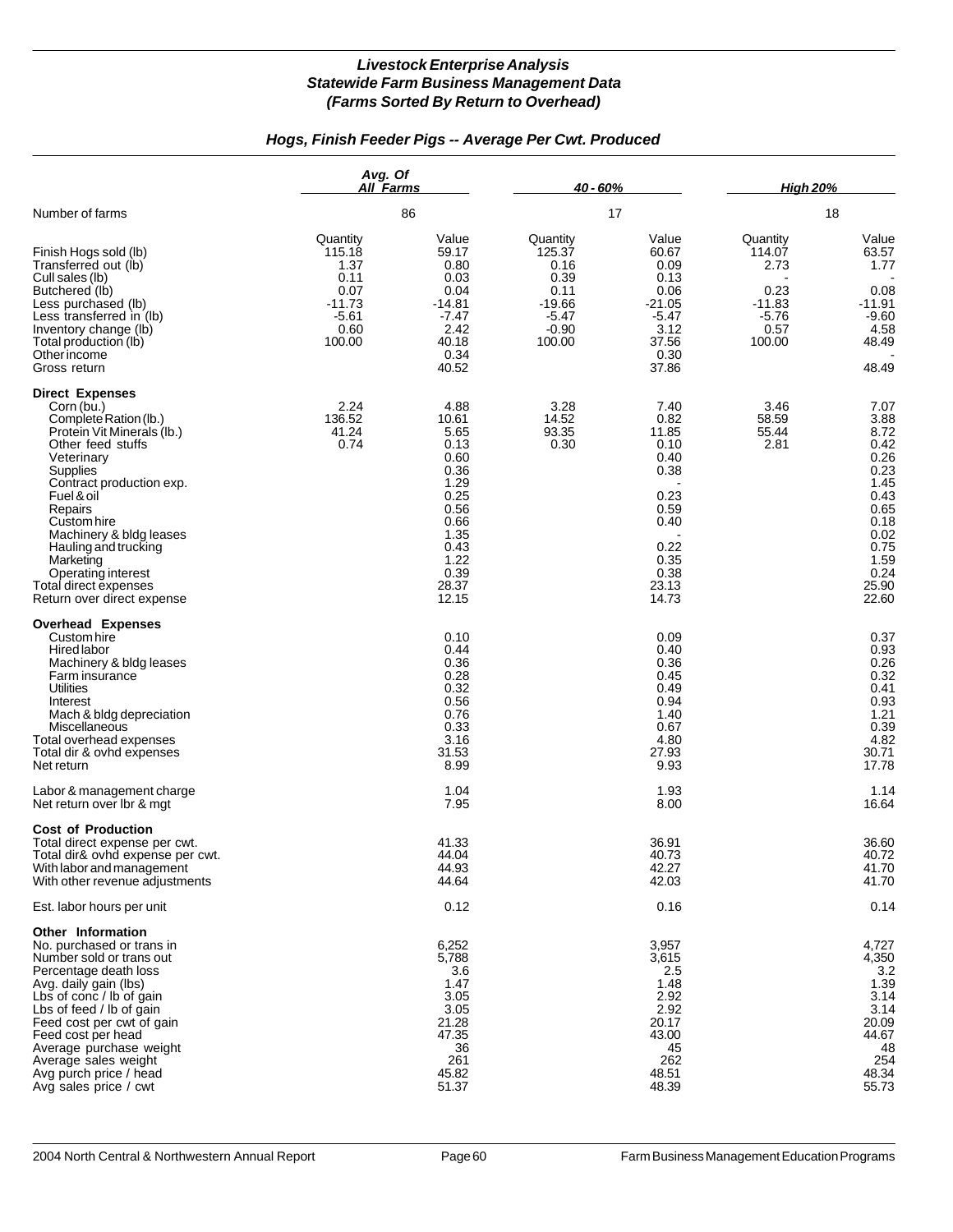# *Livestock Enterprise Analysis*
## *Statewide Farm Business Management Data*
### *(Farms Sorted By Return to Overhead)*

### *Hogs, Finish Feeder Pigs -- Average Per Cwt. Produced*

| | *Avg. Of All Farms* | | *40 - 60%* | | *High 20%* | |
|---|---|---|---|---|---|---|
| Number of farms | 86 | | 17 | | 18 | |
| | Quantity | Value | Quantity | Value | Quantity | Value |
| Finish Hogs sold (lb) | 115.18 | 59.17 | 125.37 | 60.67 | 114.07 | 63.57 |
| Transferred out (lb) | 1.37 | 0.80 | 0.16 | 0.09 | 2.73 | 1.77 |
| Cull sales (lb) | 0.11 | 0.03 | 0.39 | 0.13 | - | - |
| Butchered (lb) | 0.07 | 0.04 | 0.11 | 0.06 | 0.23 | 0.08 |
| Less purchased (lb) | -11.73 | -14.81 | -19.66 | -21.05 | -11.83 | -11.91 |
| Less transferred in (lb) | -5.61 | -7.47 | -5.47 | -5.47 | -5.76 | -9.60 |
| Inventory change (lb) | 0.60 | 2.42 | -0.90 | 3.12 | 0.57 | 4.58 |
| Total production (lb) | 100.00 | 40.18 | 100.00 | 37.56 | 100.00 | 48.49 |
| Other income | | 0.34 | | 0.30 | | - |
| Gross return | | 40.52 | | 37.86 | | 48.49 |
| **Direct Expenses** | | | | | | |
| Corn (bu.) | 2.24 | 4.88 | 3.28 | 7.40 | 3.46 | 7.07 |
| Complete Ration (lb.) | 136.52 | 10.61 | 14.52 | 0.82 | 58.59 | 3.88 |
| Protein Vit Minerals (lb.) | 41.24 | 5.65 | 93.35 | 11.85 | 55.44 | 8.72 |
| Other feed stuffs | 0.74 | 0.13 | 0.30 | 0.10 | 2.81 | 0.42 |
| Veterinary | | 0.60 | | 0.40 | | 0.26 |
| Supplies | | 0.36 | | 0.38 | | 0.23 |
| Contract production exp. | | 1.29 | | - | | 1.45 |
| Fuel & oil | | 0.25 | | 0.23 | | 0.43 |
| Repairs | | 0.56 | | 0.59 | | 0.65 |
| Custom hire | | 0.66 | | 0.40 | | 0.18 |
| Machinery & bldg leases | | 1.35 | | - | | 0.02 |
| Hauling and trucking | | 0.43 | | 0.22 | | 0.75 |
| Marketing | | 1.22 | | 0.35 | | 1.59 |
| Operating interest | | 0.39 | | 0.38 | | 0.24 |
| Total direct expenses | | 28.37 | | 23.13 | | 25.90 |
| Return over direct expense | | 12.15 | | 14.73 | | 22.60 |
| **Overhead Expenses** | | | | | | |
| Custom hire | | 0.10 | | 0.09 | | 0.37 |
| Hired labor | | 0.44 | | 0.40 | | 0.93 |
| Machinery & bldg leases | | 0.36 | | 0.36 | | 0.26 |
| Farm insurance | | 0.28 | | 0.45 | | 0.32 |
| Utilities | | 0.32 | | 0.49 | | 0.41 |
| Interest | | 0.56 | | 0.94 | | 0.93 |
| Mach & bldg depreciation | | 0.76 | | 1.40 | | 1.21 |
| Miscellaneous | | 0.33 | | 0.67 | | 0.39 |
| Total overhead expenses | | 3.16 | | 4.80 | | 4.82 |
| Total dir & ovhd expenses | | 31.53 | | 27.93 | | 30.71 |
| Net return | | 8.99 | | 9.93 | | 17.78 |
| Labor & management charge | | 1.04 | | 1.93 | | 1.14 |
| Net return over lbr & mgt | | 7.95 | | 8.00 | | 16.64 |
| **Cost of Production** | | | | | | |
| Total direct expense per cwt. | | 41.33 | | 36.91 | | 36.60 |
| Total dir& ovhd expense per cwt. | | 44.04 | | 40.73 | | 40.72 |
| With labor and management | | 44.93 | | 42.27 | | 41.70 |
| With other revenue adjustments | | 44.64 | | 42.03 | | 41.70 |
| Est. labor hours per unit | | 0.12 | | 0.16 | | 0.14 |
| **Other Information** | | | | | | |
| No. purchased or trans in | | 6,252 | | 3,957 | | 4,727 |
| Number sold or trans out | | 5,788 | | 3,615 | | 4,350 |
| Percentage death loss | | 3.6 | | 2.5 | | 3.2 |
| Avg. daily gain (lbs) | | 1.47 | | 1.48 | | 1.39 |
| Lbs of conc / lb of gain | | 3.05 | | 2.92 | | 3.14 |
| Lbs of feed / lb of gain | | 3.05 | | 2.92 | | 3.14 |
| Feed cost per cwt of gain | | 21.28 | | 20.17 | | 20.09 |
| Feed cost per head | | 47.35 | | 43.00 | | 44.67 |
| Average purchase weight | | 36 | | 45 | | 48 |
| Average sales weight | | 261 | | 262 | | 254 |
| Avg purch price / head | | 45.82 | | 48.51 | | 48.34 |
| Avg sales price / cwt | | 51.37 | | 48.39 | | 55.73 |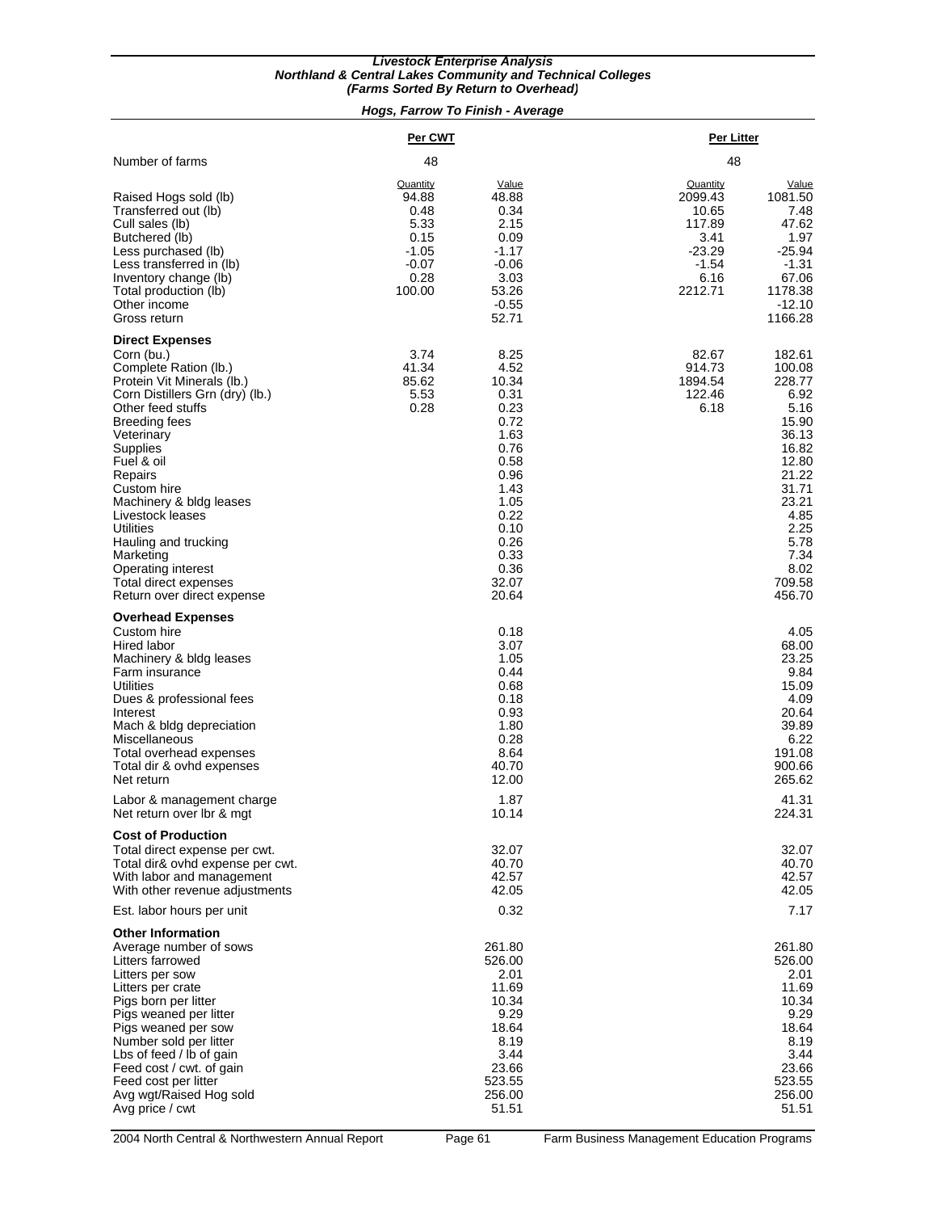***Livestock Enterprise Analysis***
***Northland & Central Lakes Community and Technical Colleges***
***(Farms Sorted By Return to Overhead)***

***Hogs, Farrow To Finish - Average***

| | Per CWT | | Per Litter | |
|---|---|---|---|---|
| Number of farms | 48 | | 48 | |
| | Quantity | Value | Quantity | Value |
| Raised Hogs sold (lb) | 94.88 | 48.88 | 2099.43 | 1081.50 |
| Transferred out (lb) | 0.48 | 0.34 | 10.65 | 7.48 |
| Cull sales (lb) | 5.33 | 2.15 | 117.89 | 47.62 |
| Butchered (lb) | 0.15 | 0.09 | 3.41 | 1.97 |
| Less purchased (lb) | -1.05 | -1.17 | -23.29 | -25.94 |
| Less transferred in (lb) | -0.07 | -0.06 | -1.54 | -1.31 |
| Inventory change (lb) | 0.28 | 3.03 | 6.16 | 67.06 |
| Total production (lb) | 100.00 | 53.26 | 2212.71 | 1178.38 |
| Other income | | -0.55 | | -12.10 |
| Gross return | | 52.71 | | 1166.28 |
| **Direct Expenses** | | | | |
| Corn (bu.) | 3.74 | 8.25 | 82.67 | 182.61 |
| Complete Ration (lb.) | 41.34 | 4.52 | 914.73 | 100.08 |
| Protein Vit Minerals (lb.) | 85.62 | 10.34 | 1894.54 | 228.77 |
| Corn Distillers Grn (dry) (lb.) | 5.53 | 0.31 | 122.46 | 6.92 |
| Other feed stuffs | 0.28 | 0.23 | 6.18 | 5.16 |
| Breeding fees | | 0.72 | | 15.90 |
| Veterinary | | 1.63 | | 36.13 |
| Supplies | | 0.76 | | 16.82 |
| Fuel & oil | | 0.58 | | 12.80 |
| Repairs | | 0.96 | | 21.22 |
| Custom hire | | 1.43 | | 31.71 |
| Machinery & bldg leases | | 1.05 | | 23.21 |
| Livestock leases | | 0.22 | | 4.85 |
| Utilities | | 0.10 | | 2.25 |
| Hauling and trucking | | 0.26 | | 5.78 |
| Marketing | | 0.33 | | 7.34 |
| Operating interest | | 0.36 | | 8.02 |
| Total direct expenses | | 32.07 | | 709.58 |
| Return over direct expense | | 20.64 | | 456.70 |
| **Overhead Expenses** | | | | |
| Custom hire | | 0.18 | | 4.05 |
| Hired labor | | 3.07 | | 68.00 |
| Machinery & bldg leases | | 1.05 | | 23.25 |
| Farm insurance | | 0.44 | | 9.84 |
| Utilities | | 0.68 | | 15.09 |
| Dues & professional fees | | 0.18 | | 4.09 |
| Interest | | 0.93 | | 20.64 |
| Mach & bldg depreciation | | 1.80 | | 39.89 |
| Miscellaneous | | 0.28 | | 6.22 |
| Total overhead expenses | | 8.64 | | 191.08 |
| Total dir & ovhd expenses | | 40.70 | | 900.66 |
| Net return | | 12.00 | | 265.62 |
| Labor & management charge | | 1.87 | | 41.31 |
| Net return over lbr & mgt | | 10.14 | | 224.31 |
| **Cost of Production** | | | | |
| Total direct expense per cwt. | | 32.07 | | 32.07 |
| Total dir& ovhd expense per cwt. | | 40.70 | | 40.70 |
| With labor and management | | 42.57 | | 42.57 |
| With other revenue adjustments | | 42.05 | | 42.05 |
| Est. labor hours per unit | | 0.32 | | 7.17 |
| **Other Information** | | | | |
| Average number of sows | | 261.80 | | 261.80 |
| Litters farrowed | | 526.00 | | 526.00 |
| Litters per sow | | 2.01 | | 2.01 |
| Litters per crate | | 11.69 | | 11.69 |
| Pigs born per litter | | 10.34 | | 10.34 |
| Pigs weaned per litter | | 9.29 | | 9.29 |
| Pigs weaned per sow | | 18.64 | | 18.64 |
| Number sold per litter | | 8.19 | | 8.19 |
| Lbs of feed / lb of gain | | 3.44 | | 3.44 |
| Feed cost / cwt. of gain | | 23.66 | | 23.66 |
| Feed cost per litter | | 523.55 | | 523.55 |
| Avg wgt/Raised Hog sold | | 256.00 | | 256.00 |
| Avg price / cwt | | 51.51 | | 51.51 |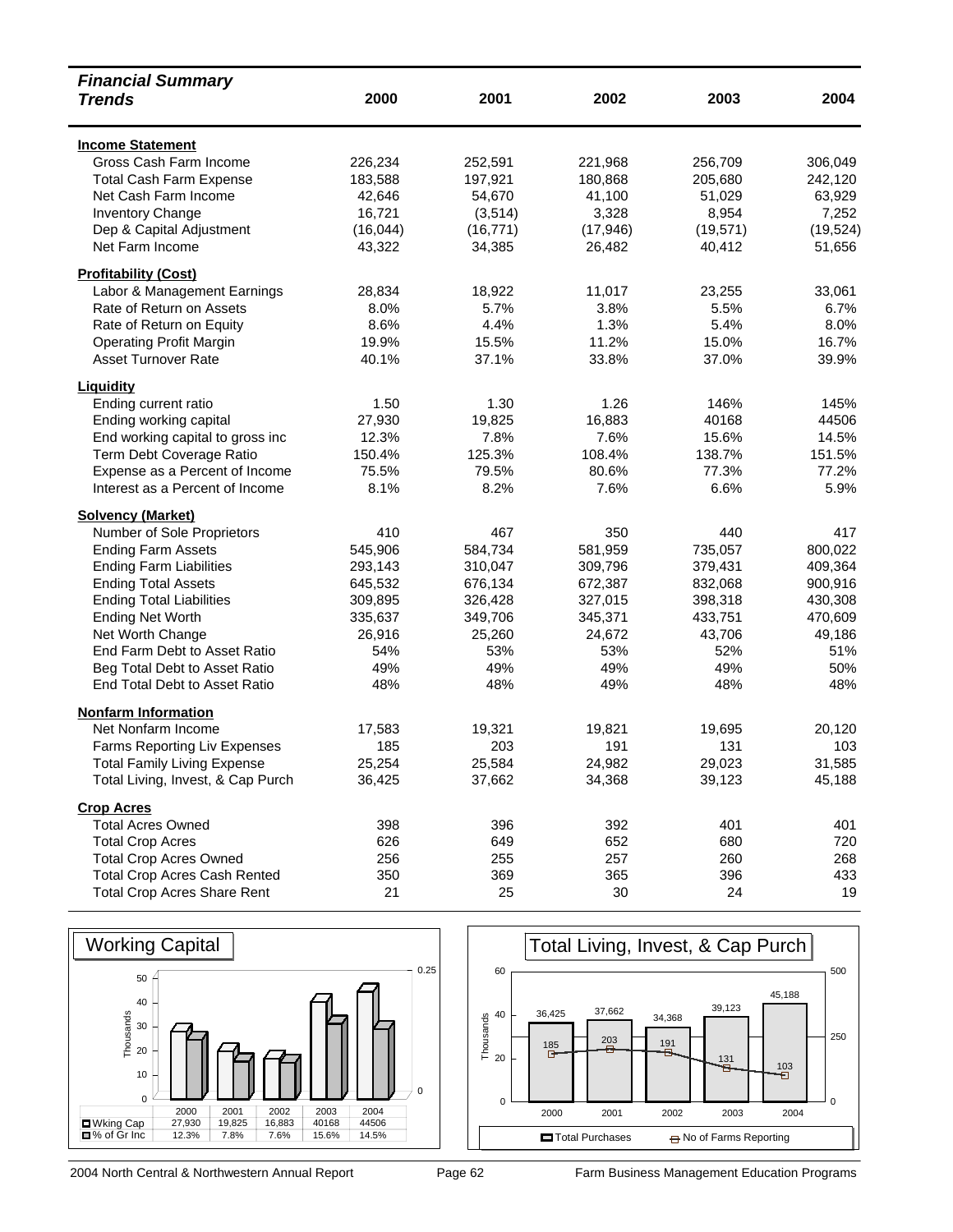| *Financial Summary Trends* | 2000 | 2001 | 2002 | 2003 | 2004 |
|---|---|---|---|---|---|
| **Income Statement** | | | | | |
| Gross Cash Farm Income | 226,234 | 252,591 | 221,968 | 256,709 | 306,049 |
| Total Cash Farm Expense | 183,588 | 197,921 | 180,868 | 205,680 | 242,120 |
| Net Cash Farm Income | 42,646 | 54,670 | 41,100 | 51,029 | 63,929 |
| Inventory Change | 16,721 | (3,514) | 3,328 | 8,954 | 7,252 |
| Dep & Capital Adjustment | (16,044) | (16,771) | (17,946) | (19,571) | (19,524) |
| Net Farm Income | 43,322 | 34,385 | 26,482 | 40,412 | 51,656 |
| **Profitability (Cost)** | | | | | |
| Labor & Management Earnings | 28,834 | 18,922 | 11,017 | 23,255 | 33,061 |
| Rate of Return on Assets | 8.0% | 5.7% | 3.8% | 5.5% | 6.7% |
| Rate of Return on Equity | 8.6% | 4.4% | 1.3% | 5.4% | 8.0% |
| Operating Profit Margin | 19.9% | 15.5% | 11.2% | 15.0% | 16.7% |
| Asset Turnover Rate | 40.1% | 37.1% | 33.8% | 37.0% | 39.9% |
| **Liquidity** | | | | | |
| Ending current ratio | 1.50 | 1.30 | 1.26 | 146% | 145% |
| Ending working capital | 27,930 | 19,825 | 16,883 | 40168 | 44506 |
| End working capital to gross inc | 12.3% | 7.8% | 7.6% | 15.6% | 14.5% |
| Term Debt Coverage Ratio | 150.4% | 125.3% | 108.4% | 138.7% | 151.5% |
| Expense as a Percent of Income | 75.5% | 79.5% | 80.6% | 77.3% | 77.2% |
| Interest as a Percent of Income | 8.1% | 8.2% | 7.6% | 6.6% | 5.9% |
| **Solvency (Market)** | | | | | |
| Number of Sole Proprietors | 410 | 467 | 350 | 440 | 417 |
| Ending Farm Assets | 545,906 | 584,734 | 581,959 | 735,057 | 800,022 |
| Ending Farm Liabilities | 293,143 | 310,047 | 309,796 | 379,431 | 409,364 |
| Ending Total Assets | 645,532 | 676,134 | 672,387 | 832,068 | 900,916 |
| Ending Total Liabilities | 309,895 | 326,428 | 327,015 | 398,318 | 430,308 |
| Ending Net Worth | 335,637 | 349,706 | 345,371 | 433,751 | 470,609 |
| Net Worth Change | 26,916 | 25,260 | 24,672 | 43,706 | 49,186 |
| End Farm Debt to Asset Ratio | 54% | 53% | 53% | 52% | 51% |
| Beg Total Debt to Asset Ratio | 49% | 49% | 49% | 49% | 50% |
| End Total Debt to Asset Ratio | 48% | 48% | 49% | 48% | 48% |
| **Nonfarm Information** | | | | | |
| Net Nonfarm Income | 17,583 | 19,321 | 19,821 | 19,695 | 20,120 |
| Farms Reporting Liv Expenses | 185 | 203 | 191 | 131 | 103 |
| Total Family Living Expense | 25,254 | 25,584 | 24,982 | 29,023 | 31,585 |
| Total Living, Invest, & Cap Purch | 36,425 | 37,662 | 34,368 | 39,123 | 45,188 |
| **Crop Acres** | | | | | |
| Total Acres Owned | 398 | 396 | 392 | 401 | 401 |
| Total Crop Acres | 626 | 649 | 652 | 680 | 720 |
| Total Crop Acres Owned | 256 | 255 | 257 | 260 | 268 |
| Total Crop Acres Cash Rented | 350 | 369 | 365 | 396 | 433 |
| Total Crop Acres Share Rent | 21 | 25 | 30 | 24 | 19 |

**Working Capital**

| | 2000 | 2001 | 2002 | 2003 | 2004 |
|---|---|---|---|---|---|
| Wking Cap | 27,930 | 19,825 | 16,883 | 40168 | 44506 |
| % of Gr Inc | 12.3% | 7.8% | 7.6% | 15.6% | 14.5% |

**Total Living, Invest, & Cap Purch**

| | 2000 | 2001 | 2002 | 2003 | 2004 |
|---|---|---|---|---|---|
| Total Purchases | 36,425 | 37,662 | 34,368 | 39,123 | 45,188 |
| No of Farms Reporting | 185 | 203 | 191 | 131 | 103 |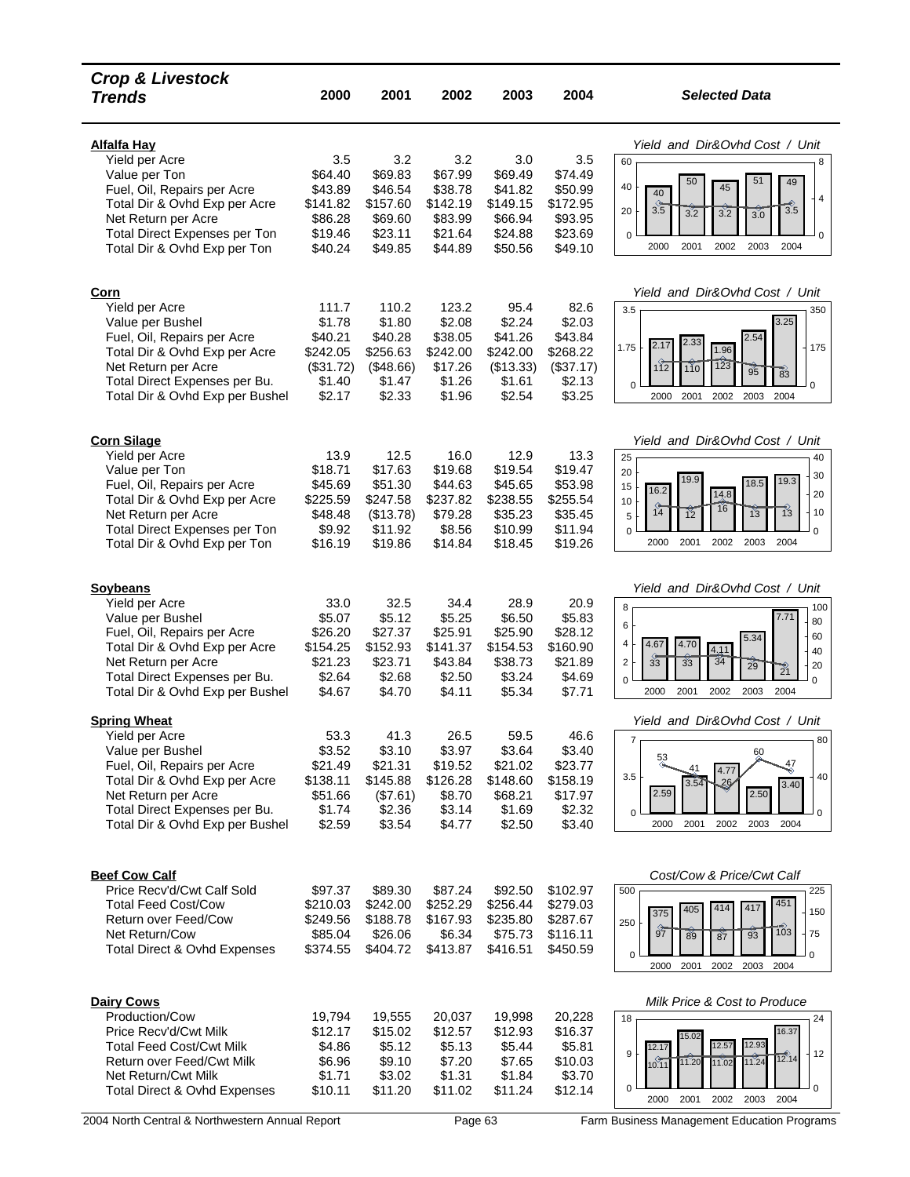# Crop & Livestock Trends

| Crop & Livestock Trends | 2000 | 2001 | 2002 | 2003 | 2004 |
|---|---|---|---|---|---|
| **Alfalfa Hay** | | | | | |
| Yield per Acre | 3.5 | 3.2 | 3.2 | 3.0 | 3.5 |
| Value per Ton | $64.40 | $69.83 | $67.99 | $69.49 | $74.49 |
| Fuel, Oil, Repairs per Acre | $43.89 | $46.54 | $38.78 | $41.82 | $50.99 |
| Total Dir & Ovhd Exp per Acre | $141.82 | $157.60 | $142.19 | $149.15 | $172.95 |
| Net Return per Acre | $86.28 | $69.60 | $83.99 | $66.94 | $93.95 |
| Total Direct Expenses per Ton | $19.46 | $23.11 | $21.64 | $24.88 | $23.69 |
| Total Dir & Ovhd Exp per Ton | $40.24 | $49.85 | $44.89 | $50.56 | $49.10 |
| **Corn** | | | | | |
| Yield per Acre | 111.7 | 110.2 | 123.2 | 95.4 | 82.6 |
| Value per Bushel | $1.78 | $1.80 | $2.08 | $2.24 | $2.03 |
| Fuel, Oil, Repairs per Acre | $40.21 | $40.28 | $38.05 | $41.26 | $43.84 |
| Total Dir & Ovhd Exp per Acre | $242.05 | $256.63 | $242.00 | $242.00 | $268.22 |
| Net Return per Acre | ($31.72) | ($48.66) | $17.26 | ($13.33) | ($37.17) |
| Total Direct Expenses per Bu. | $1.40 | $1.47 | $1.26 | $1.61 | $2.13 |
| Total Dir & Ovhd Exp per Bushel | $2.17 | $2.33 | $1.96 | $2.54 | $3.25 |
| **Corn Silage** | | | | | |
| Yield per Acre | 13.9 | 12.5 | 16.0 | 12.9 | 13.3 |
| Value per Ton | $18.71 | $17.63 | $19.68 | $19.54 | $19.47 |
| Fuel, Oil, Repairs per Acre | $45.69 | $51.30 | $44.63 | $45.65 | $53.98 |
| Total Dir & Ovhd Exp per Acre | $225.59 | $247.58 | $237.82 | $238.55 | $255.54 |
| Net Return per Acre | $48.48 | ($13.78) | $79.28 | $35.23 | $35.45 |
| Total Direct Expenses per Ton | $9.92 | $11.92 | $8.56 | $10.99 | $11.94 |
| Total Dir & Ovhd Exp per Ton | $16.19 | $19.86 | $14.84 | $18.45 | $19.26 |
| **Soybeans** | | | | | |
| Yield per Acre | 33.0 | 32.5 | 34.4 | 28.9 | 20.9 |
| Value per Bushel | $5.07 | $5.12 | $5.25 | $6.50 | $5.83 |
| Fuel, Oil, Repairs per Acre | $26.20 | $27.37 | $25.91 | $25.90 | $28.12 |
| Total Dir & Ovhd Exp per Acre | $154.25 | $152.93 | $141.37 | $154.53 | $160.90 |
| Net Return per Acre | $21.23 | $23.71 | $43.84 | $38.73 | $21.89 |
| Total Direct Expenses per Bu. | $2.64 | $2.68 | $2.50 | $3.24 | $4.69 |
| Total Dir & Ovhd Exp per Bushel | $4.67 | $4.70 | $4.11 | $5.34 | $7.71 |
| **Spring Wheat** | | | | | |
| Yield per Acre | 53.3 | 41.3 | 26.5 | 59.5 | 46.6 |
| Value per Bushel | $3.52 | $3.10 | $3.97 | $3.64 | $3.40 |
| Fuel, Oil, Repairs per Acre | $21.49 | $21.31 | $19.52 | $21.02 | $23.77 |
| Total Dir & Ovhd Exp per Acre | $138.11 | $145.88 | $126.28 | $148.60 | $158.19 |
| Net Return per Acre | $51.66 | ($7.61) | $8.70 | $68.21 | $17.97 |
| Total Direct Expenses per Bu. | $1.74 | $2.36 | $3.14 | $1.69 | $2.32 |
| Total Dir & Ovhd Exp per Bushel | $2.59 | $3.54 | $4.77 | $2.50 | $3.40 |
| **Beef Cow Calf** | | | | | |
| Price Recv'd/Cwt Calf Sold | $97.37 | $89.30 | $87.24 | $92.50 | $102.97 |
| Total Feed Cost/Cow | $210.03 | $242.00 | $252.29 | $256.44 | $279.03 |
| Return over Feed/Cow | $249.56 | $188.78 | $167.93 | $235.80 | $287.67 |
| Net Return/Cow | $85.04 | $26.06 | $6.34 | $75.73 | $116.11 |
| Total Direct & Ovhd Expenses | $374.55 | $404.72 | $413.87 | $416.51 | $450.59 |
| **Dairy Cows** | | | | | |
| Production/Cow | 19,794 | 19,555 | 20,037 | 19,998 | 20,228 |
| Price Recv'd/Cwt Milk | $12.17 | $15.02 | $12.57 | $12.93 | $16.37 |
| Total Feed Cost/Cwt Milk | $4.86 | $5.12 | $5.13 | $5.44 | $5.81 |
| Return over Feed/Cwt Milk | $6.96 | $9.10 | $7.20 | $7.65 | $10.03 |
| Net Return/Cwt Milk | $1.71 | $3.02 | $1.31 | $1.84 | $3.70 |
| Total Direct & Ovhd Expenses | $10.11 | $11.20 | $11.02 | $11.24 | $12.14 |

*Selected Data*

*Alfalfa Hay — Yield and Dir&Ovhd Cost / Unit*

*Corn — Yield and Dir&Ovhd Cost / Unit*

*Corn Silage — Yield and Dir&Ovhd Cost / Unit*

*Soybeans — Yield and Dir&Ovhd Cost / Unit*

*Spring Wheat — Yield and Dir&Ovhd Cost / Unit*

*Beef Cow Calf — Cost/Cow & Price/Cwt Calf*

*Dairy Cows — Milk Price & Cost to Produce*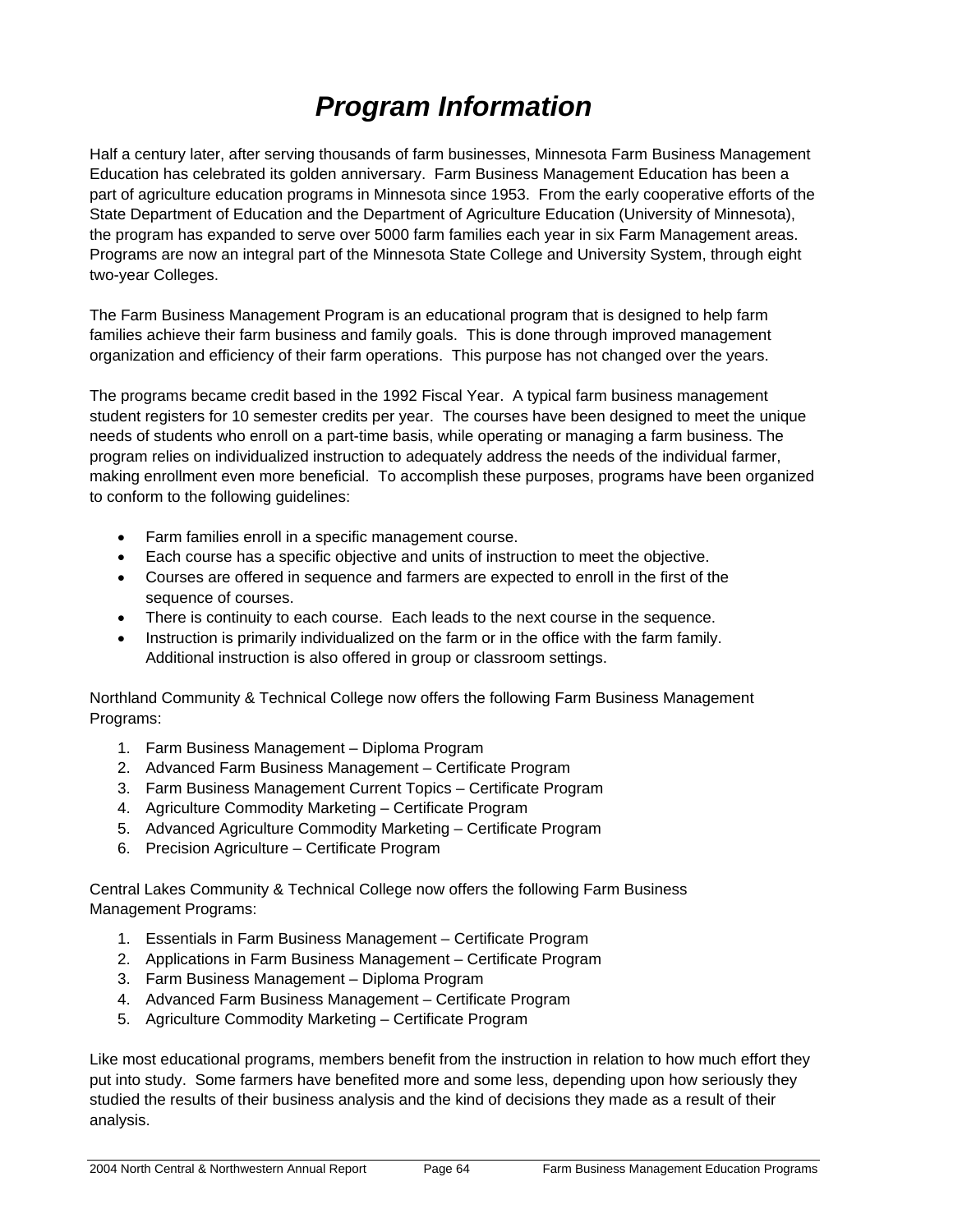# *Program Information*

Half a century later, after serving thousands of farm businesses, Minnesota Farm Business Management Education has celebrated its golden anniversary. Farm Business Management Education has been a part of agriculture education programs in Minnesota since 1953. From the early cooperative efforts of the State Department of Education and the Department of Agriculture Education (University of Minnesota), the program has expanded to serve over 5000 farm families each year in six Farm Management areas. Programs are now an integral part of the Minnesota State College and University System, through eight two-year Colleges.

The Farm Business Management Program is an educational program that is designed to help farm families achieve their farm business and family goals. This is done through improved management organization and efficiency of their farm operations. This purpose has not changed over the years.

The programs became credit based in the 1992 Fiscal Year. A typical farm business management student registers for 10 semester credits per year. The courses have been designed to meet the unique needs of students who enroll on a part-time basis, while operating or managing a farm business. The program relies on individualized instruction to adequately address the needs of the individual farmer, making enrollment even more beneficial. To accomplish these purposes, programs have been organized to conform to the following guidelines:

- Farm families enroll in a specific management course.
- Each course has a specific objective and units of instruction to meet the objective.
- Courses are offered in sequence and farmers are expected to enroll in the first of the sequence of courses.
- There is continuity to each course. Each leads to the next course in the sequence.
- Instruction is primarily individualized on the farm or in the office with the farm family. Additional instruction is also offered in group or classroom settings.

Northland Community & Technical College now offers the following Farm Business Management Programs:

1. Farm Business Management – Diploma Program
2. Advanced Farm Business Management – Certificate Program
3. Farm Business Management Current Topics – Certificate Program
4. Agriculture Commodity Marketing – Certificate Program
5. Advanced Agriculture Commodity Marketing – Certificate Program
6. Precision Agriculture – Certificate Program

Central Lakes Community & Technical College now offers the following Farm Business Management Programs:

1. Essentials in Farm Business Management – Certificate Program
2. Applications in Farm Business Management – Certificate Program
3. Farm Business Management – Diploma Program
4. Advanced Farm Business Management – Certificate Program
5. Agriculture Commodity Marketing – Certificate Program

Like most educational programs, members benefit from the instruction in relation to how much effort they put into study. Some farmers have benefited more and some less, depending upon how seriously they studied the results of their business analysis and the kind of decisions they made as a result of their analysis.